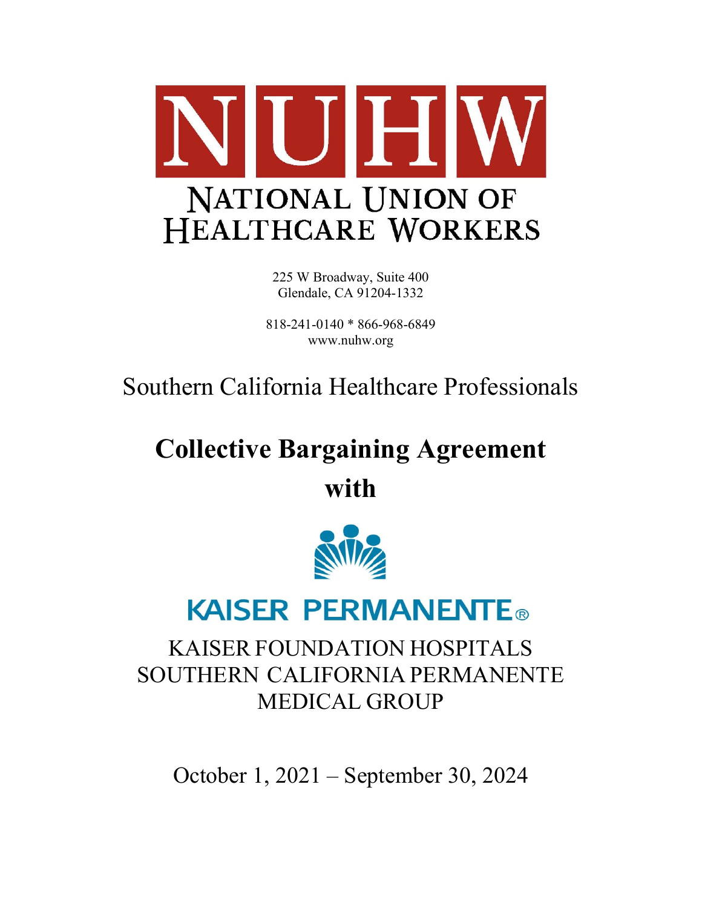# NUHW

## NATIONAL UNION OF HEALTHCARE WORKERS

225 W Broadway, Suite 400
Glendale, CA 91204-1332

818-241-0140 * 866-968-6849
www.nuhw.org

Southern California Healthcare Professionals

# Collective Bargaining Agreement

# with

KAISER PERMANENTE®

KAISER FOUNDATION HOSPITALS
SOUTHERN CALIFORNIA PERMANENTE
MEDICAL GROUP

October 1, 2021 – September 30, 2024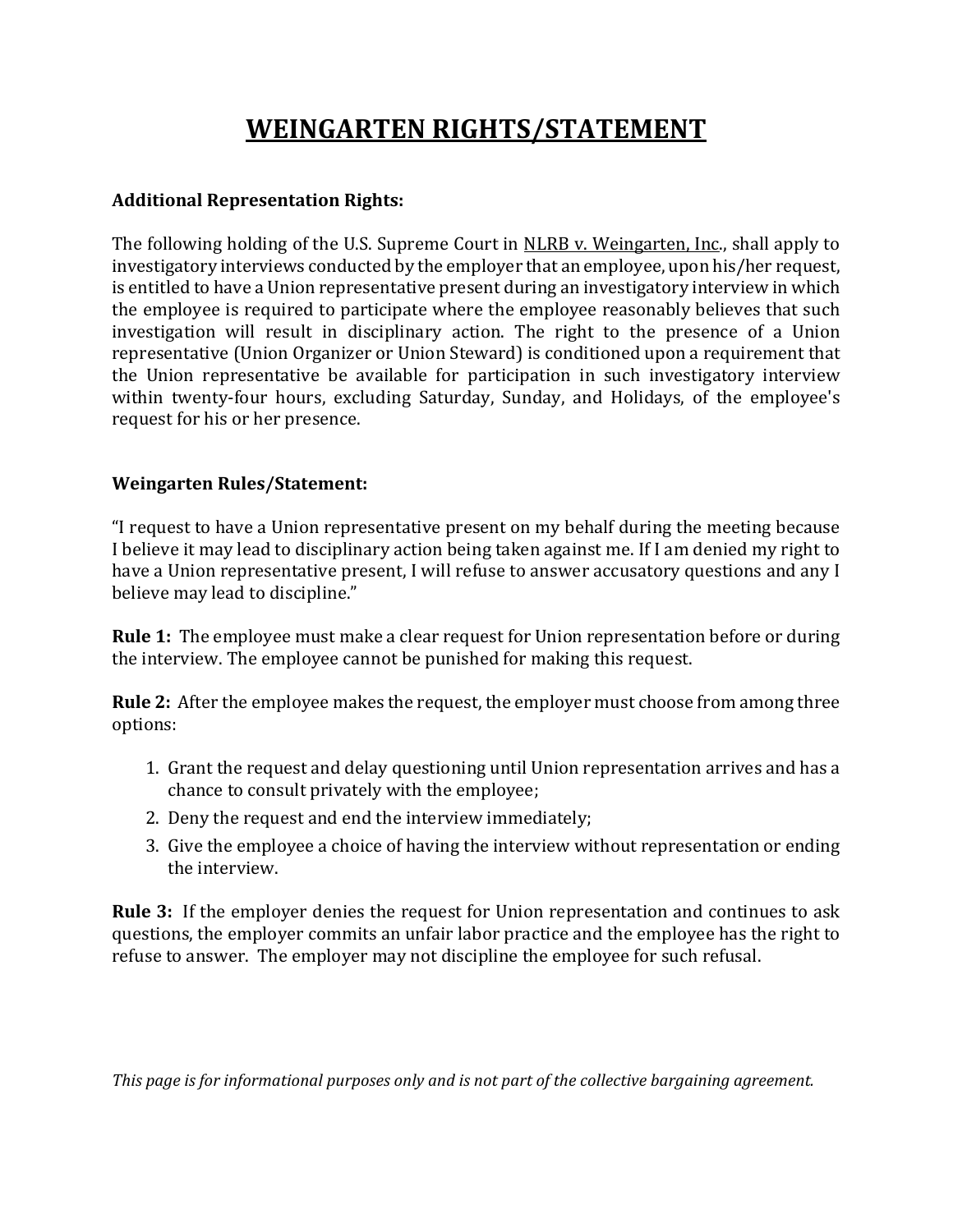# WEINGARTEN RIGHTS/STATEMENT

**Additional Representation Rights:**

The following holding of the U.S. Supreme Court in NLRB v. Weingarten, Inc., shall apply to investigatory interviews conducted by the employer that an employee, upon his/her request, is entitled to have a Union representative present during an investigatory interview in which the employee is required to participate where the employee reasonably believes that such investigation will result in disciplinary action. The right to the presence of a Union representative (Union Organizer or Union Steward) is conditioned upon a requirement that the Union representative be available for participation in such investigatory interview within twenty-four hours, excluding Saturday, Sunday, and Holidays, of the employee's request for his or her presence.

**Weingarten Rules/Statement:**

"I request to have a Union representative present on my behalf during the meeting because I believe it may lead to disciplinary action being taken against me. If I am denied my right to have a Union representative present, I will refuse to answer accusatory questions and any I believe may lead to discipline."

**Rule 1:** The employee must make a clear request for Union representation before or during the interview. The employee cannot be punished for making this request.

**Rule 2:** After the employee makes the request, the employer must choose from among three options:

1. Grant the request and delay questioning until Union representation arrives and has a chance to consult privately with the employee;
2. Deny the request and end the interview immediately;
3. Give the employee a choice of having the interview without representation or ending the interview.

**Rule 3:** If the employer denies the request for Union representation and continues to ask questions, the employer commits an unfair labor practice and the employee has the right to refuse to answer. The employer may not discipline the employee for such refusal.

*This page is for informational purposes only and is not part of the collective bargaining agreement.*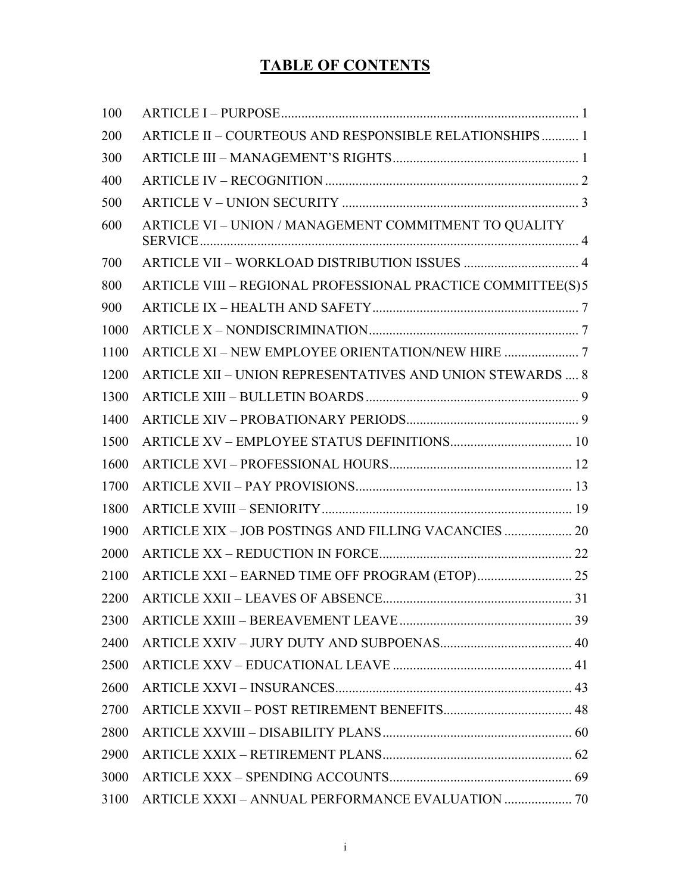# TABLE OF CONTENTS

| | | |
|---|---|---|
| 100 | ARTICLE I – PURPOSE | 1 |
| 200 | ARTICLE II – COURTEOUS AND RESPONSIBLE RELATIONSHIPS | 1 |
| 300 | ARTICLE III – MANAGEMENT'S RIGHTS | 1 |
| 400 | ARTICLE IV – RECOGNITION | 2 |
| 500 | ARTICLE V – UNION SECURITY | 3 |
| 600 | ARTICLE VI – UNION / MANAGEMENT COMMITMENT TO QUALITY SERVICE | 4 |
| 700 | ARTICLE VII – WORKLOAD DISTRIBUTION ISSUES | 4 |
| 800 | ARTICLE VIII – REGIONAL PROFESSIONAL PRACTICE COMMITTEE(S) | 5 |
| 900 | ARTICLE IX – HEALTH AND SAFETY | 7 |
| 1000 | ARTICLE X – NONDISCRIMINATION | 7 |
| 1100 | ARTICLE XI – NEW EMPLOYEE ORIENTATION/NEW HIRE | 7 |
| 1200 | ARTICLE XII – UNION REPRESENTATIVES AND UNION STEWARDS | 8 |
| 1300 | ARTICLE XIII – BULLETIN BOARDS | 9 |
| 1400 | ARTICLE XIV – PROBATIONARY PERIODS | 9 |
| 1500 | ARTICLE XV – EMPLOYEE STATUS DEFINITIONS | 10 |
| 1600 | ARTICLE XVI – PROFESSIONAL HOURS | 12 |
| 1700 | ARTICLE XVII – PAY PROVISIONS | 13 |
| 1800 | ARTICLE XVIII – SENIORITY | 19 |
| 1900 | ARTICLE XIX – JOB POSTINGS AND FILLING VACANCIES | 20 |
| 2000 | ARTICLE XX – REDUCTION IN FORCE | 22 |
| 2100 | ARTICLE XXI – EARNED TIME OFF PROGRAM (ETOP) | 25 |
| 2200 | ARTICLE XXII – LEAVES OF ABSENCE | 31 |
| 2300 | ARTICLE XXIII – BEREAVEMENT LEAVE | 39 |
| 2400 | ARTICLE XXIV – JURY DUTY AND SUBPOENAS | 40 |
| 2500 | ARTICLE XXV – EDUCATIONAL LEAVE | 41 |
| 2600 | ARTICLE XXVI – INSURANCES | 43 |
| 2700 | ARTICLE XXVII – POST RETIREMENT BENEFITS | 48 |
| 2800 | ARTICLE XXVIII – DISABILITY PLANS | 60 |
| 2900 | ARTICLE XXIX – RETIREMENT PLANS | 62 |
| 3000 | ARTICLE XXX – SPENDING ACCOUNTS | 69 |
| 3100 | ARTICLE XXXI – ANNUAL PERFORMANCE EVALUATION | 70 |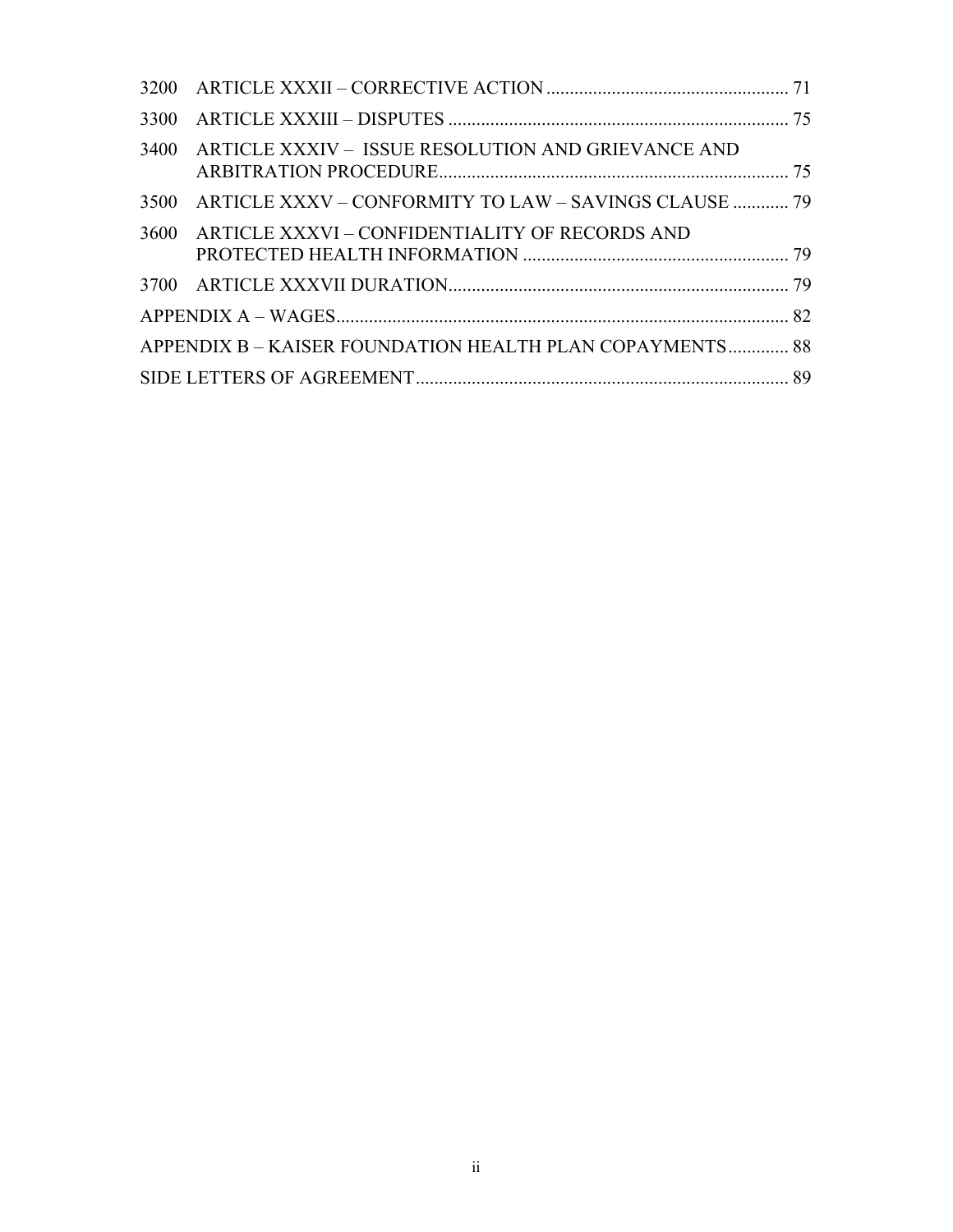| | | |
|---|---|---|
| 3200 | ARTICLE XXXII – CORRECTIVE ACTION | 71 |
| 3300 | ARTICLE XXXIII – DISPUTES | 75 |
| 3400 | ARTICLE XXXIV – ISSUE RESOLUTION AND GRIEVANCE AND ARBITRATION PROCEDURE | 75 |
| 3500 | ARTICLE XXXV – CONFORMITY TO LAW – SAVINGS CLAUSE | 79 |
| 3600 | ARTICLE XXXVI – CONFIDENTIALITY OF RECORDS AND PROTECTED HEALTH INFORMATION | 79 |
| 3700 | ARTICLE XXXVII DURATION | 79 |
| | APPENDIX A – WAGES | 82 |
| | APPENDIX B – KAISER FOUNDATION HEALTH PLAN COPAYMENTS | 88 |
| | SIDE LETTERS OF AGREEMENT | 89 |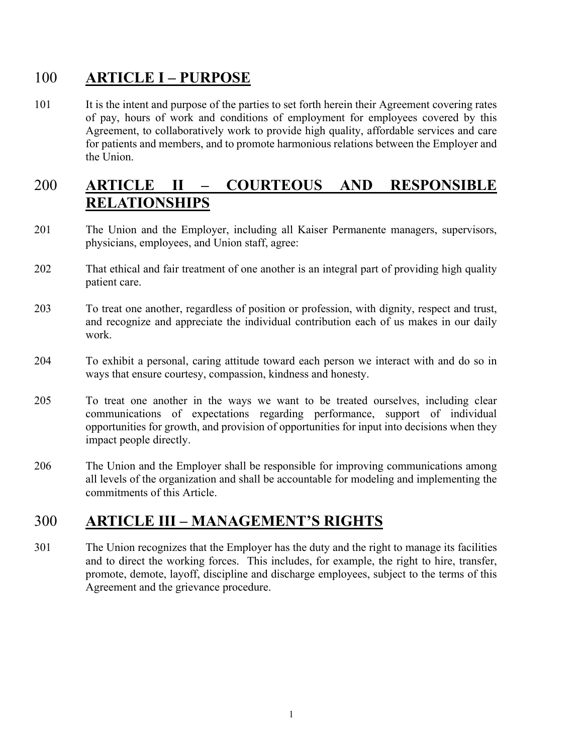## 100 ARTICLE I – PURPOSE

101 It is the intent and purpose of the parties to set forth herein their Agreement covering rates of pay, hours of work and conditions of employment for employees covered by this Agreement, to collaboratively work to provide high quality, affordable services and care for patients and members, and to promote harmonious relations between the Employer and the Union.

## 200 ARTICLE II – COURTEOUS AND RESPONSIBLE RELATIONSHIPS

201 The Union and the Employer, including all Kaiser Permanente managers, supervisors, physicians, employees, and Union staff, agree:

202 That ethical and fair treatment of one another is an integral part of providing high quality patient care.

203 To treat one another, regardless of position or profession, with dignity, respect and trust, and recognize and appreciate the individual contribution each of us makes in our daily work.

204 To exhibit a personal, caring attitude toward each person we interact with and do so in ways that ensure courtesy, compassion, kindness and honesty.

205 To treat one another in the ways we want to be treated ourselves, including clear communications of expectations regarding performance, support of individual opportunities for growth, and provision of opportunities for input into decisions when they impact people directly.

206 The Union and the Employer shall be responsible for improving communications among all levels of the organization and shall be accountable for modeling and implementing the commitments of this Article.

## 300 ARTICLE III – MANAGEMENT'S RIGHTS

301 The Union recognizes that the Employer has the duty and the right to manage its facilities and to direct the working forces. This includes, for example, the right to hire, transfer, promote, demote, layoff, discipline and discharge employees, subject to the terms of this Agreement and the grievance procedure.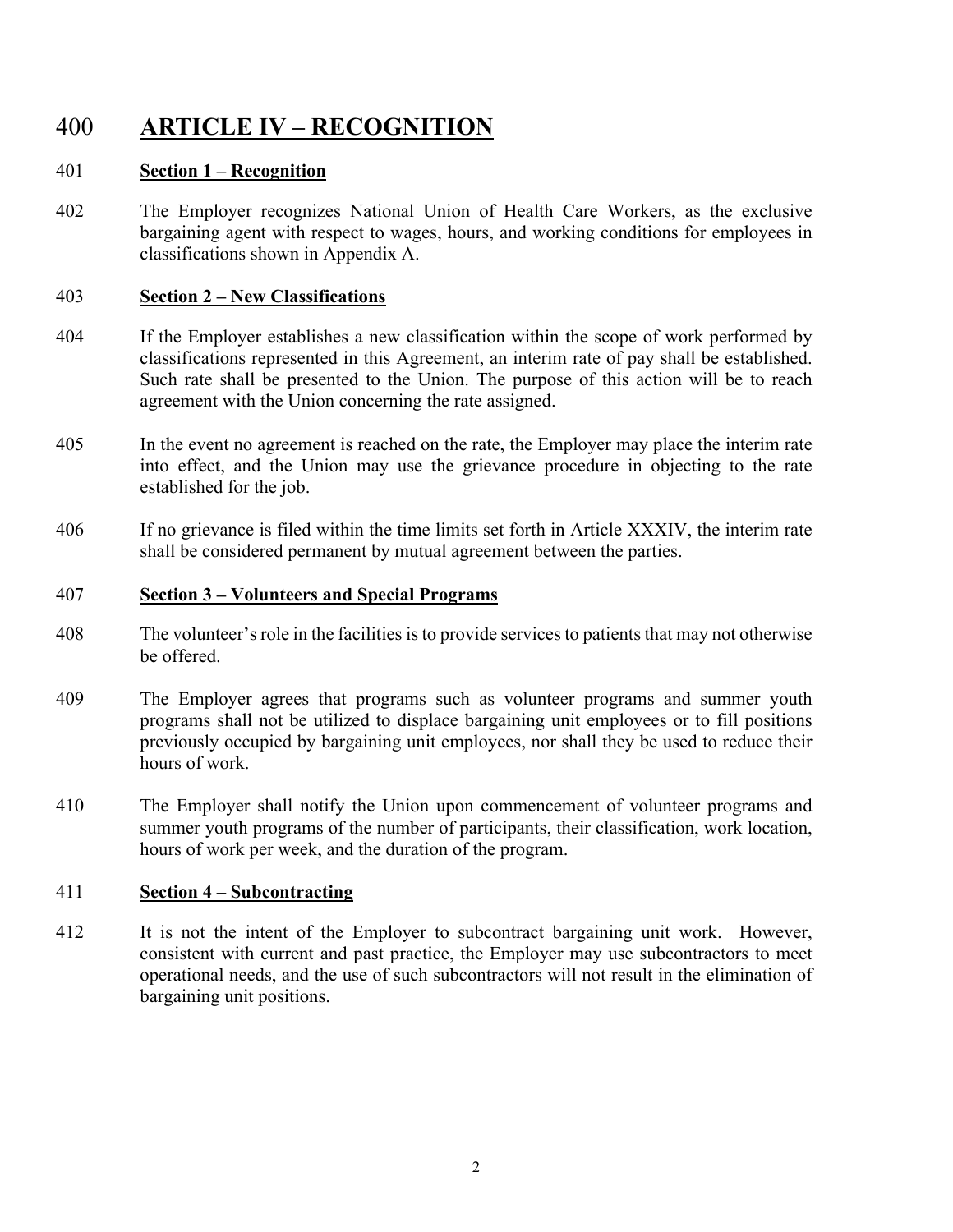400 **ARTICLE IV – RECOGNITION**

401 **Section 1 – Recognition**

402 The Employer recognizes National Union of Health Care Workers, as the exclusive bargaining agent with respect to wages, hours, and working conditions for employees in classifications shown in Appendix A.

403 **Section 2 – New Classifications**

404 If the Employer establishes a new classification within the scope of work performed by classifications represented in this Agreement, an interim rate of pay shall be established. Such rate shall be presented to the Union. The purpose of this action will be to reach agreement with the Union concerning the rate assigned.

405 In the event no agreement is reached on the rate, the Employer may place the interim rate into effect, and the Union may use the grievance procedure in objecting to the rate established for the job.

406 If no grievance is filed within the time limits set forth in Article XXXIV, the interim rate shall be considered permanent by mutual agreement between the parties.

407 **Section 3 – Volunteers and Special Programs**

408 The volunteer's role in the facilities is to provide services to patients that may not otherwise be offered.

409 The Employer agrees that programs such as volunteer programs and summer youth programs shall not be utilized to displace bargaining unit employees or to fill positions previously occupied by bargaining unit employees, nor shall they be used to reduce their hours of work.

410 The Employer shall notify the Union upon commencement of volunteer programs and summer youth programs of the number of participants, their classification, work location, hours of work per week, and the duration of the program.

411 **Section 4 – Subcontracting**

412 It is not the intent of the Employer to subcontract bargaining unit work. However, consistent with current and past practice, the Employer may use subcontractors to meet operational needs, and the use of such subcontractors will not result in the elimination of bargaining unit positions.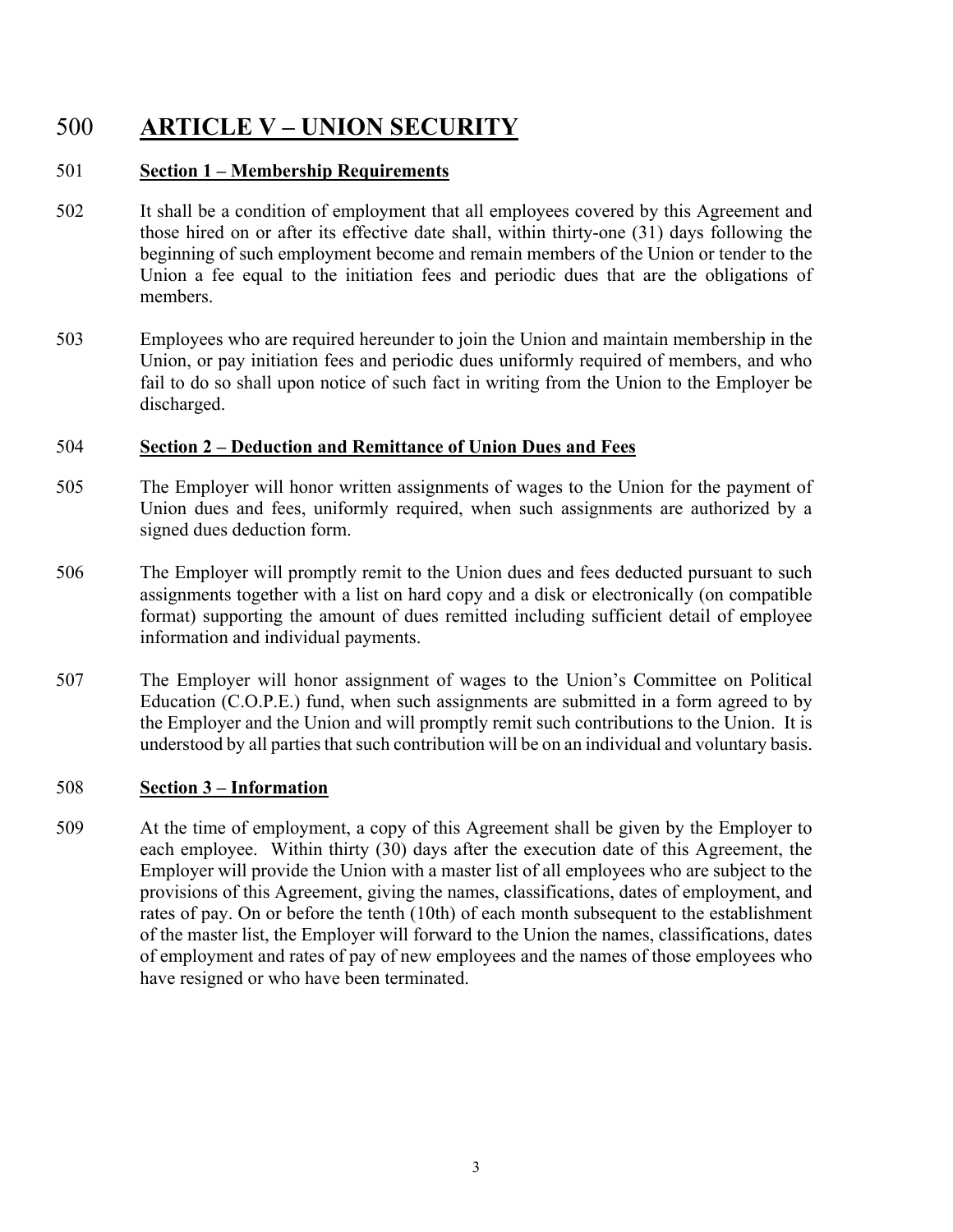# 500 ARTICLE V – UNION SECURITY

### 501 Section 1 – Membership Requirements

502 It shall be a condition of employment that all employees covered by this Agreement and those hired on or after its effective date shall, within thirty-one (31) days following the beginning of such employment become and remain members of the Union or tender to the Union a fee equal to the initiation fees and periodic dues that are the obligations of members.

503 Employees who are required hereunder to join the Union and maintain membership in the Union, or pay initiation fees and periodic dues uniformly required of members, and who fail to do so shall upon notice of such fact in writing from the Union to the Employer be discharged.

### 504 Section 2 – Deduction and Remittance of Union Dues and Fees

505 The Employer will honor written assignments of wages to the Union for the payment of Union dues and fees, uniformly required, when such assignments are authorized by a signed dues deduction form.

506 The Employer will promptly remit to the Union dues and fees deducted pursuant to such assignments together with a list on hard copy and a disk or electronically (on compatible format) supporting the amount of dues remitted including sufficient detail of employee information and individual payments.

507 The Employer will honor assignment of wages to the Union's Committee on Political Education (C.O.P.E.) fund, when such assignments are submitted in a form agreed to by the Employer and the Union and will promptly remit such contributions to the Union. It is understood by all parties that such contribution will be on an individual and voluntary basis.

### 508 Section 3 – Information

509 At the time of employment, a copy of this Agreement shall be given by the Employer to each employee. Within thirty (30) days after the execution date of this Agreement, the Employer will provide the Union with a master list of all employees who are subject to the provisions of this Agreement, giving the names, classifications, dates of employment, and rates of pay. On or before the tenth (10th) of each month subsequent to the establishment of the master list, the Employer will forward to the Union the names, classifications, dates of employment and rates of pay of new employees and the names of those employees who have resigned or who have been terminated.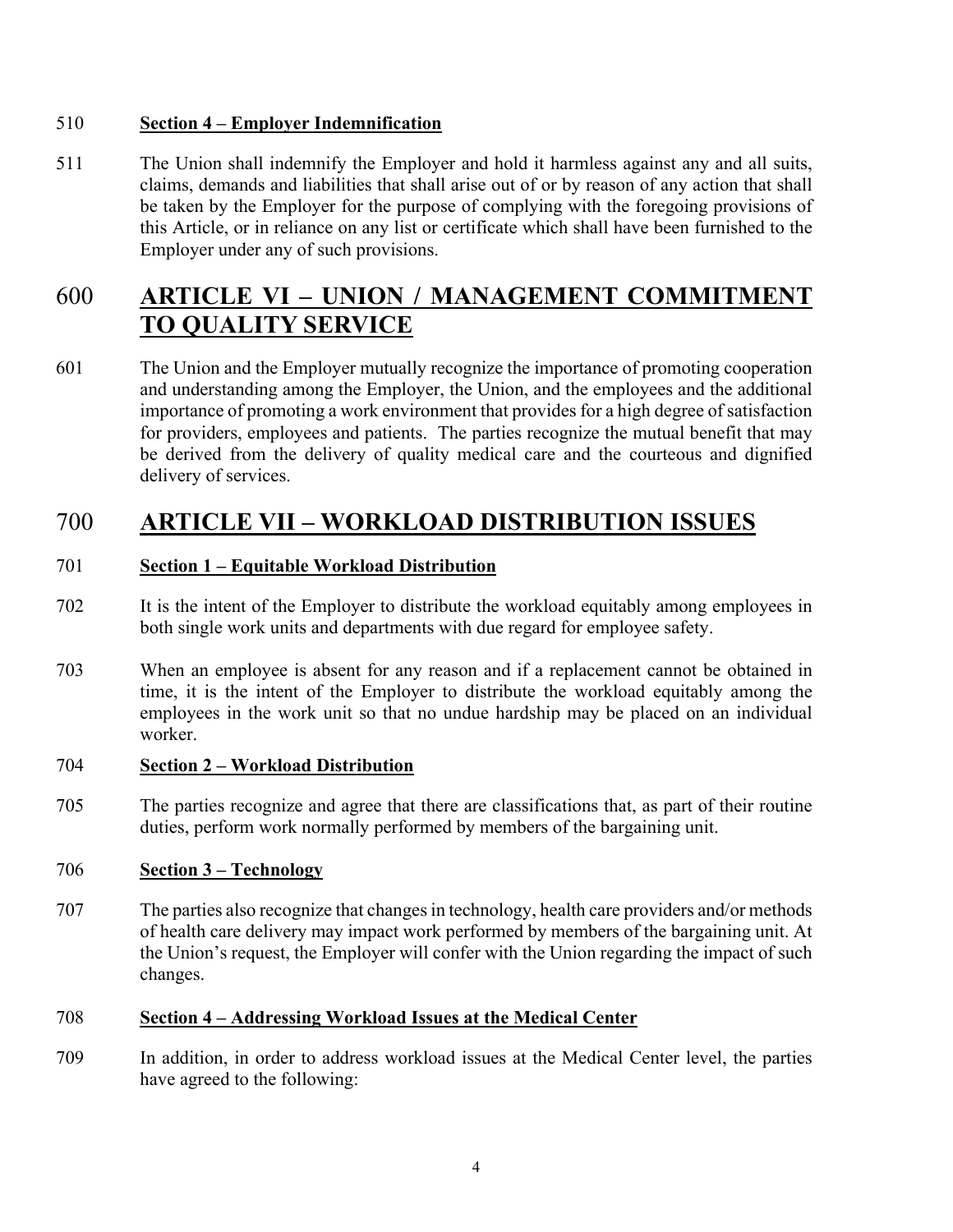510 **Section 4 – Employer Indemnification**

511 The Union shall indemnify the Employer and hold it harmless against any and all suits, claims, demands and liabilities that shall arise out of or by reason of any action that shall be taken by the Employer for the purpose of complying with the foregoing provisions of this Article, or in reliance on any list or certificate which shall have been furnished to the Employer under any of such provisions.

# 600 ARTICLE VI – UNION / MANAGEMENT COMMITMENT TO QUALITY SERVICE

601 The Union and the Employer mutually recognize the importance of promoting cooperation and understanding among the Employer, the Union, and the employees and the additional importance of promoting a work environment that provides for a high degree of satisfaction for providers, employees and patients. The parties recognize the mutual benefit that may be derived from the delivery of quality medical care and the courteous and dignified delivery of services.

# 700 ARTICLE VII – WORKLOAD DISTRIBUTION ISSUES

701 **Section 1 – Equitable Workload Distribution**

702 It is the intent of the Employer to distribute the workload equitably among employees in both single work units and departments with due regard for employee safety.

703 When an employee is absent for any reason and if a replacement cannot be obtained in time, it is the intent of the Employer to distribute the workload equitably among the employees in the work unit so that no undue hardship may be placed on an individual worker.

704 **Section 2 – Workload Distribution**

705 The parties recognize and agree that there are classifications that, as part of their routine duties, perform work normally performed by members of the bargaining unit.

706 **Section 3 – Technology**

707 The parties also recognize that changes in technology, health care providers and/or methods of health care delivery may impact work performed by members of the bargaining unit. At the Union's request, the Employer will confer with the Union regarding the impact of such changes.

708 **Section 4 – Addressing Workload Issues at the Medical Center**

709 In addition, in order to address workload issues at the Medical Center level, the parties have agreed to the following: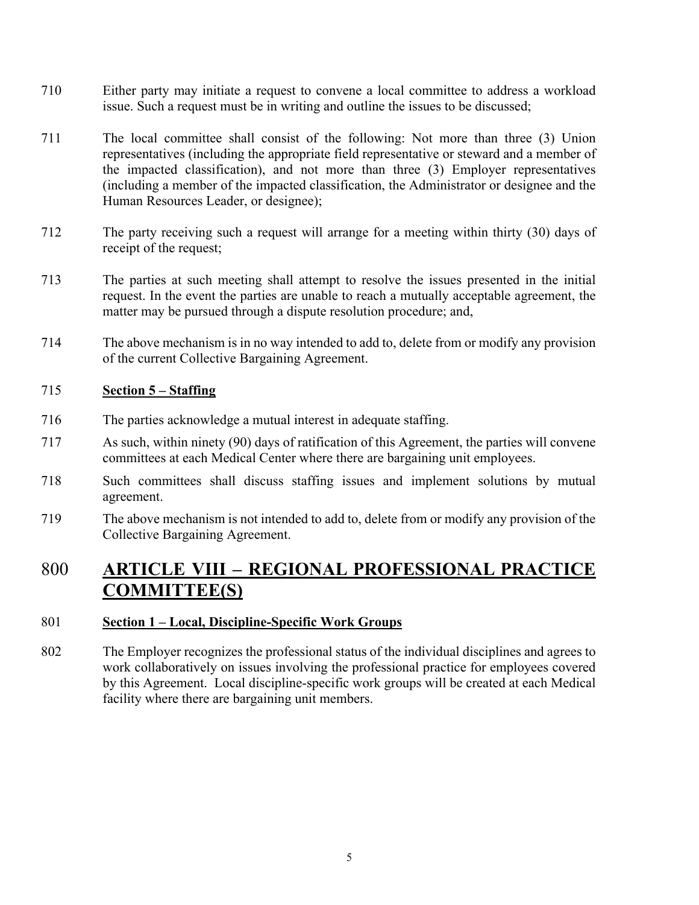710 Either party may initiate a request to convene a local committee to address a workload issue. Such a request must be in writing and outline the issues to be discussed;

711 The local committee shall consist of the following: Not more than three (3) Union representatives (including the appropriate field representative or steward and a member of the impacted classification), and not more than three (3) Employer representatives (including a member of the impacted classification, the Administrator or designee and the Human Resources Leader, or designee);

712 The party receiving such a request will arrange for a meeting within thirty (30) days of receipt of the request;

713 The parties at such meeting shall attempt to resolve the issues presented in the initial request. In the event the parties are unable to reach a mutually acceptable agreement, the matter may be pursued through a dispute resolution procedure; and,

714 The above mechanism is in no way intended to add to, delete from or modify any provision of the current Collective Bargaining Agreement.

715 **Section 5 – Staffing**

716 The parties acknowledge a mutual interest in adequate staffing.

717 As such, within ninety (90) days of ratification of this Agreement, the parties will convene committees at each Medical Center where there are bargaining unit employees.

718 Such committees shall discuss staffing issues and implement solutions by mutual agreement.

719 The above mechanism is not intended to add to, delete from or modify any provision of the Collective Bargaining Agreement.

# 800 ARTICLE VIII – REGIONAL PROFESSIONAL PRACTICE COMMITTEE(S)

801 **Section 1 – Local, Discipline-Specific Work Groups**

802 The Employer recognizes the professional status of the individual disciplines and agrees to work collaboratively on issues involving the professional practice for employees covered by this Agreement. Local discipline-specific work groups will be created at each Medical facility where there are bargaining unit members.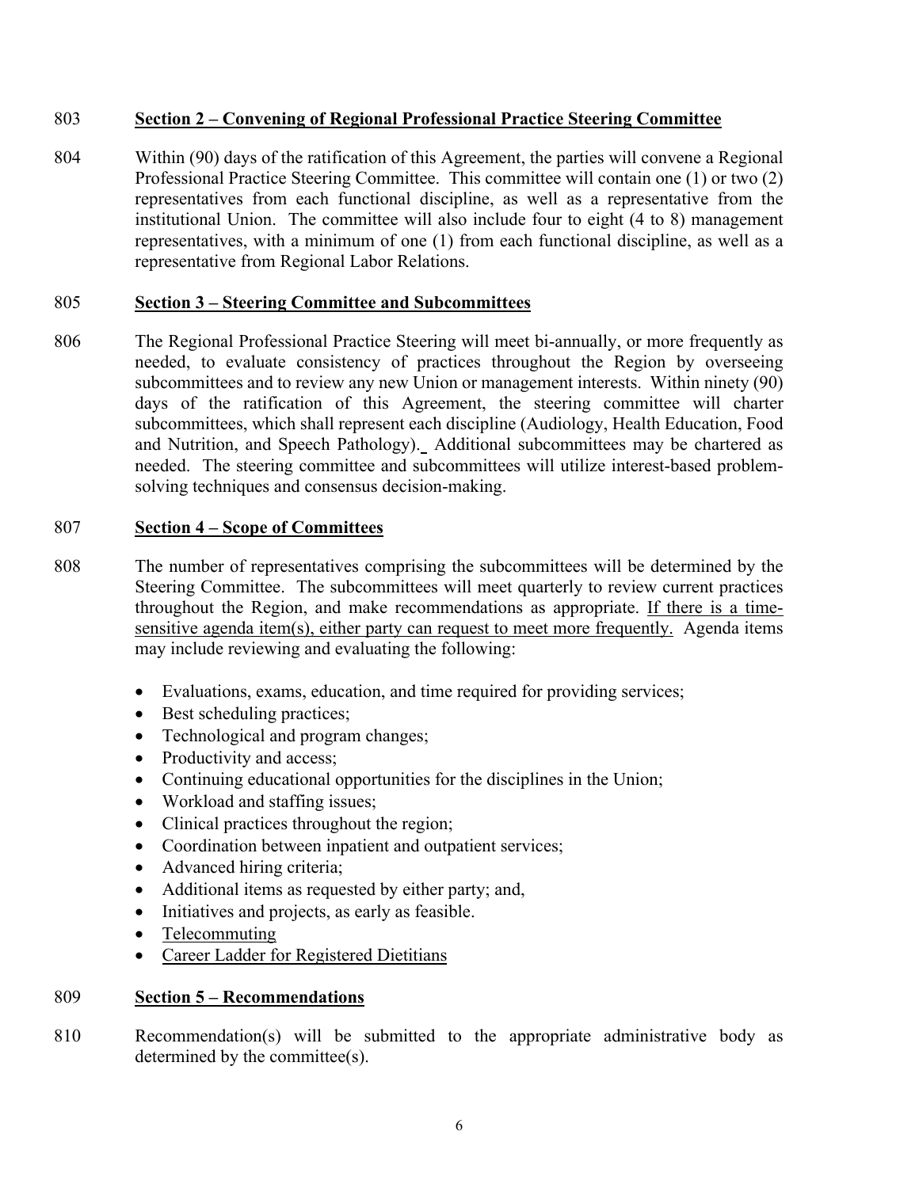803 **Section 2 – Convening of Regional Professional Practice Steering Committee**

804 Within (90) days of the ratification of this Agreement, the parties will convene a Regional Professional Practice Steering Committee. This committee will contain one (1) or two (2) representatives from each functional discipline, as well as a representative from the institutional Union. The committee will also include four to eight (4 to 8) management representatives, with a minimum of one (1) from each functional discipline, as well as a representative from Regional Labor Relations.

805 **Section 3 – Steering Committee and Subcommittees**

806 The Regional Professional Practice Steering will meet bi-annually, or more frequently as needed, to evaluate consistency of practices throughout the Region by overseeing subcommittees and to review any new Union or management interests. Within ninety (90) days of the ratification of this Agreement, the steering committee will charter subcommittees, which shall represent each discipline (Audiology, Health Education, Food and Nutrition, and Speech Pathology). Additional subcommittees may be chartered as needed. The steering committee and subcommittees will utilize interest-based problem-solving techniques and consensus decision-making.

807 **Section 4 – Scope of Committees**

808 The number of representatives comprising the subcommittees will be determined by the Steering Committee. The subcommittees will meet quarterly to review current practices throughout the Region, and make recommendations as appropriate. If there is a time-sensitive agenda item(s), either party can request to meet more frequently. Agenda items may include reviewing and evaluating the following:

- Evaluations, exams, education, and time required for providing services;
- Best scheduling practices;
- Technological and program changes;
- Productivity and access;
- Continuing educational opportunities for the disciplines in the Union;
- Workload and staffing issues;
- Clinical practices throughout the region;
- Coordination between inpatient and outpatient services;
- Advanced hiring criteria;
- Additional items as requested by either party; and,
- Initiatives and projects, as early as feasible.
- Telecommuting
- Career Ladder for Registered Dietitians

809 **Section 5 – Recommendations**

810 Recommendation(s) will be submitted to the appropriate administrative body as determined by the committee(s).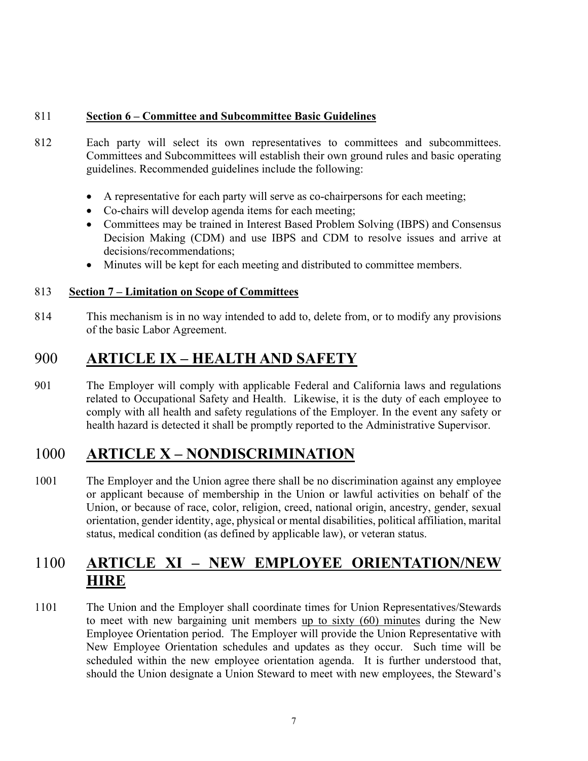811 **Section 6 – Committee and Subcommittee Basic Guidelines**

812 Each party will select its own representatives to committees and subcommittees. Committees and Subcommittees will establish their own ground rules and basic operating guidelines. Recommended guidelines include the following:

- A representative for each party will serve as co-chairpersons for each meeting;
- Co-chairs will develop agenda items for each meeting;
- Committees may be trained in Interest Based Problem Solving (IBPS) and Consensus Decision Making (CDM) and use IBPS and CDM to resolve issues and arrive at decisions/recommendations;
- Minutes will be kept for each meeting and distributed to committee members.

813 **Section 7 – Limitation on Scope of Committees**

814 This mechanism is in no way intended to add to, delete from, or to modify any provisions of the basic Labor Agreement.

# 900 ARTICLE IX – HEALTH AND SAFETY

901 The Employer will comply with applicable Federal and California laws and regulations related to Occupational Safety and Health. Likewise, it is the duty of each employee to comply with all health and safety regulations of the Employer. In the event any safety or health hazard is detected it shall be promptly reported to the Administrative Supervisor.

# 1000 ARTICLE X – NONDISCRIMINATION

1001 The Employer and the Union agree there shall be no discrimination against any employee or applicant because of membership in the Union or lawful activities on behalf of the Union, or because of race, color, religion, creed, national origin, ancestry, gender, sexual orientation, gender identity, age, physical or mental disabilities, political affiliation, marital status, medical condition (as defined by applicable law), or veteran status.

# 1100 ARTICLE XI – NEW EMPLOYEE ORIENTATION/NEW HIRE

1101 The Union and the Employer shall coordinate times for Union Representatives/Stewards to meet with new bargaining unit members up to sixty (60) minutes during the New Employee Orientation period. The Employer will provide the Union Representative with New Employee Orientation schedules and updates as they occur. Such time will be scheduled within the new employee orientation agenda. It is further understood that, should the Union designate a Union Steward to meet with new employees, the Steward's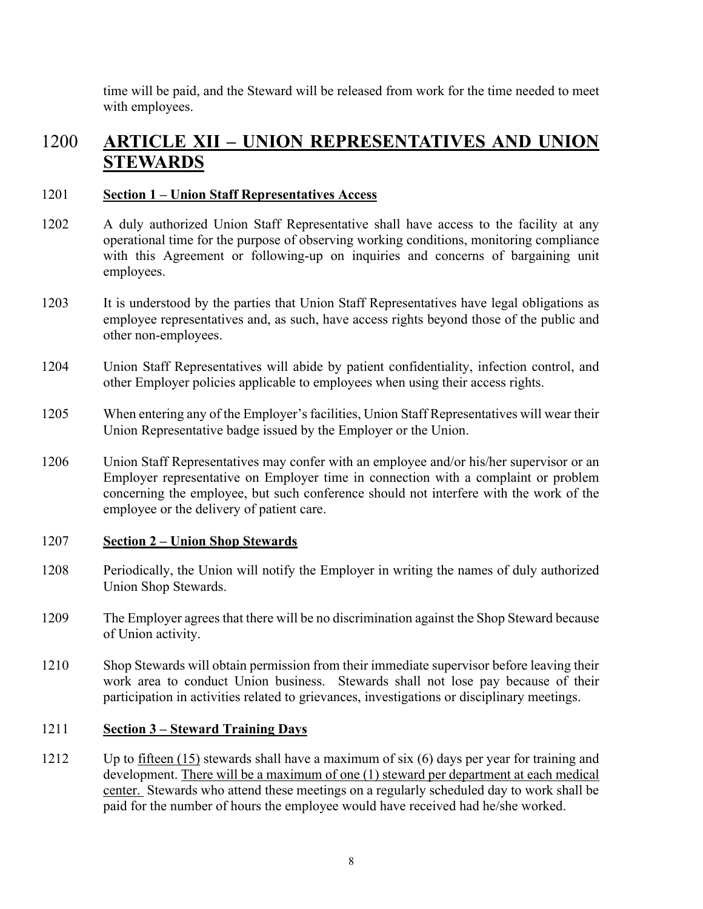time will be paid, and the Steward will be released from work for the time needed to meet with employees.

# 1200 ARTICLE XII – UNION REPRESENTATIVES AND UNION STEWARDS

1201 **Section 1 – Union Staff Representatives Access**

1202 A duly authorized Union Staff Representative shall have access to the facility at any operational time for the purpose of observing working conditions, monitoring compliance with this Agreement or following-up on inquiries and concerns of bargaining unit employees.

1203 It is understood by the parties that Union Staff Representatives have legal obligations as employee representatives and, as such, have access rights beyond those of the public and other non-employees.

1204 Union Staff Representatives will abide by patient confidentiality, infection control, and other Employer policies applicable to employees when using their access rights.

1205 When entering any of the Employer's facilities, Union Staff Representatives will wear their Union Representative badge issued by the Employer or the Union.

1206 Union Staff Representatives may confer with an employee and/or his/her supervisor or an Employer representative on Employer time in connection with a complaint or problem concerning the employee, but such conference should not interfere with the work of the employee or the delivery of patient care.

1207 **Section 2 – Union Shop Stewards**

1208 Periodically, the Union will notify the Employer in writing the names of duly authorized Union Shop Stewards.

1209 The Employer agrees that there will be no discrimination against the Shop Steward because of Union activity.

1210 Shop Stewards will obtain permission from their immediate supervisor before leaving their work area to conduct Union business. Stewards shall not lose pay because of their participation in activities related to grievances, investigations or disciplinary meetings.

1211 **Section 3 – Steward Training Days**

1212 Up to fifteen (15) stewards shall have a maximum of six (6) days per year for training and development. There will be a maximum of one (1) steward per department at each medical center. Stewards who attend these meetings on a regularly scheduled day to work shall be paid for the number of hours the employee would have received had he/she worked.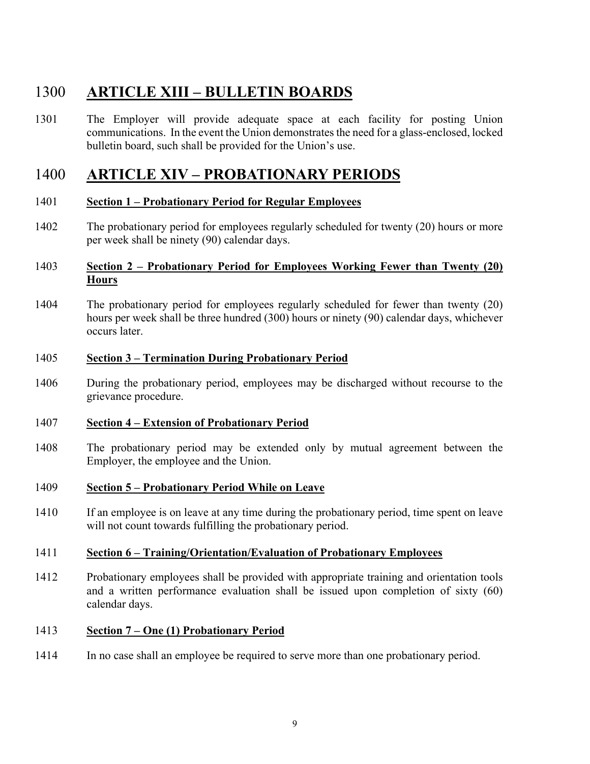# 1300 **ARTICLE XIII – BULLETIN BOARDS**

1301 The Employer will provide adequate space at each facility for posting Union communications. In the event the Union demonstrates the need for a glass-enclosed, locked bulletin board, such shall be provided for the Union's use.

# 1400 **ARTICLE XIV – PROBATIONARY PERIODS**

1401 **Section 1 – Probationary Period for Regular Employees**

1402 The probationary period for employees regularly scheduled for twenty (20) hours or more per week shall be ninety (90) calendar days.

1403 **Section 2 – Probationary Period for Employees Working Fewer than Twenty (20) Hours**

1404 The probationary period for employees regularly scheduled for fewer than twenty (20) hours per week shall be three hundred (300) hours or ninety (90) calendar days, whichever occurs later.

1405 **Section 3 – Termination During Probationary Period**

1406 During the probationary period, employees may be discharged without recourse to the grievance procedure.

1407 **Section 4 – Extension of Probationary Period**

1408 The probationary period may be extended only by mutual agreement between the Employer, the employee and the Union.

1409 **Section 5 – Probationary Period While on Leave**

1410 If an employee is on leave at any time during the probationary period, time spent on leave will not count towards fulfilling the probationary period.

1411 **Section 6 – Training/Orientation/Evaluation of Probationary Employees**

1412 Probationary employees shall be provided with appropriate training and orientation tools and a written performance evaluation shall be issued upon completion of sixty (60) calendar days.

1413 **Section 7 – One (1) Probationary Period**

1414 In no case shall an employee be required to serve more than one probationary period.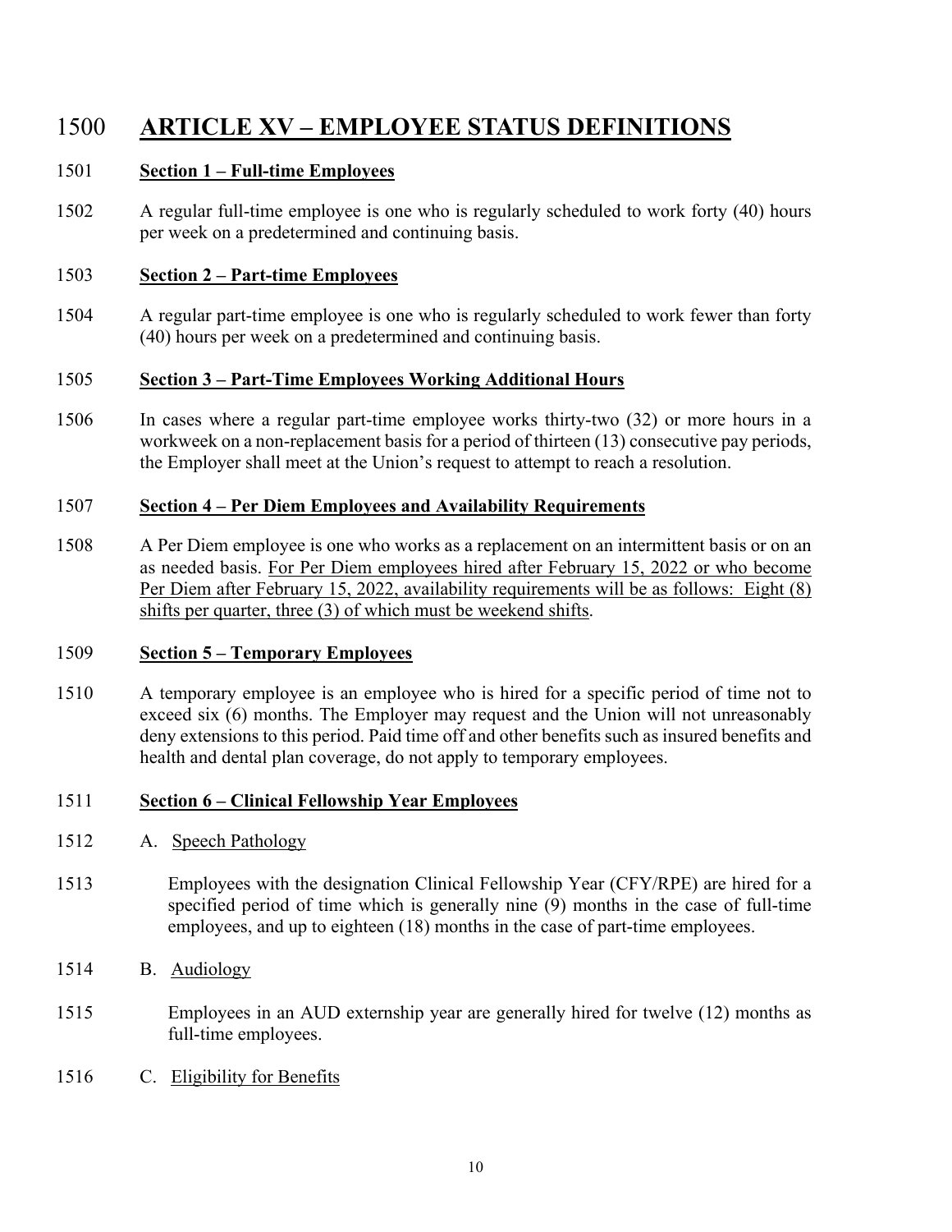# 1500 ARTICLE XV – EMPLOYEE STATUS DEFINITIONS

1501 **Section 1 – Full-time Employees**

1502 A regular full-time employee is one who is regularly scheduled to work forty (40) hours per week on a predetermined and continuing basis.

1503 **Section 2 – Part-time Employees**

1504 A regular part-time employee is one who is regularly scheduled to work fewer than forty (40) hours per week on a predetermined and continuing basis.

1505 **Section 3 – Part-Time Employees Working Additional Hours**

1506 In cases where a regular part-time employee works thirty-two (32) or more hours in a workweek on a non-replacement basis for a period of thirteen (13) consecutive pay periods, the Employer shall meet at the Union's request to attempt to reach a resolution.

1507 **Section 4 – Per Diem Employees and Availability Requirements**

1508 A Per Diem employee is one who works as a replacement on an intermittent basis or on an as needed basis. For Per Diem employees hired after February 15, 2022 or who become Per Diem after February 15, 2022, availability requirements will be as follows: Eight (8) shifts per quarter, three (3) of which must be weekend shifts.

1509 **Section 5 – Temporary Employees**

1510 A temporary employee is an employee who is hired for a specific period of time not to exceed six (6) months. The Employer may request and the Union will not unreasonably deny extensions to this period. Paid time off and other benefits such as insured benefits and health and dental plan coverage, do not apply to temporary employees.

1511 **Section 6 – Clinical Fellowship Year Employees**

1512 A. Speech Pathology

1513 Employees with the designation Clinical Fellowship Year (CFY/RPE) are hired for a specified period of time which is generally nine (9) months in the case of full-time employees, and up to eighteen (18) months in the case of part-time employees.

1514 B. Audiology

1515 Employees in an AUD externship year are generally hired for twelve (12) months as full-time employees.

1516 C. Eligibility for Benefits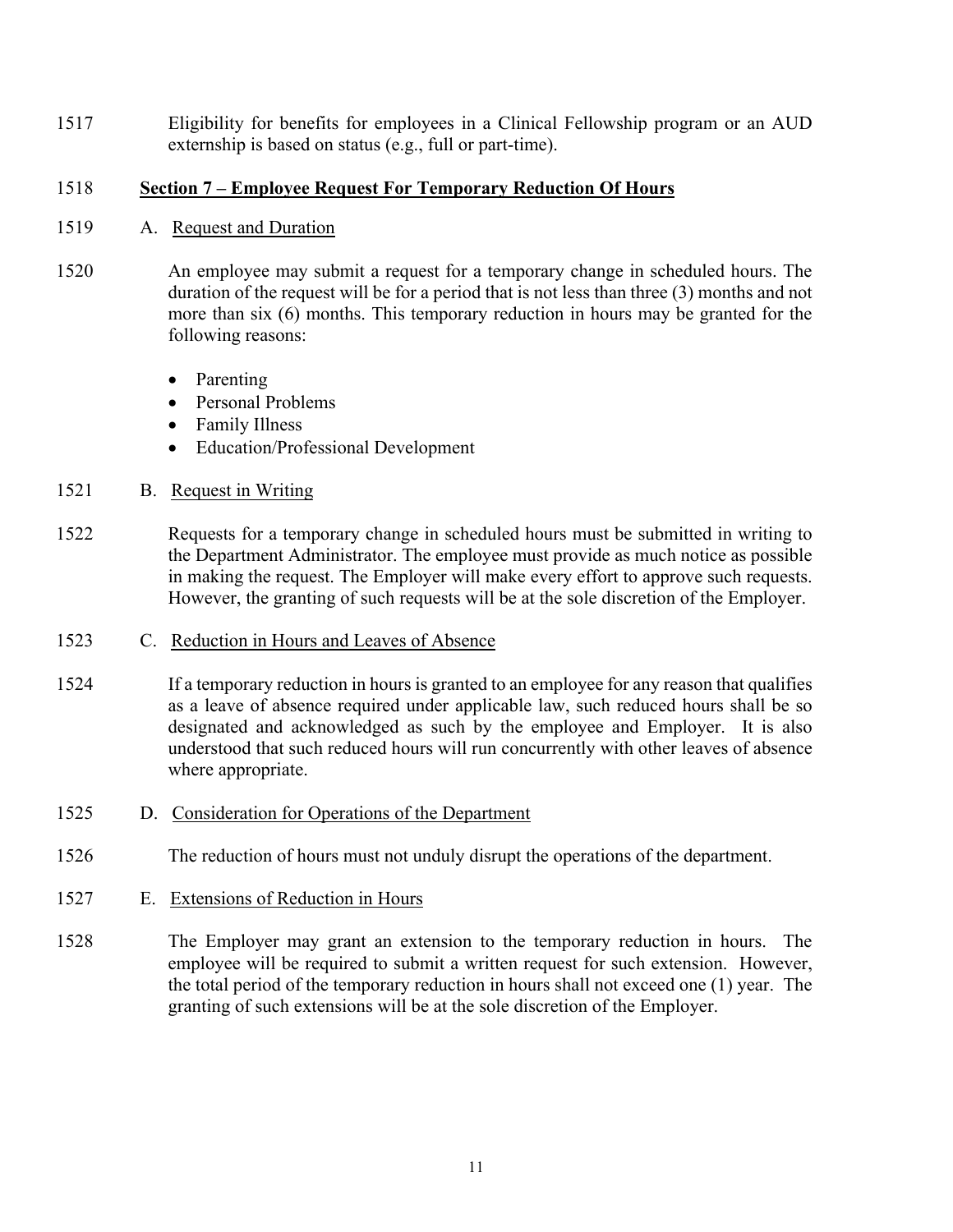1517 Eligibility for benefits for employees in a Clinical Fellowship program or an AUD externship is based on status (e.g., full or part-time).

1518 **Section 7 – Employee Request For Temporary Reduction Of Hours**

1519 A. Request and Duration

1520 An employee may submit a request for a temporary change in scheduled hours. The duration of the request will be for a period that is not less than three (3) months and not more than six (6) months. This temporary reduction in hours may be granted for the following reasons:

- Parenting
- Personal Problems
- Family Illness
- Education/Professional Development

1521 B. Request in Writing

1522 Requests for a temporary change in scheduled hours must be submitted in writing to the Department Administrator. The employee must provide as much notice as possible in making the request. The Employer will make every effort to approve such requests. However, the granting of such requests will be at the sole discretion of the Employer.

1523 C. Reduction in Hours and Leaves of Absence

1524 If a temporary reduction in hours is granted to an employee for any reason that qualifies as a leave of absence required under applicable law, such reduced hours shall be so designated and acknowledged as such by the employee and Employer. It is also understood that such reduced hours will run concurrently with other leaves of absence where appropriate.

1525 D. Consideration for Operations of the Department

1526 The reduction of hours must not unduly disrupt the operations of the department.

1527 E. Extensions of Reduction in Hours

1528 The Employer may grant an extension to the temporary reduction in hours. The employee will be required to submit a written request for such extension. However, the total period of the temporary reduction in hours shall not exceed one (1) year. The granting of such extensions will be at the sole discretion of the Employer.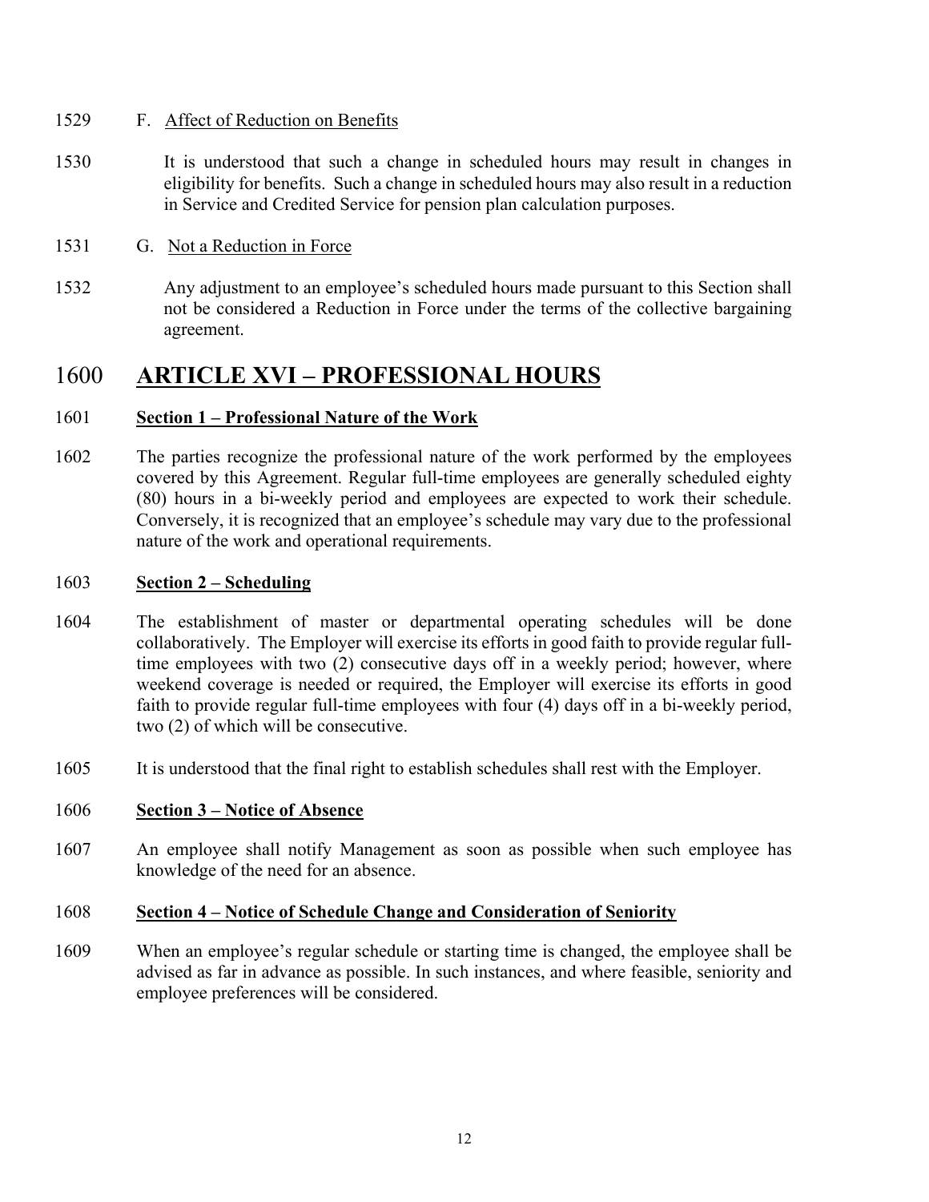1529 F. Affect of Reduction on Benefits

1530 It is understood that such a change in scheduled hours may result in changes in eligibility for benefits. Such a change in scheduled hours may also result in a reduction in Service and Credited Service for pension plan calculation purposes.

1531 G. Not a Reduction in Force

1532 Any adjustment to an employee's scheduled hours made pursuant to this Section shall not be considered a Reduction in Force under the terms of the collective bargaining agreement.

# 1600 ARTICLE XVI – PROFESSIONAL HOURS

1601 **Section 1 – Professional Nature of the Work**

1602 The parties recognize the professional nature of the work performed by the employees covered by this Agreement. Regular full-time employees are generally scheduled eighty (80) hours in a bi-weekly period and employees are expected to work their schedule. Conversely, it is recognized that an employee's schedule may vary due to the professional nature of the work and operational requirements.

1603 **Section 2 – Scheduling**

1604 The establishment of master or departmental operating schedules will be done collaboratively. The Employer will exercise its efforts in good faith to provide regular full-time employees with two (2) consecutive days off in a weekly period; however, where weekend coverage is needed or required, the Employer will exercise its efforts in good faith to provide regular full-time employees with four (4) days off in a bi-weekly period, two (2) of which will be consecutive.

1605 It is understood that the final right to establish schedules shall rest with the Employer.

1606 **Section 3 – Notice of Absence**

1607 An employee shall notify Management as soon as possible when such employee has knowledge of the need for an absence.

1608 **Section 4 – Notice of Schedule Change and Consideration of Seniority**

1609 When an employee's regular schedule or starting time is changed, the employee shall be advised as far in advance as possible. In such instances, and where feasible, seniority and employee preferences will be considered.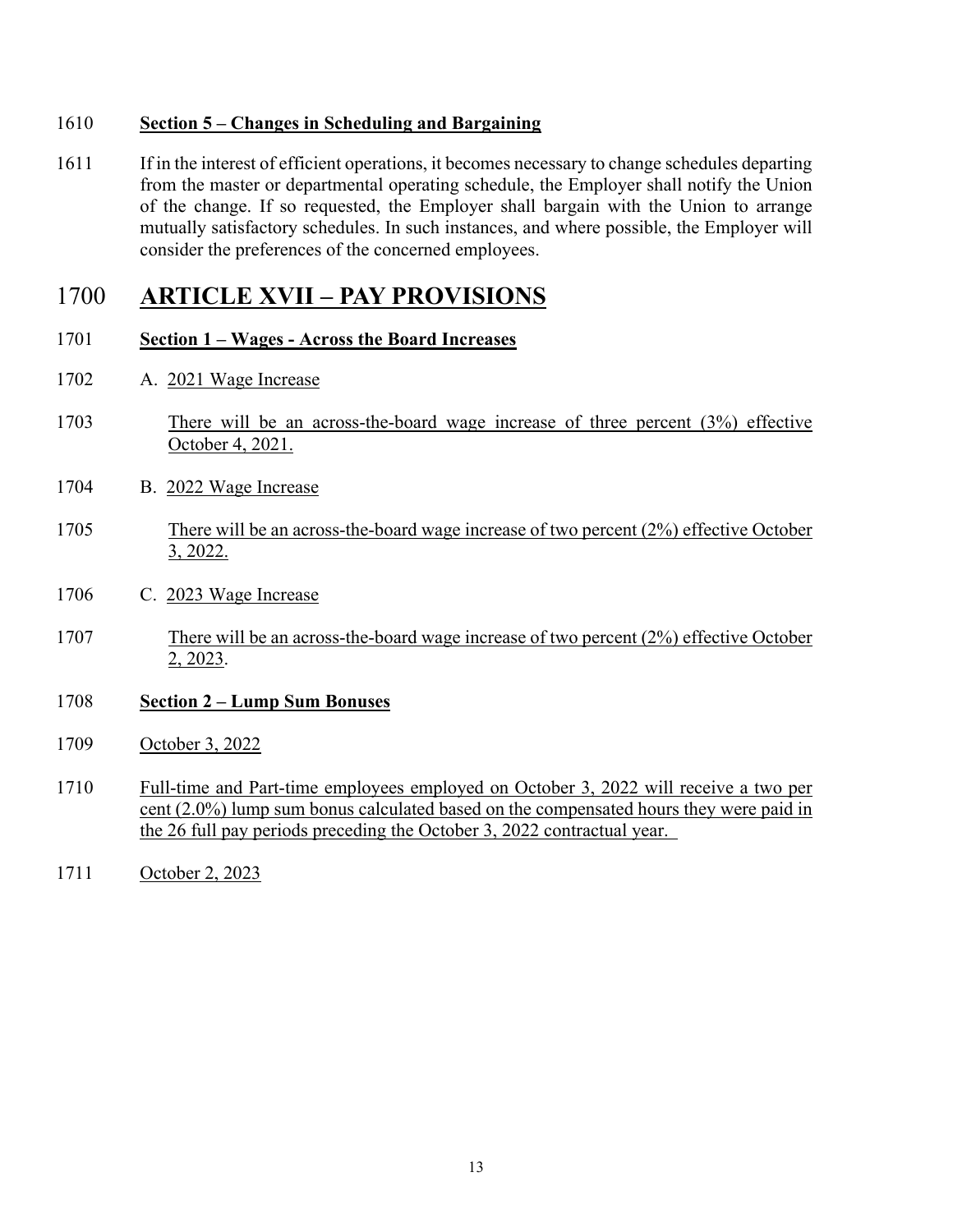1610 **Section 5 – Changes in Scheduling and Bargaining**

1611 If in the interest of efficient operations, it becomes necessary to change schedules departing from the master or departmental operating schedule, the Employer shall notify the Union of the change. If so requested, the Employer shall bargain with the Union to arrange mutually satisfactory schedules. In such instances, and where possible, the Employer will consider the preferences of the concerned employees.

# 1700 ARTICLE XVII – PAY PROVISIONS

1701 **Section 1 – Wages - Across the Board Increases**

1702 A. 2021 Wage Increase

1703 There will be an across-the-board wage increase of three percent (3%) effective October 4, 2021.

1704 B. 2022 Wage Increase

1705 There will be an across-the-board wage increase of two percent (2%) effective October 3, 2022.

1706 C. 2023 Wage Increase

1707 There will be an across-the-board wage increase of two percent (2%) effective October 2, 2023.

1708 **Section 2 – Lump Sum Bonuses**

1709 October 3, 2022

1710 Full-time and Part-time employees employed on October 3, 2022 will receive a two per cent (2.0%) lump sum bonus calculated based on the compensated hours they were paid in the 26 full pay periods preceding the October 3, 2022 contractual year.

1711 October 2, 2023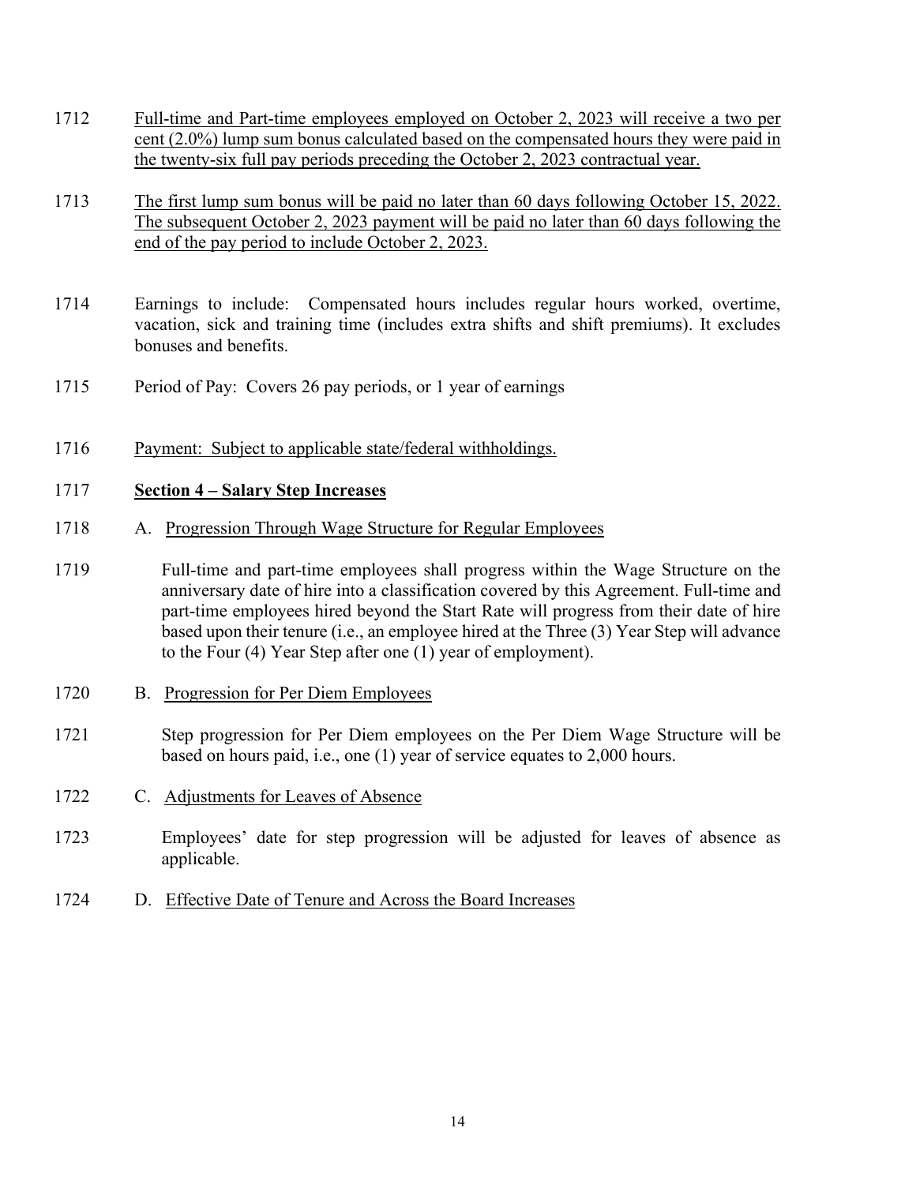1712 Full-time and Part-time employees employed on October 2, 2023 will receive a two per cent (2.0%) lump sum bonus calculated based on the compensated hours they were paid in the twenty-six full pay periods preceding the October 2, 2023 contractual year.

1713 The first lump sum bonus will be paid no later than 60 days following October 15, 2022. The subsequent October 2, 2023 payment will be paid no later than 60 days following the end of the pay period to include October 2, 2023.

1714 Earnings to include: Compensated hours includes regular hours worked, overtime, vacation, sick and training time (includes extra shifts and shift premiums). It excludes bonuses and benefits.

1715 Period of Pay: Covers 26 pay periods, or 1 year of earnings

1716 Payment: Subject to applicable state/federal withholdings.

1717 **Section 4 – Salary Step Increases**

1718 A. Progression Through Wage Structure for Regular Employees

1719 Full-time and part-time employees shall progress within the Wage Structure on the anniversary date of hire into a classification covered by this Agreement. Full-time and part-time employees hired beyond the Start Rate will progress from their date of hire based upon their tenure (i.e., an employee hired at the Three (3) Year Step will advance to the Four (4) Year Step after one (1) year of employment).

1720 B. Progression for Per Diem Employees

1721 Step progression for Per Diem employees on the Per Diem Wage Structure will be based on hours paid, i.e., one (1) year of service equates to 2,000 hours.

1722 C. Adjustments for Leaves of Absence

1723 Employees' date for step progression will be adjusted for leaves of absence as applicable.

1724 D. Effective Date of Tenure and Across the Board Increases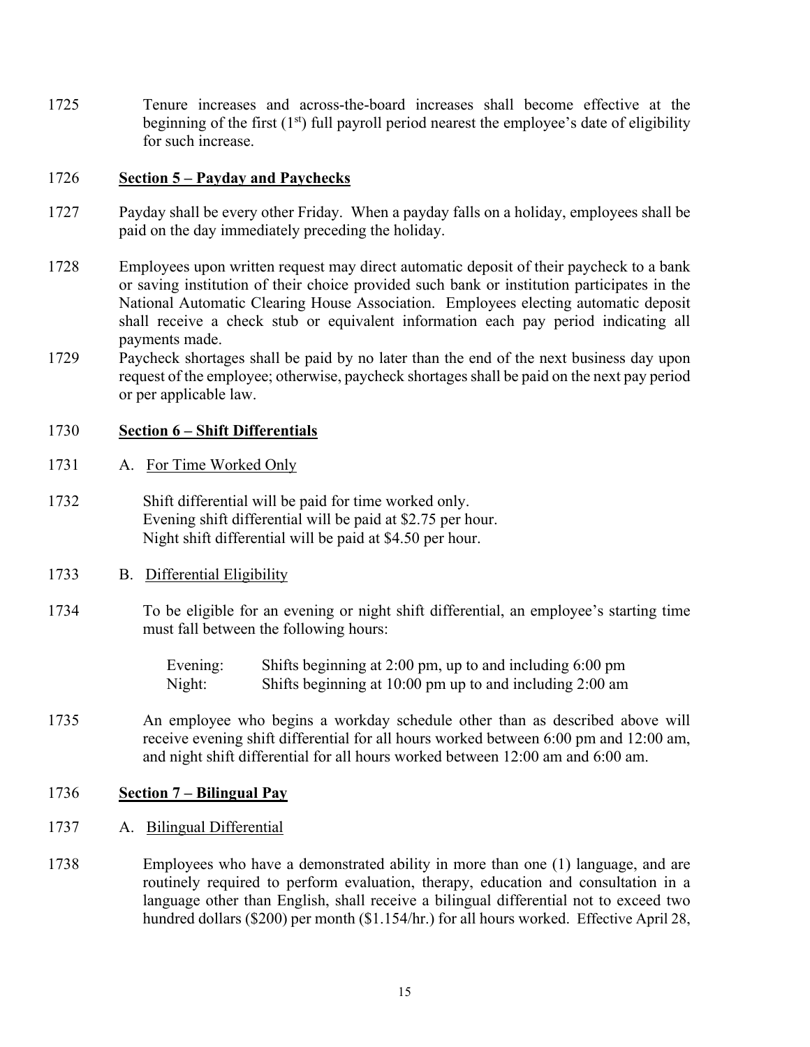1725 Tenure increases and across-the-board increases shall become effective at the beginning of the first (1st) full payroll period nearest the employee's date of eligibility for such increase.

1726 **Section 5 – Payday and Paychecks**

1727 Payday shall be every other Friday. When a payday falls on a holiday, employees shall be paid on the day immediately preceding the holiday.

1728 Employees upon written request may direct automatic deposit of their paycheck to a bank or saving institution of their choice provided such bank or institution participates in the National Automatic Clearing House Association. Employees electing automatic deposit shall receive a check stub or equivalent information each pay period indicating all payments made.

1729 Paycheck shortages shall be paid by no later than the end of the next business day upon request of the employee; otherwise, paycheck shortages shall be paid on the next pay period or per applicable law.

1730 **Section 6 – Shift Differentials**

1731 A. For Time Worked Only

1732 Shift differential will be paid for time worked only.
Evening shift differential will be paid at $2.75 per hour.
Night shift differential will be paid at $4.50 per hour.

1733 B. Differential Eligibility

1734 To be eligible for an evening or night shift differential, an employee's starting time must fall between the following hours:

Evening: Shifts beginning at 2:00 pm, up to and including 6:00 pm
Night: Shifts beginning at 10:00 pm up to and including 2:00 am

1735 An employee who begins a workday schedule other than as described above will receive evening shift differential for all hours worked between 6:00 pm and 12:00 am, and night shift differential for all hours worked between 12:00 am and 6:00 am.

1736 **Section 7 – Bilingual Pay**

1737 A. Bilingual Differential

1738 Employees who have a demonstrated ability in more than one (1) language, and are routinely required to perform evaluation, therapy, education and consultation in a language other than English, shall receive a bilingual differential not to exceed two hundred dollars ($200) per month ($1.154/hr.) for all hours worked. Effective April 28,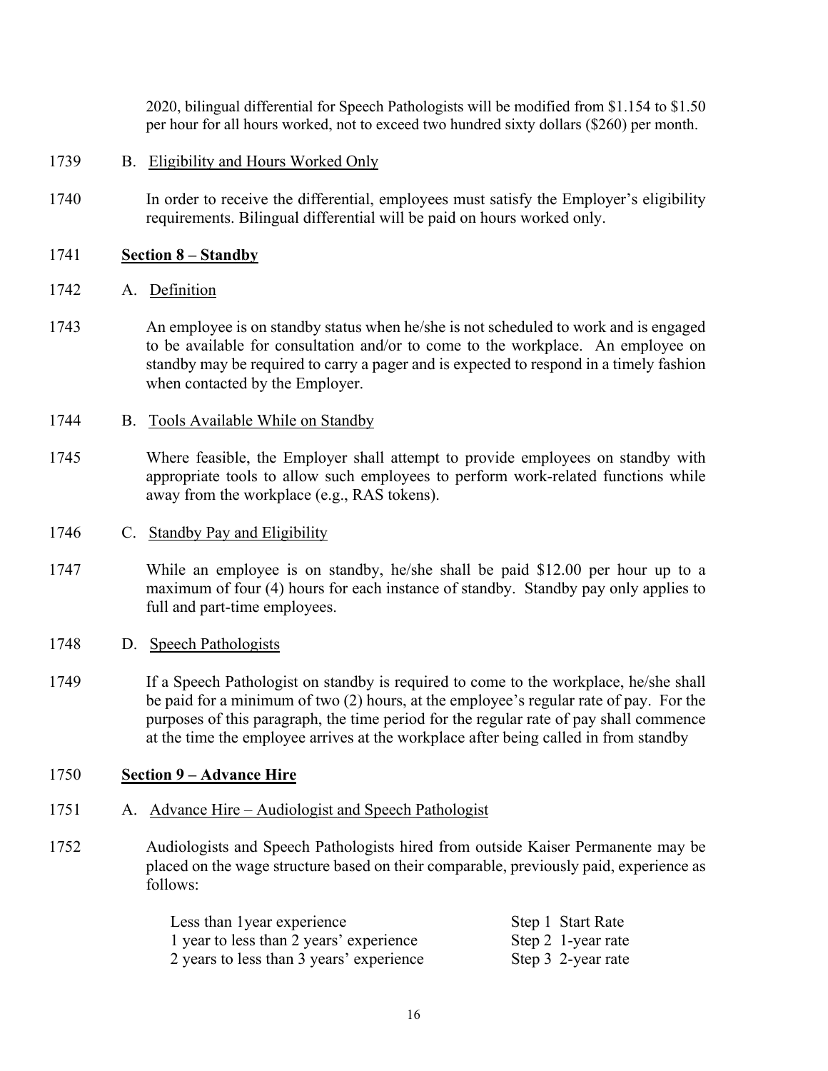2020, bilingual differential for Speech Pathologists will be modified from $1.154 to $1.50 per hour for all hours worked, not to exceed two hundred sixty dollars ($260) per month.

1739 B. Eligibility and Hours Worked Only

1740 In order to receive the differential, employees must satisfy the Employer's eligibility requirements. Bilingual differential will be paid on hours worked only.

1741 **Section 8 – Standby**

1742 A. Definition

1743 An employee is on standby status when he/she is not scheduled to work and is engaged to be available for consultation and/or to come to the workplace. An employee on standby may be required to carry a pager and is expected to respond in a timely fashion when contacted by the Employer.

1744 B. Tools Available While on Standby

1745 Where feasible, the Employer shall attempt to provide employees on standby with appropriate tools to allow such employees to perform work-related functions while away from the workplace (e.g., RAS tokens).

1746 C. Standby Pay and Eligibility

1747 While an employee is on standby, he/she shall be paid $12.00 per hour up to a maximum of four (4) hours for each instance of standby. Standby pay only applies to full and part-time employees.

1748 D. Speech Pathologists

1749 If a Speech Pathologist on standby is required to come to the workplace, he/she shall be paid for a minimum of two (2) hours, at the employee's regular rate of pay. For the purposes of this paragraph, the time period for the regular rate of pay shall commence at the time the employee arrives at the workplace after being called in from standby

1750 **Section 9 – Advance Hire**

1751 A. Advance Hire – Audiologist and Speech Pathologist

1752 Audiologists and Speech Pathologists hired from outside Kaiser Permanente may be placed on the wage structure based on their comparable, previously paid, experience as follows:

| | |
|---|---|
| Less than 1year experience | Step 1 Start Rate |
| 1 year to less than 2 years' experience | Step 2 1-year rate |
| 2 years to less than 3 years' experience | Step 3 2-year rate |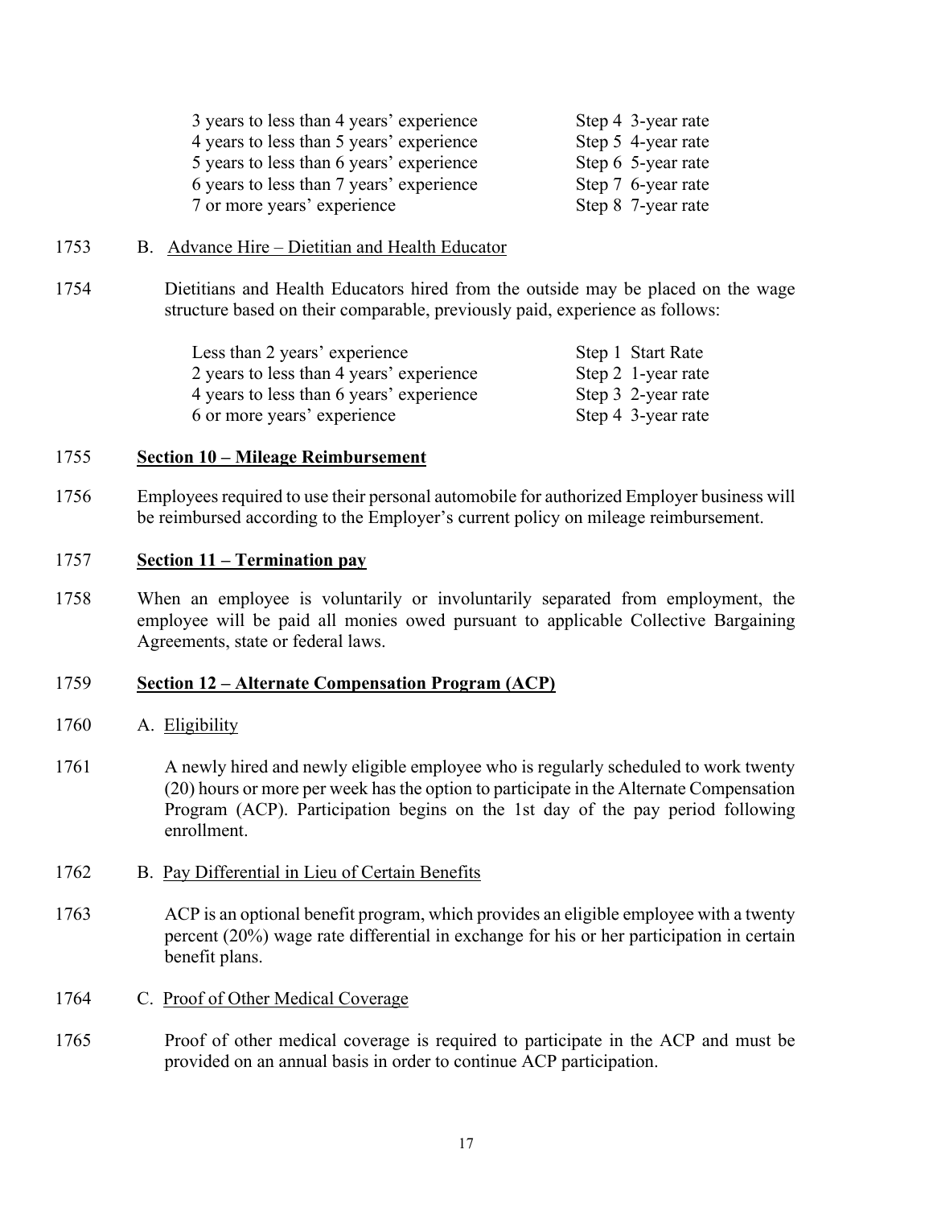| | |
|---|---|
| 3 years to less than 4 years' experience | Step 4 3-year rate |
| 4 years to less than 5 years' experience | Step 5 4-year rate |
| 5 years to less than 6 years' experience | Step 6 5-year rate |
| 6 years to less than 7 years' experience | Step 7 6-year rate |
| 7 or more years' experience | Step 8 7-year rate |

1753 B. Advance Hire – Dietitian and Health Educator

1754 Dietitians and Health Educators hired from the outside may be placed on the wage structure based on their comparable, previously paid, experience as follows:

| | |
|---|---|
| Less than 2 years' experience | Step 1 Start Rate |
| 2 years to less than 4 years' experience | Step 2 1-year rate |
| 4 years to less than 6 years' experience | Step 3 2-year rate |
| 6 or more years' experience | Step 4 3-year rate |

1755 **Section 10 – Mileage Reimbursement**

1756 Employees required to use their personal automobile for authorized Employer business will be reimbursed according to the Employer's current policy on mileage reimbursement.

1757 **Section 11 – Termination pay**

1758 When an employee is voluntarily or involuntarily separated from employment, the employee will be paid all monies owed pursuant to applicable Collective Bargaining Agreements, state or federal laws.

1759 **Section 12 – Alternate Compensation Program (ACP)**

1760 A. Eligibility

1761 A newly hired and newly eligible employee who is regularly scheduled to work twenty (20) hours or more per week has the option to participate in the Alternate Compensation Program (ACP). Participation begins on the 1st day of the pay period following enrollment.

1762 B. Pay Differential in Lieu of Certain Benefits

1763 ACP is an optional benefit program, which provides an eligible employee with a twenty percent (20%) wage rate differential in exchange for his or her participation in certain benefit plans.

1764 C. Proof of Other Medical Coverage

1765 Proof of other medical coverage is required to participate in the ACP and must be provided on an annual basis in order to continue ACP participation.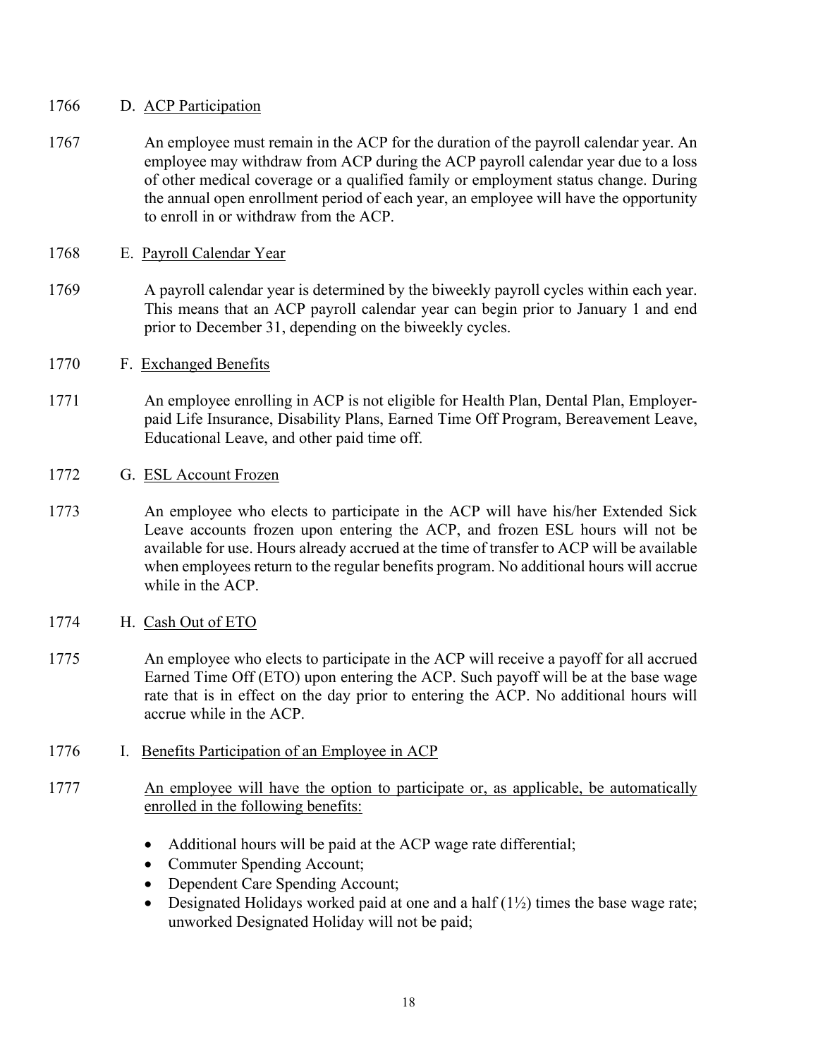1766 D. ACP Participation

1767 An employee must remain in the ACP for the duration of the payroll calendar year. An employee may withdraw from ACP during the ACP payroll calendar year due to a loss of other medical coverage or a qualified family or employment status change. During the annual open enrollment period of each year, an employee will have the opportunity to enroll in or withdraw from the ACP.

1768 E. Payroll Calendar Year

1769 A payroll calendar year is determined by the biweekly payroll cycles within each year. This means that an ACP payroll calendar year can begin prior to January 1 and end prior to December 31, depending on the biweekly cycles.

1770 F. Exchanged Benefits

1771 An employee enrolling in ACP is not eligible for Health Plan, Dental Plan, Employer-paid Life Insurance, Disability Plans, Earned Time Off Program, Bereavement Leave, Educational Leave, and other paid time off.

1772 G. ESL Account Frozen

1773 An employee who elects to participate in the ACP will have his/her Extended Sick Leave accounts frozen upon entering the ACP, and frozen ESL hours will not be available for use. Hours already accrued at the time of transfer to ACP will be available when employees return to the regular benefits program. No additional hours will accrue while in the ACP.

1774 H. Cash Out of ETO

1775 An employee who elects to participate in the ACP will receive a payoff for all accrued Earned Time Off (ETO) upon entering the ACP. Such payoff will be at the base wage rate that is in effect on the day prior to entering the ACP. No additional hours will accrue while in the ACP.

1776 I. Benefits Participation of an Employee in ACP

1777 An employee will have the option to participate or, as applicable, be automatically enrolled in the following benefits:

- Additional hours will be paid at the ACP wage rate differential;
- Commuter Spending Account;
- Dependent Care Spending Account;
- Designated Holidays worked paid at one and a half (1½) times the base wage rate; unworked Designated Holiday will not be paid;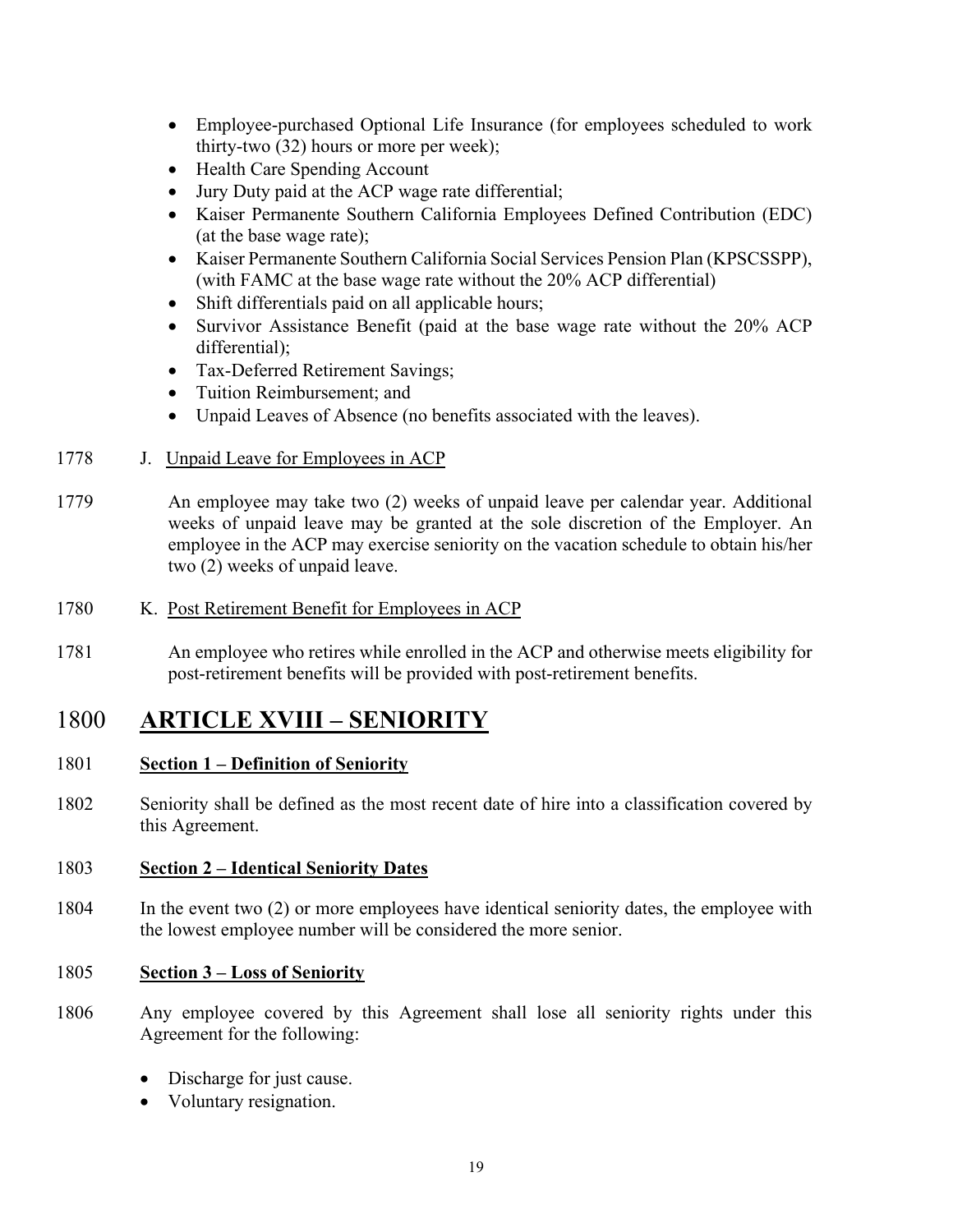- Employee-purchased Optional Life Insurance (for employees scheduled to work thirty-two (32) hours or more per week);
- Health Care Spending Account
- Jury Duty paid at the ACP wage rate differential;
- Kaiser Permanente Southern California Employees Defined Contribution (EDC) (at the base wage rate);
- Kaiser Permanente Southern California Social Services Pension Plan (KPSCSSPP), (with FAMC at the base wage rate without the 20% ACP differential)
- Shift differentials paid on all applicable hours;
- Survivor Assistance Benefit (paid at the base wage rate without the 20% ACP differential);
- Tax-Deferred Retirement Savings;
- Tuition Reimbursement; and
- Unpaid Leaves of Absence (no benefits associated with the leaves).

1778 J. Unpaid Leave for Employees in ACP

1779 An employee may take two (2) weeks of unpaid leave per calendar year. Additional weeks of unpaid leave may be granted at the sole discretion of the Employer. An employee in the ACP may exercise seniority on the vacation schedule to obtain his/her two (2) weeks of unpaid leave.

1780 K. Post Retirement Benefit for Employees in ACP

1781 An employee who retires while enrolled in the ACP and otherwise meets eligibility for post-retirement benefits will be provided with post-retirement benefits.

# 1800 ARTICLE XVIII – SENIORITY

1801 **Section 1 – Definition of Seniority**

1802 Seniority shall be defined as the most recent date of hire into a classification covered by this Agreement.

1803 **Section 2 – Identical Seniority Dates**

1804 In the event two (2) or more employees have identical seniority dates, the employee with the lowest employee number will be considered the more senior.

1805 **Section 3 – Loss of Seniority**

1806 Any employee covered by this Agreement shall lose all seniority rights under this Agreement for the following:

- Discharge for just cause.
- Voluntary resignation.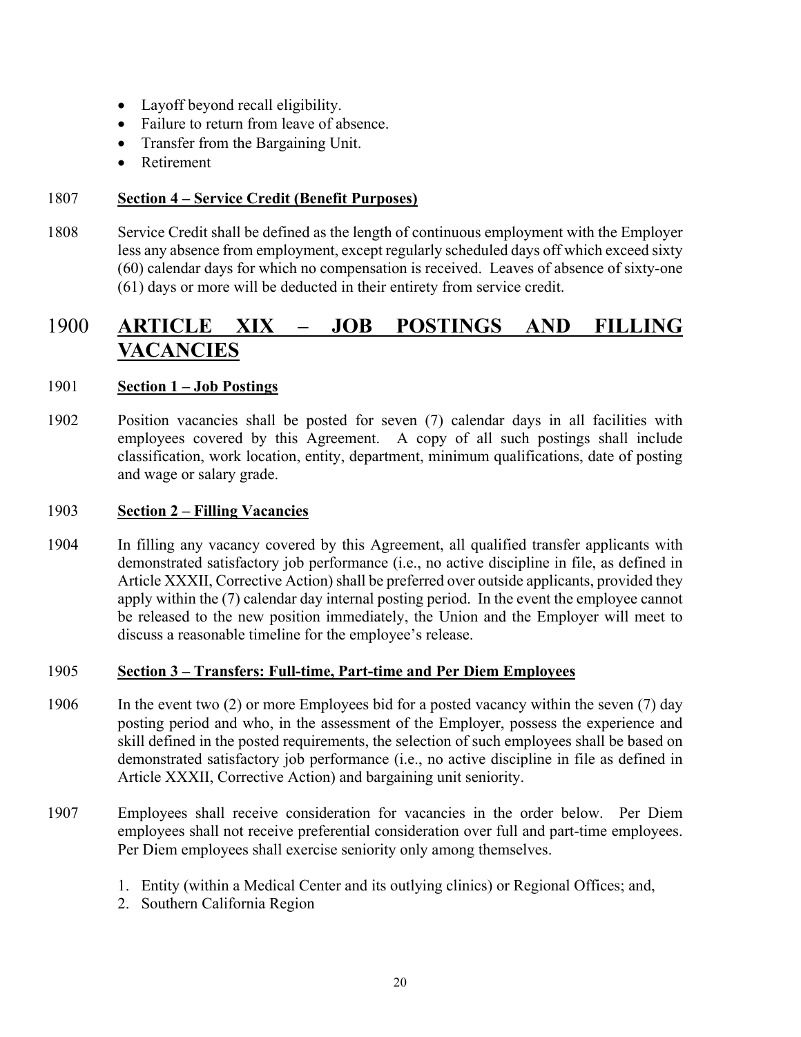- Layoff beyond recall eligibility.
- Failure to return from leave of absence.
- Transfer from the Bargaining Unit.
- Retirement

1807 **Section 4 – Service Credit (Benefit Purposes)**

1808 Service Credit shall be defined as the length of continuous employment with the Employer less any absence from employment, except regularly scheduled days off which exceed sixty (60) calendar days for which no compensation is received. Leaves of absence of sixty-one (61) days or more will be deducted in their entirety from service credit.

# 1900 ARTICLE XIX – JOB POSTINGS AND FILLING VACANCIES

1901 **Section 1 – Job Postings**

1902 Position vacancies shall be posted for seven (7) calendar days in all facilities with employees covered by this Agreement. A copy of all such postings shall include classification, work location, entity, department, minimum qualifications, date of posting and wage or salary grade.

1903 **Section 2 – Filling Vacancies**

1904 In filling any vacancy covered by this Agreement, all qualified transfer applicants with demonstrated satisfactory job performance (i.e., no active discipline in file, as defined in Article XXXII, Corrective Action) shall be preferred over outside applicants, provided they apply within the (7) calendar day internal posting period. In the event the employee cannot be released to the new position immediately, the Union and the Employer will meet to discuss a reasonable timeline for the employee's release.

1905 **Section 3 – Transfers: Full-time, Part-time and Per Diem Employees**

1906 In the event two (2) or more Employees bid for a posted vacancy within the seven (7) day posting period and who, in the assessment of the Employer, possess the experience and skill defined in the posted requirements, the selection of such employees shall be based on demonstrated satisfactory job performance (i.e., no active discipline in file as defined in Article XXXII, Corrective Action) and bargaining unit seniority.

1907 Employees shall receive consideration for vacancies in the order below. Per Diem employees shall not receive preferential consideration over full and part-time employees. Per Diem employees shall exercise seniority only among themselves.

1. Entity (within a Medical Center and its outlying clinics) or Regional Offices; and,
2. Southern California Region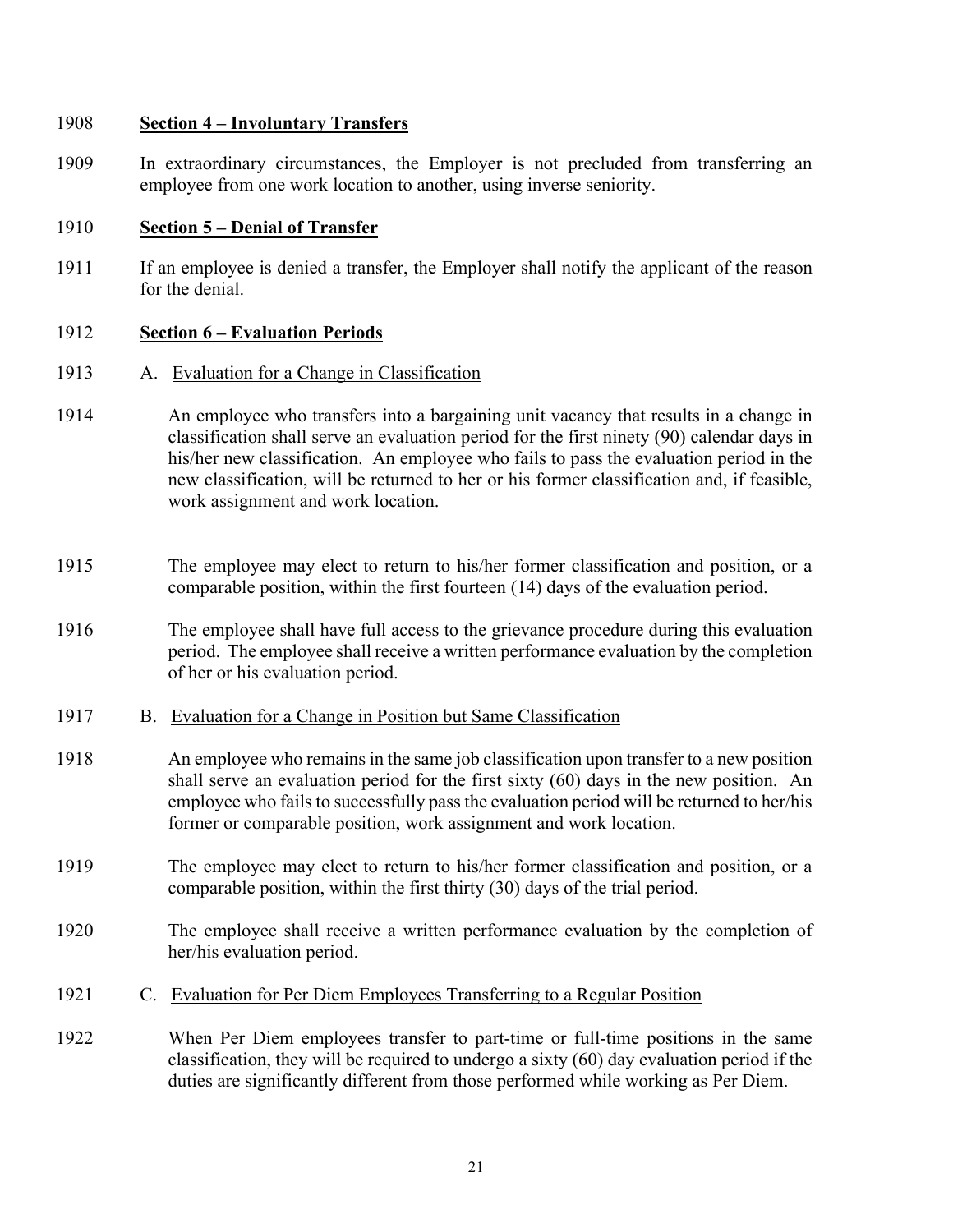1908 **Section 4 – Involuntary Transfers**

1909 In extraordinary circumstances, the Employer is not precluded from transferring an employee from one work location to another, using inverse seniority.

1910 **Section 5 – Denial of Transfer**

1911 If an employee is denied a transfer, the Employer shall notify the applicant of the reason for the denial.

1912 **Section 6 – Evaluation Periods**

1913 A. Evaluation for a Change in Classification

1914 An employee who transfers into a bargaining unit vacancy that results in a change in classification shall serve an evaluation period for the first ninety (90) calendar days in his/her new classification. An employee who fails to pass the evaluation period in the new classification, will be returned to her or his former classification and, if feasible, work assignment and work location.

1915 The employee may elect to return to his/her former classification and position, or a comparable position, within the first fourteen (14) days of the evaluation period.

1916 The employee shall have full access to the grievance procedure during this evaluation period. The employee shall receive a written performance evaluation by the completion of her or his evaluation period.

1917 B. Evaluation for a Change in Position but Same Classification

1918 An employee who remains in the same job classification upon transfer to a new position shall serve an evaluation period for the first sixty (60) days in the new position. An employee who fails to successfully pass the evaluation period will be returned to her/his former or comparable position, work assignment and work location.

1919 The employee may elect to return to his/her former classification and position, or a comparable position, within the first thirty (30) days of the trial period.

1920 The employee shall receive a written performance evaluation by the completion of her/his evaluation period.

1921 C. Evaluation for Per Diem Employees Transferring to a Regular Position

1922 When Per Diem employees transfer to part-time or full-time positions in the same classification, they will be required to undergo a sixty (60) day evaluation period if the duties are significantly different from those performed while working as Per Diem.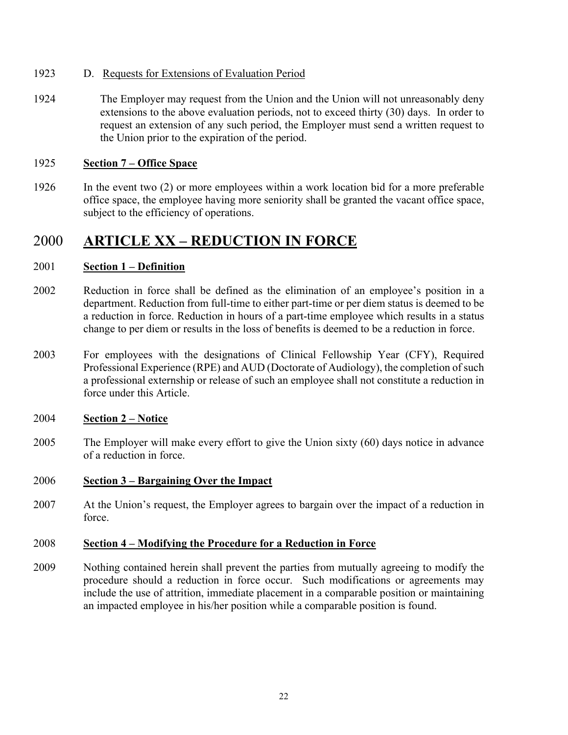1923 D. Requests for Extensions of Evaluation Period

1924 The Employer may request from the Union and the Union will not unreasonably deny extensions to the above evaluation periods, not to exceed thirty (30) days. In order to request an extension of any such period, the Employer must send a written request to the Union prior to the expiration of the period.

1925 **Section 7 – Office Space**

1926 In the event two (2) or more employees within a work location bid for a more preferable office space, the employee having more seniority shall be granted the vacant office space, subject to the efficiency of operations.

# 2000 ARTICLE XX – REDUCTION IN FORCE

2001 **Section 1 – Definition**

2002 Reduction in force shall be defined as the elimination of an employee's position in a department. Reduction from full-time to either part-time or per diem status is deemed to be a reduction in force. Reduction in hours of a part-time employee which results in a status change to per diem or results in the loss of benefits is deemed to be a reduction in force.

2003 For employees with the designations of Clinical Fellowship Year (CFY), Required Professional Experience (RPE) and AUD (Doctorate of Audiology), the completion of such a professional externship or release of such an employee shall not constitute a reduction in force under this Article.

2004 **Section 2 – Notice**

2005 The Employer will make every effort to give the Union sixty (60) days notice in advance of a reduction in force.

2006 **Section 3 – Bargaining Over the Impact**

2007 At the Union's request, the Employer agrees to bargain over the impact of a reduction in force.

2008 **Section 4 – Modifying the Procedure for a Reduction in Force**

2009 Nothing contained herein shall prevent the parties from mutually agreeing to modify the procedure should a reduction in force occur. Such modifications or agreements may include the use of attrition, immediate placement in a comparable position or maintaining an impacted employee in his/her position while a comparable position is found.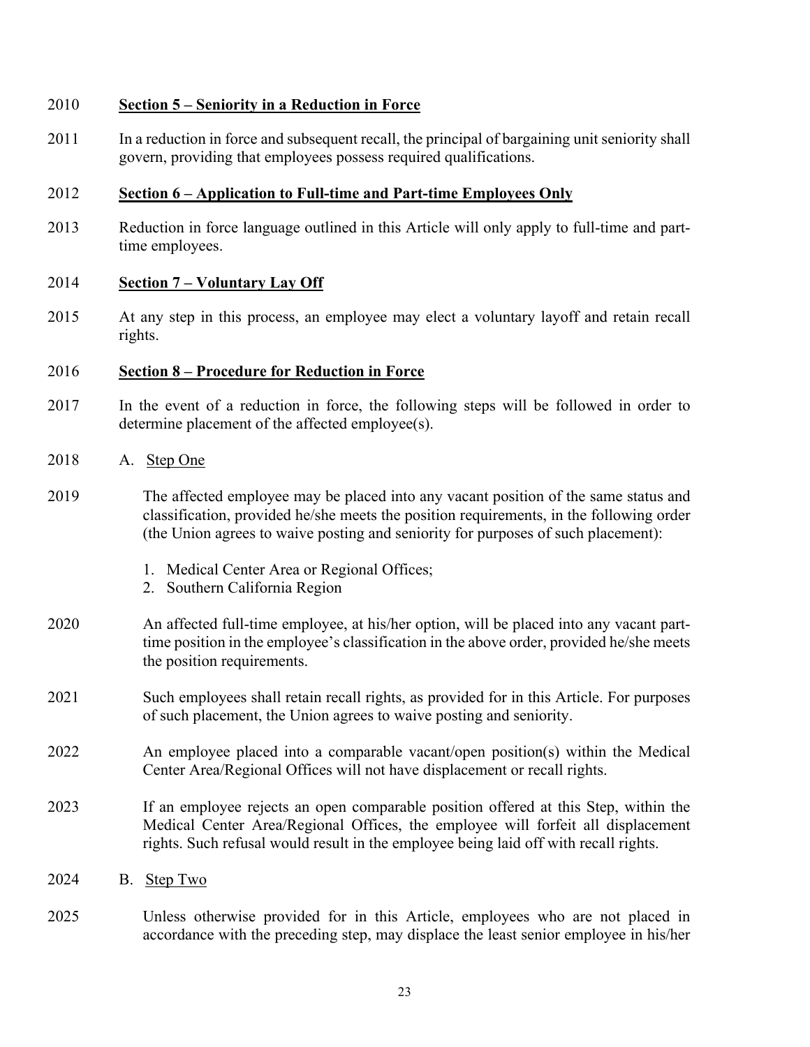2010 **Section 5 – Seniority in a Reduction in Force**

2011 In a reduction in force and subsequent recall, the principal of bargaining unit seniority shall govern, providing that employees possess required qualifications.

2012 **Section 6 – Application to Full-time and Part-time Employees Only**

2013 Reduction in force language outlined in this Article will only apply to full-time and part-time employees.

2014 **Section 7 – Voluntary Lay Off**

2015 At any step in this process, an employee may elect a voluntary layoff and retain recall rights.

2016 **Section 8 – Procedure for Reduction in Force**

2017 In the event of a reduction in force, the following steps will be followed in order to determine placement of the affected employee(s).

2018 A. Step One

2019 The affected employee may be placed into any vacant position of the same status and classification, provided he/she meets the position requirements, in the following order (the Union agrees to waive posting and seniority for purposes of such placement):

1. Medical Center Area or Regional Offices;
2. Southern California Region

2020 An affected full-time employee, at his/her option, will be placed into any vacant part-time position in the employee's classification in the above order, provided he/she meets the position requirements.

2021 Such employees shall retain recall rights, as provided for in this Article. For purposes of such placement, the Union agrees to waive posting and seniority.

2022 An employee placed into a comparable vacant/open position(s) within the Medical Center Area/Regional Offices will not have displacement or recall rights.

2023 If an employee rejects an open comparable position offered at this Step, within the Medical Center Area/Regional Offices, the employee will forfeit all displacement rights. Such refusal would result in the employee being laid off with recall rights.

2024 B. Step Two

2025 Unless otherwise provided for in this Article, employees who are not placed in accordance with the preceding step, may displace the least senior employee in his/her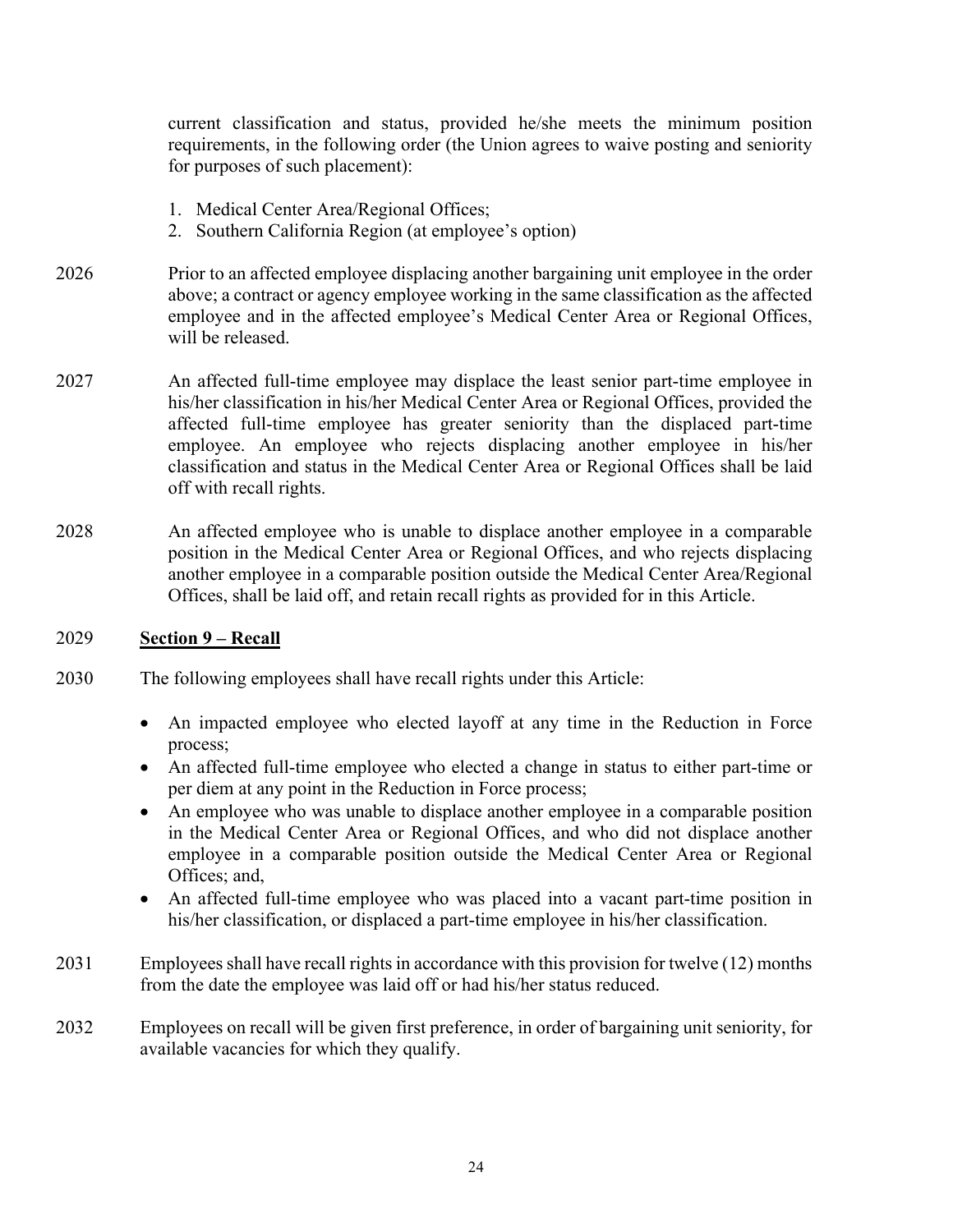current classification and status, provided he/she meets the minimum position requirements, in the following order (the Union agrees to waive posting and seniority for purposes of such placement):

1. Medical Center Area/Regional Offices;
2. Southern California Region (at employee's option)

2026 Prior to an affected employee displacing another bargaining unit employee in the order above; a contract or agency employee working in the same classification as the affected employee and in the affected employee's Medical Center Area or Regional Offices, will be released.

2027 An affected full-time employee may displace the least senior part-time employee in his/her classification in his/her Medical Center Area or Regional Offices, provided the affected full-time employee has greater seniority than the displaced part-time employee. An employee who rejects displacing another employee in his/her classification and status in the Medical Center Area or Regional Offices shall be laid off with recall rights.

2028 An affected employee who is unable to displace another employee in a comparable position in the Medical Center Area or Regional Offices, and who rejects displacing another employee in a comparable position outside the Medical Center Area/Regional Offices, shall be laid off, and retain recall rights as provided for in this Article.

2029 **Section 9 – Recall**

2030 The following employees shall have recall rights under this Article:

- An impacted employee who elected layoff at any time in the Reduction in Force process;
- An affected full-time employee who elected a change in status to either part-time or per diem at any point in the Reduction in Force process;
- An employee who was unable to displace another employee in a comparable position in the Medical Center Area or Regional Offices, and who did not displace another employee in a comparable position outside the Medical Center Area or Regional Offices; and,
- An affected full-time employee who was placed into a vacant part-time position in his/her classification, or displaced a part-time employee in his/her classification.

2031 Employees shall have recall rights in accordance with this provision for twelve (12) months from the date the employee was laid off or had his/her status reduced.

2032 Employees on recall will be given first preference, in order of bargaining unit seniority, for available vacancies for which they qualify.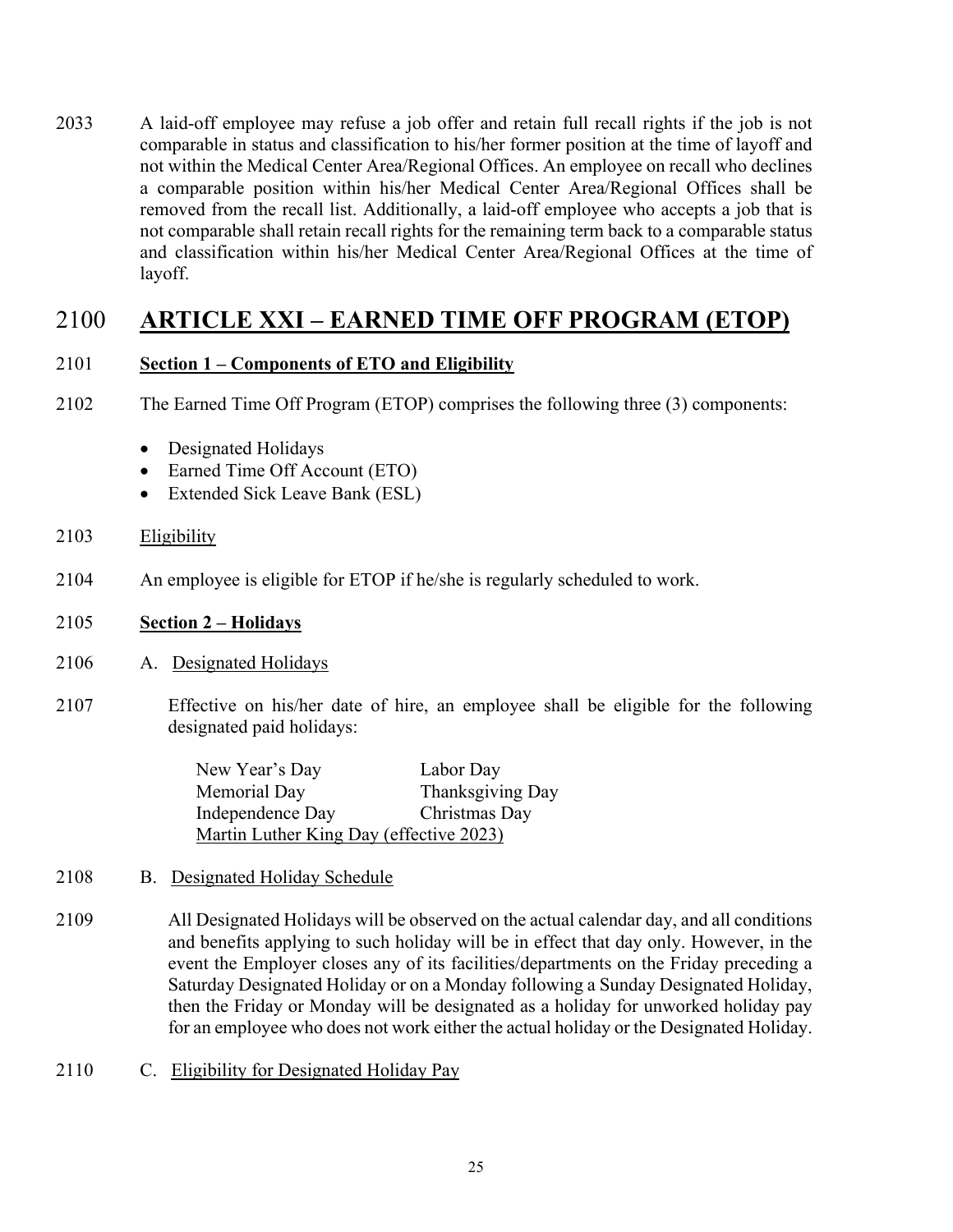2033 A laid-off employee may refuse a job offer and retain full recall rights if the job is not comparable in status and classification to his/her former position at the time of layoff and not within the Medical Center Area/Regional Offices. An employee on recall who declines a comparable position within his/her Medical Center Area/Regional Offices shall be removed from the recall list. Additionally, a laid-off employee who accepts a job that is not comparable shall retain recall rights for the remaining term back to a comparable status and classification within his/her Medical Center Area/Regional Offices at the time of layoff.

# 2100 ARTICLE XXI – EARNED TIME OFF PROGRAM (ETOP)

2101 **Section 1 – Components of ETO and Eligibility**

2102 The Earned Time Off Program (ETOP) comprises the following three (3) components:

- Designated Holidays
- Earned Time Off Account (ETO)
- Extended Sick Leave Bank (ESL)

2103 Eligibility

2104 An employee is eligible for ETOP if he/she is regularly scheduled to work.

2105 **Section 2 – Holidays**

2106 A. Designated Holidays

2107 Effective on his/her date of hire, an employee shall be eligible for the following designated paid holidays:

| | |
|---|---|
| New Year's Day | Labor Day |
| Memorial Day | Thanksgiving Day |
| Independence Day | Christmas Day |
| Martin Luther King Day (effective 2023) | |

2108 B. Designated Holiday Schedule

2109 All Designated Holidays will be observed on the actual calendar day, and all conditions and benefits applying to such holiday will be in effect that day only. However, in the event the Employer closes any of its facilities/departments on the Friday preceding a Saturday Designated Holiday or on a Monday following a Sunday Designated Holiday, then the Friday or Monday will be designated as a holiday for unworked holiday pay for an employee who does not work either the actual holiday or the Designated Holiday.

2110 C. Eligibility for Designated Holiday Pay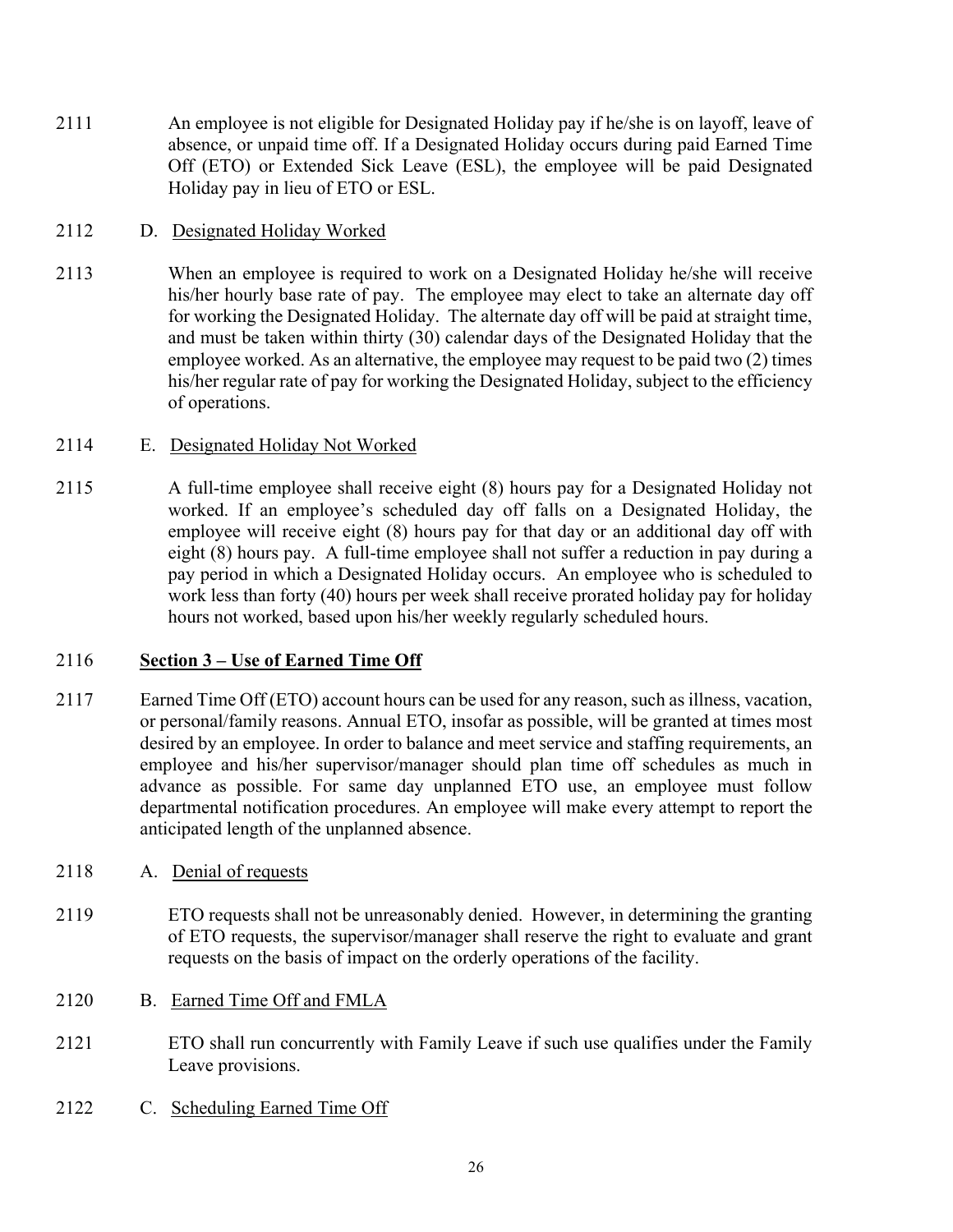2111 An employee is not eligible for Designated Holiday pay if he/she is on layoff, leave of absence, or unpaid time off. If a Designated Holiday occurs during paid Earned Time Off (ETO) or Extended Sick Leave (ESL), the employee will be paid Designated Holiday pay in lieu of ETO or ESL.

2112 D. <u>Designated Holiday Worked</u>

2113 When an employee is required to work on a Designated Holiday he/she will receive his/her hourly base rate of pay. The employee may elect to take an alternate day off for working the Designated Holiday. The alternate day off will be paid at straight time, and must be taken within thirty (30) calendar days of the Designated Holiday that the employee worked. As an alternative, the employee may request to be paid two (2) times his/her regular rate of pay for working the Designated Holiday, subject to the efficiency of operations.

2114 E. <u>Designated Holiday Not Worked</u>

2115 A full-time employee shall receive eight (8) hours pay for a Designated Holiday not worked. If an employee's scheduled day off falls on a Designated Holiday, the employee will receive eight (8) hours pay for that day or an additional day off with eight (8) hours pay. A full-time employee shall not suffer a reduction in pay during a pay period in which a Designated Holiday occurs. An employee who is scheduled to work less than forty (40) hours per week shall receive prorated holiday pay for holiday hours not worked, based upon his/her weekly regularly scheduled hours.

2116 **<u>Section 3 – Use of Earned Time Off</u>**

2117 Earned Time Off (ETO) account hours can be used for any reason, such as illness, vacation, or personal/family reasons. Annual ETO, insofar as possible, will be granted at times most desired by an employee. In order to balance and meet service and staffing requirements, an employee and his/her supervisor/manager should plan time off schedules as much in advance as possible. For same day unplanned ETO use, an employee must follow departmental notification procedures. An employee will make every attempt to report the anticipated length of the unplanned absence.

2118 A. <u>Denial of requests</u>

2119 ETO requests shall not be unreasonably denied. However, in determining the granting of ETO requests, the supervisor/manager shall reserve the right to evaluate and grant requests on the basis of impact on the orderly operations of the facility.

2120 B. <u>Earned Time Off and FMLA</u>

2121 ETO shall run concurrently with Family Leave if such use qualifies under the Family Leave provisions.

2122 C. <u>Scheduling Earned Time Off</u>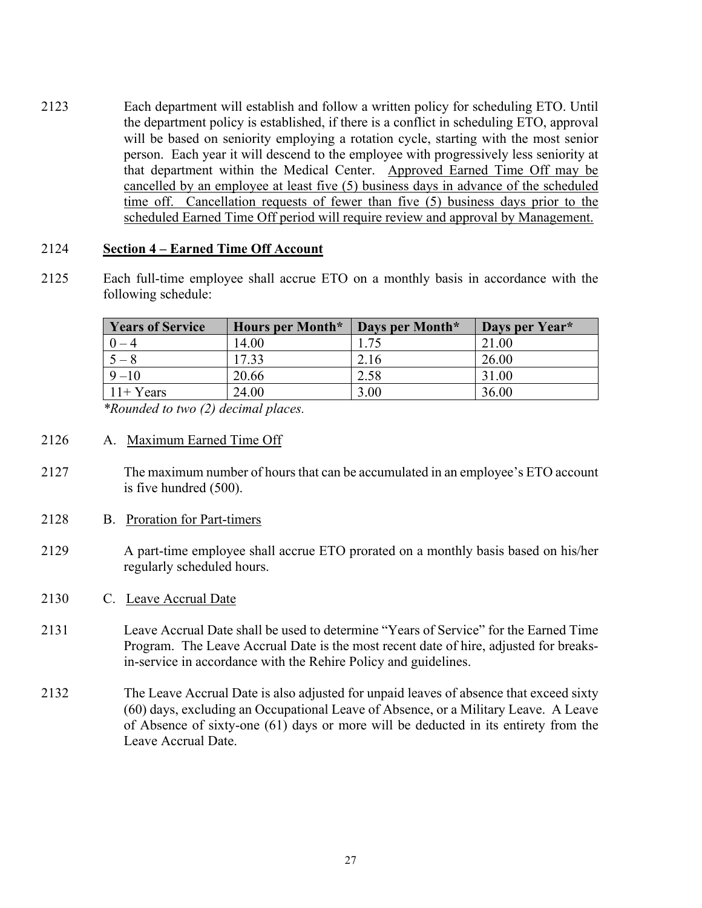2123 Each department will establish and follow a written policy for scheduling ETO. Until the department policy is established, if there is a conflict in scheduling ETO, approval will be based on seniority employing a rotation cycle, starting with the most senior person. Each year it will descend to the employee with progressively less seniority at that department within the Medical Center. <u>Approved Earned Time Off may be cancelled by an employee at least five (5) business days in advance of the scheduled time off. Cancellation requests of fewer than five (5) business days prior to the scheduled Earned Time Off period will require review and approval by Management.</u>

2124 **<u>Section 4 – Earned Time Off Account</u>**

2125 Each full-time employee shall accrue ETO on a monthly basis in accordance with the following schedule:

| Years of Service | Hours per Month* | Days per Month* | Days per Year* |
|---|---|---|---|
| 0 – 4 | 14.00 | 1.75 | 21.00 |
| 5 – 8 | 17.33 | 2.16 | 26.00 |
| 9 –10 | 20.66 | 2.58 | 31.00 |
| 11+ Years | 24.00 | 3.00 | 36.00 |

*\*Rounded to two (2) decimal places.*

2126 A. <u>Maximum Earned Time Off</u>

2127 The maximum number of hours that can be accumulated in an employee's ETO account is five hundred (500).

2128 B. <u>Proration for Part-timers</u>

2129 A part-time employee shall accrue ETO prorated on a monthly basis based on his/her regularly scheduled hours.

2130 C. <u>Leave Accrual Date</u>

2131 Leave Accrual Date shall be used to determine "Years of Service" for the Earned Time Program. The Leave Accrual Date is the most recent date of hire, adjusted for breaks-in-service in accordance with the Rehire Policy and guidelines.

2132 The Leave Accrual Date is also adjusted for unpaid leaves of absence that exceed sixty (60) days, excluding an Occupational Leave of Absence, or a Military Leave. A Leave of Absence of sixty-one (61) days or more will be deducted in its entirety from the Leave Accrual Date.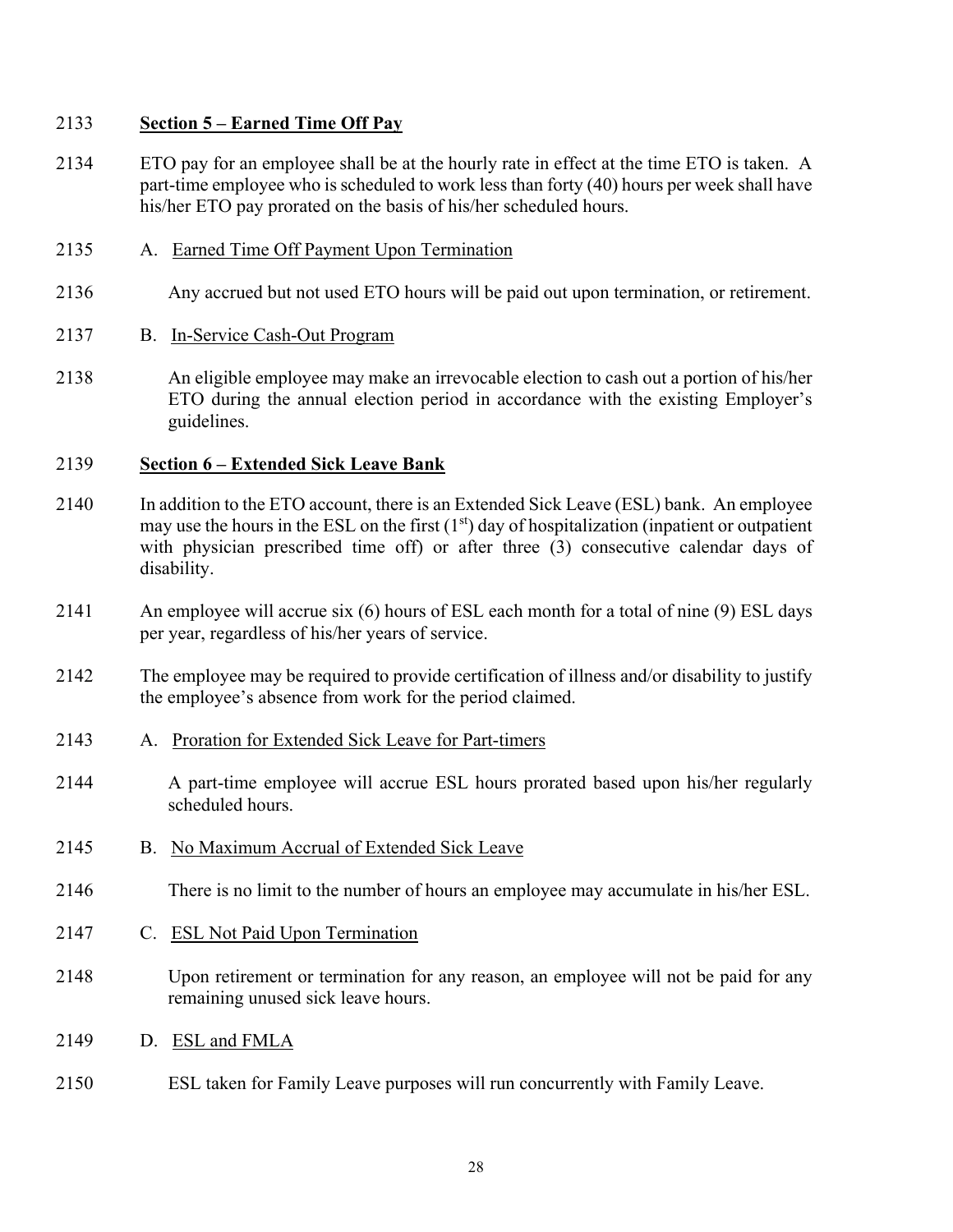2133 **Section 5 – Earned Time Off Pay**

2134 ETO pay for an employee shall be at the hourly rate in effect at the time ETO is taken. A part-time employee who is scheduled to work less than forty (40) hours per week shall have his/her ETO pay prorated on the basis of his/her scheduled hours.

2135 A. Earned Time Off Payment Upon Termination

2136 Any accrued but not used ETO hours will be paid out upon termination, or retirement.

2137 B. In-Service Cash-Out Program

2138 An eligible employee may make an irrevocable election to cash out a portion of his/her ETO during the annual election period in accordance with the existing Employer's guidelines.

2139 **Section 6 – Extended Sick Leave Bank**

2140 In addition to the ETO account, there is an Extended Sick Leave (ESL) bank. An employee may use the hours in the ESL on the first (1st) day of hospitalization (inpatient or outpatient with physician prescribed time off) or after three (3) consecutive calendar days of disability.

2141 An employee will accrue six (6) hours of ESL each month for a total of nine (9) ESL days per year, regardless of his/her years of service.

2142 The employee may be required to provide certification of illness and/or disability to justify the employee's absence from work for the period claimed.

2143 A. Proration for Extended Sick Leave for Part-timers

2144 A part-time employee will accrue ESL hours prorated based upon his/her regularly scheduled hours.

2145 B. No Maximum Accrual of Extended Sick Leave

2146 There is no limit to the number of hours an employee may accumulate in his/her ESL.

2147 C. ESL Not Paid Upon Termination

2148 Upon retirement or termination for any reason, an employee will not be paid for any remaining unused sick leave hours.

2149 D. ESL and FMLA

2150 ESL taken for Family Leave purposes will run concurrently with Family Leave.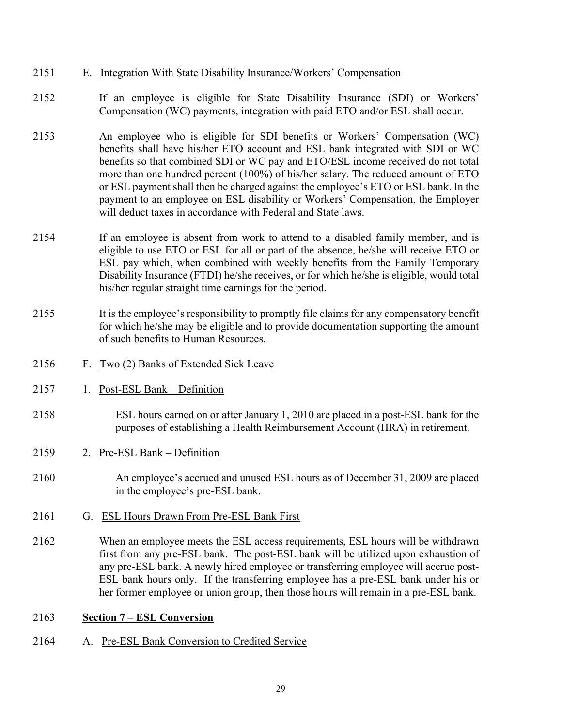2151 E. Integration With State Disability Insurance/Workers' Compensation

2152 If an employee is eligible for State Disability Insurance (SDI) or Workers' Compensation (WC) payments, integration with paid ETO and/or ESL shall occur.

2153 An employee who is eligible for SDI benefits or Workers' Compensation (WC) benefits shall have his/her ETO account and ESL bank integrated with SDI or WC benefits so that combined SDI or WC pay and ETO/ESL income received do not total more than one hundred percent (100%) of his/her salary. The reduced amount of ETO or ESL payment shall then be charged against the employee's ETO or ESL bank. In the payment to an employee on ESL disability or Workers' Compensation, the Employer will deduct taxes in accordance with Federal and State laws.

2154 If an employee is absent from work to attend to a disabled family member, and is eligible to use ETO or ESL for all or part of the absence, he/she will receive ETO or ESL pay which, when combined with weekly benefits from the Family Temporary Disability Insurance (FTDI) he/she receives, or for which he/she is eligible, would total his/her regular straight time earnings for the period.

2155 It is the employee's responsibility to promptly file claims for any compensatory benefit for which he/she may be eligible and to provide documentation supporting the amount of such benefits to Human Resources.

2156 F. Two (2) Banks of Extended Sick Leave

2157 1. Post-ESL Bank – Definition

2158 ESL hours earned on or after January 1, 2010 are placed in a post-ESL bank for the purposes of establishing a Health Reimbursement Account (HRA) in retirement.

2159 2. Pre-ESL Bank – Definition

2160 An employee's accrued and unused ESL hours as of December 31, 2009 are placed in the employee's pre-ESL bank.

2161 G. ESL Hours Drawn From Pre-ESL Bank First

2162 When an employee meets the ESL access requirements, ESL hours will be withdrawn first from any pre-ESL bank. The post-ESL bank will be utilized upon exhaustion of any pre-ESL bank. A newly hired employee or transferring employee will accrue post-ESL bank hours only. If the transferring employee has a pre-ESL bank under his or her former employee or union group, then those hours will remain in a pre-ESL bank.

2163 **Section 7 – ESL Conversion**

2164 A. Pre-ESL Bank Conversion to Credited Service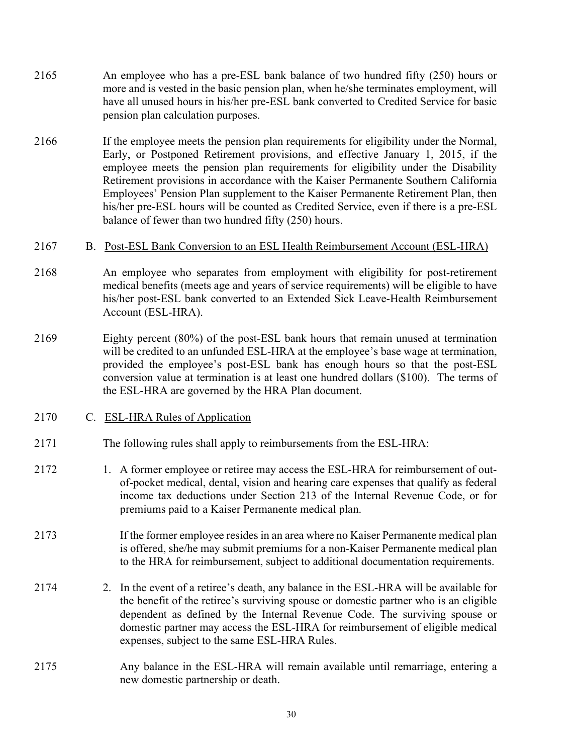2165 An employee who has a pre-ESL bank balance of two hundred fifty (250) hours or more and is vested in the basic pension plan, when he/she terminates employment, will have all unused hours in his/her pre-ESL bank converted to Credited Service for basic pension plan calculation purposes.

2166 If the employee meets the pension plan requirements for eligibility under the Normal, Early, or Postponed Retirement provisions, and effective January 1, 2015, if the employee meets the pension plan requirements for eligibility under the Disability Retirement provisions in accordance with the Kaiser Permanente Southern California Employees' Pension Plan supplement to the Kaiser Permanente Retirement Plan, then his/her pre-ESL hours will be counted as Credited Service, even if there is a pre-ESL balance of fewer than two hundred fifty (250) hours.

2167 B. <u>Post-ESL Bank Conversion to an ESL Health Reimbursement Account (ESL-HRA)</u>

2168 An employee who separates from employment with eligibility for post-retirement medical benefits (meets age and years of service requirements) will be eligible to have his/her post-ESL bank converted to an Extended Sick Leave-Health Reimbursement Account (ESL-HRA).

2169 Eighty percent (80%) of the post-ESL bank hours that remain unused at termination will be credited to an unfunded ESL-HRA at the employee's base wage at termination, provided the employee's post-ESL bank has enough hours so that the post-ESL conversion value at termination is at least one hundred dollars ($100). The terms of the ESL-HRA are governed by the HRA Plan document.

2170 C. <u>ESL-HRA Rules of Application</u>

2171 The following rules shall apply to reimbursements from the ESL-HRA:

2172 1. A former employee or retiree may access the ESL-HRA for reimbursement of out-of-pocket medical, dental, vision and hearing care expenses that qualify as federal income tax deductions under Section 213 of the Internal Revenue Code, or for premiums paid to a Kaiser Permanente medical plan.

2173 If the former employee resides in an area where no Kaiser Permanente medical plan is offered, she/he may submit premiums for a non-Kaiser Permanente medical plan to the HRA for reimbursement, subject to additional documentation requirements.

2174 2. In the event of a retiree's death, any balance in the ESL-HRA will be available for the benefit of the retiree's surviving spouse or domestic partner who is an eligible dependent as defined by the Internal Revenue Code. The surviving spouse or domestic partner may access the ESL-HRA for reimbursement of eligible medical expenses, subject to the same ESL-HRA Rules.

2175 Any balance in the ESL-HRA will remain available until remarriage, entering a new domestic partnership or death.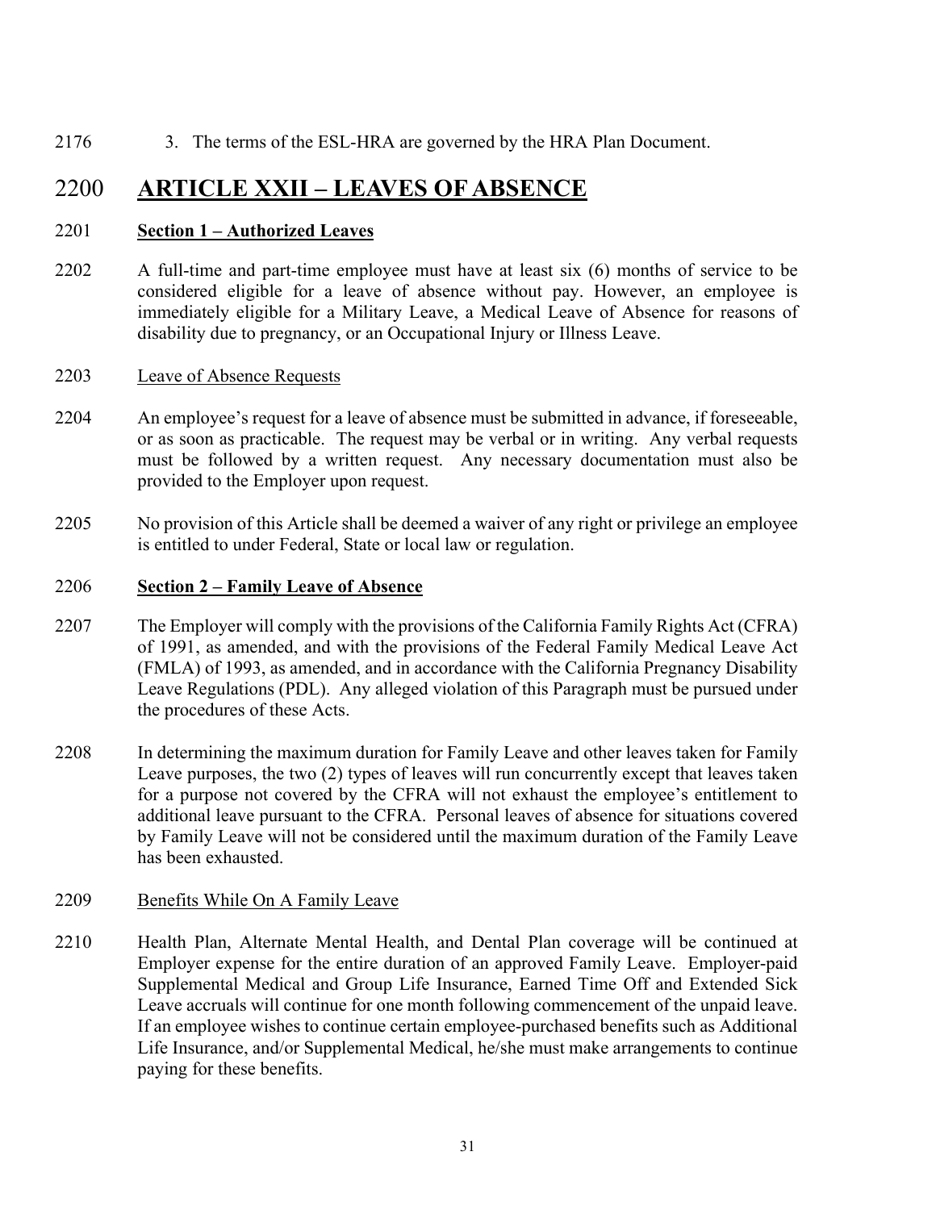2176 3. The terms of the ESL-HRA are governed by the HRA Plan Document.

# 2200 ARTICLE XXII – LEAVES OF ABSENCE

2201 **Section 1 – Authorized Leaves**

2202 A full-time and part-time employee must have at least six (6) months of service to be considered eligible for a leave of absence without pay. However, an employee is immediately eligible for a Military Leave, a Medical Leave of Absence for reasons of disability due to pregnancy, or an Occupational Injury or Illness Leave.

2203 Leave of Absence Requests

2204 An employee's request for a leave of absence must be submitted in advance, if foreseeable, or as soon as practicable. The request may be verbal or in writing. Any verbal requests must be followed by a written request. Any necessary documentation must also be provided to the Employer upon request.

2205 No provision of this Article shall be deemed a waiver of any right or privilege an employee is entitled to under Federal, State or local law or regulation.

2206 **Section 2 – Family Leave of Absence**

2207 The Employer will comply with the provisions of the California Family Rights Act (CFRA) of 1991, as amended, and with the provisions of the Federal Family Medical Leave Act (FMLA) of 1993, as amended, and in accordance with the California Pregnancy Disability Leave Regulations (PDL). Any alleged violation of this Paragraph must be pursued under the procedures of these Acts.

2208 In determining the maximum duration for Family Leave and other leaves taken for Family Leave purposes, the two (2) types of leaves will run concurrently except that leaves taken for a purpose not covered by the CFRA will not exhaust the employee's entitlement to additional leave pursuant to the CFRA. Personal leaves of absence for situations covered by Family Leave will not be considered until the maximum duration of the Family Leave has been exhausted.

2209 Benefits While On A Family Leave

2210 Health Plan, Alternate Mental Health, and Dental Plan coverage will be continued at Employer expense for the entire duration of an approved Family Leave. Employer-paid Supplemental Medical and Group Life Insurance, Earned Time Off and Extended Sick Leave accruals will continue for one month following commencement of the unpaid leave. If an employee wishes to continue certain employee-purchased benefits such as Additional Life Insurance, and/or Supplemental Medical, he/she must make arrangements to continue paying for these benefits.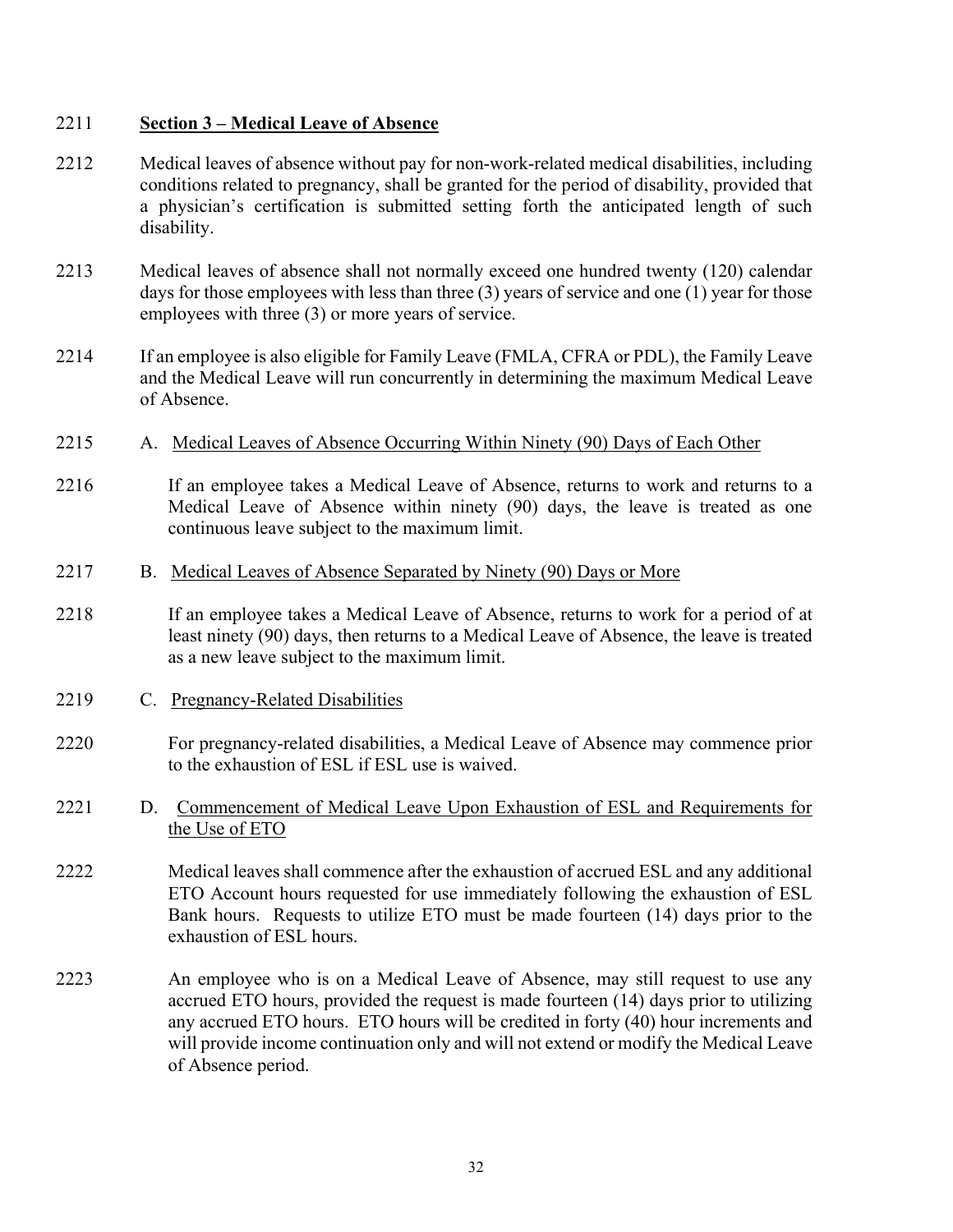2211 **Section 3 – Medical Leave of Absence**

2212 Medical leaves of absence without pay for non-work-related medical disabilities, including conditions related to pregnancy, shall be granted for the period of disability, provided that a physician's certification is submitted setting forth the anticipated length of such disability.

2213 Medical leaves of absence shall not normally exceed one hundred twenty (120) calendar days for those employees with less than three (3) years of service and one (1) year for those employees with three (3) or more years of service.

2214 If an employee is also eligible for Family Leave (FMLA, CFRA or PDL), the Family Leave and the Medical Leave will run concurrently in determining the maximum Medical Leave of Absence.

2215 A. Medical Leaves of Absence Occurring Within Ninety (90) Days of Each Other

2216 If an employee takes a Medical Leave of Absence, returns to work and returns to a Medical Leave of Absence within ninety (90) days, the leave is treated as one continuous leave subject to the maximum limit.

2217 B. Medical Leaves of Absence Separated by Ninety (90) Days or More

2218 If an employee takes a Medical Leave of Absence, returns to work for a period of at least ninety (90) days, then returns to a Medical Leave of Absence, the leave is treated as a new leave subject to the maximum limit.

2219 C. Pregnancy-Related Disabilities

2220 For pregnancy-related disabilities, a Medical Leave of Absence may commence prior to the exhaustion of ESL if ESL use is waived.

2221 D. Commencement of Medical Leave Upon Exhaustion of ESL and Requirements for the Use of ETO

2222 Medical leaves shall commence after the exhaustion of accrued ESL and any additional ETO Account hours requested for use immediately following the exhaustion of ESL Bank hours. Requests to utilize ETO must be made fourteen (14) days prior to the exhaustion of ESL hours.

2223 An employee who is on a Medical Leave of Absence, may still request to use any accrued ETO hours, provided the request is made fourteen (14) days prior to utilizing any accrued ETO hours. ETO hours will be credited in forty (40) hour increments and will provide income continuation only and will not extend or modify the Medical Leave of Absence period.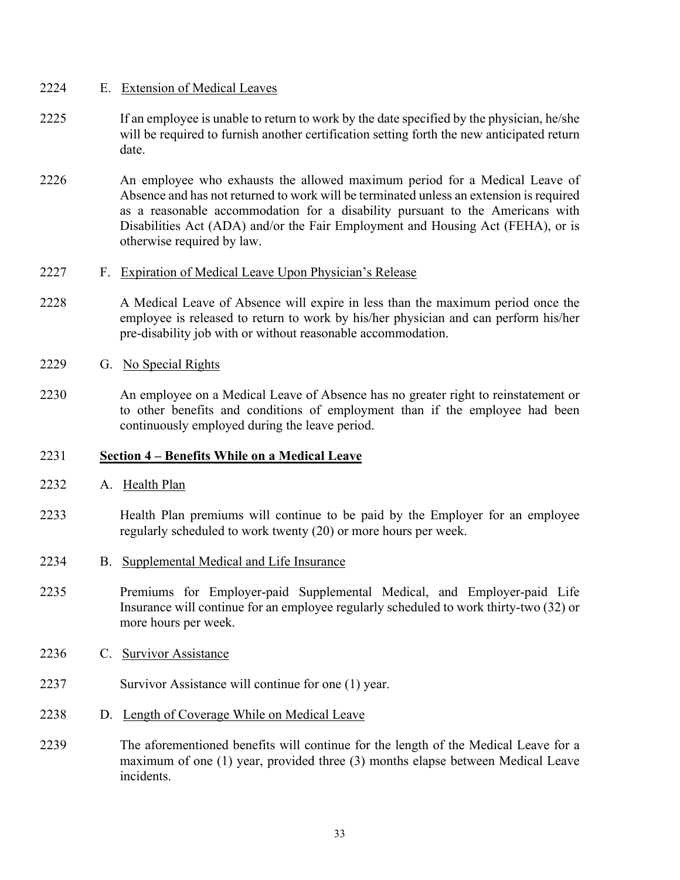2224 E. Extension of Medical Leaves

2225 If an employee is unable to return to work by the date specified by the physician, he/she will be required to furnish another certification setting forth the new anticipated return date.

2226 An employee who exhausts the allowed maximum period for a Medical Leave of Absence and has not returned to work will be terminated unless an extension is required as a reasonable accommodation for a disability pursuant to the Americans with Disabilities Act (ADA) and/or the Fair Employment and Housing Act (FEHA), or is otherwise required by law.

2227 F. Expiration of Medical Leave Upon Physician's Release

2228 A Medical Leave of Absence will expire in less than the maximum period once the employee is released to return to work by his/her physician and can perform his/her pre-disability job with or without reasonable accommodation.

2229 G. No Special Rights

2230 An employee on a Medical Leave of Absence has no greater right to reinstatement or to other benefits and conditions of employment than if the employee had been continuously employed during the leave period.

2231 **Section 4 – Benefits While on a Medical Leave**

2232 A. Health Plan

2233 Health Plan premiums will continue to be paid by the Employer for an employee regularly scheduled to work twenty (20) or more hours per week.

2234 B. Supplemental Medical and Life Insurance

2235 Premiums for Employer-paid Supplemental Medical, and Employer-paid Life Insurance will continue for an employee regularly scheduled to work thirty-two (32) or more hours per week.

2236 C. Survivor Assistance

2237 Survivor Assistance will continue for one (1) year.

2238 D. Length of Coverage While on Medical Leave

2239 The aforementioned benefits will continue for the length of the Medical Leave for a maximum of one (1) year, provided three (3) months elapse between Medical Leave incidents.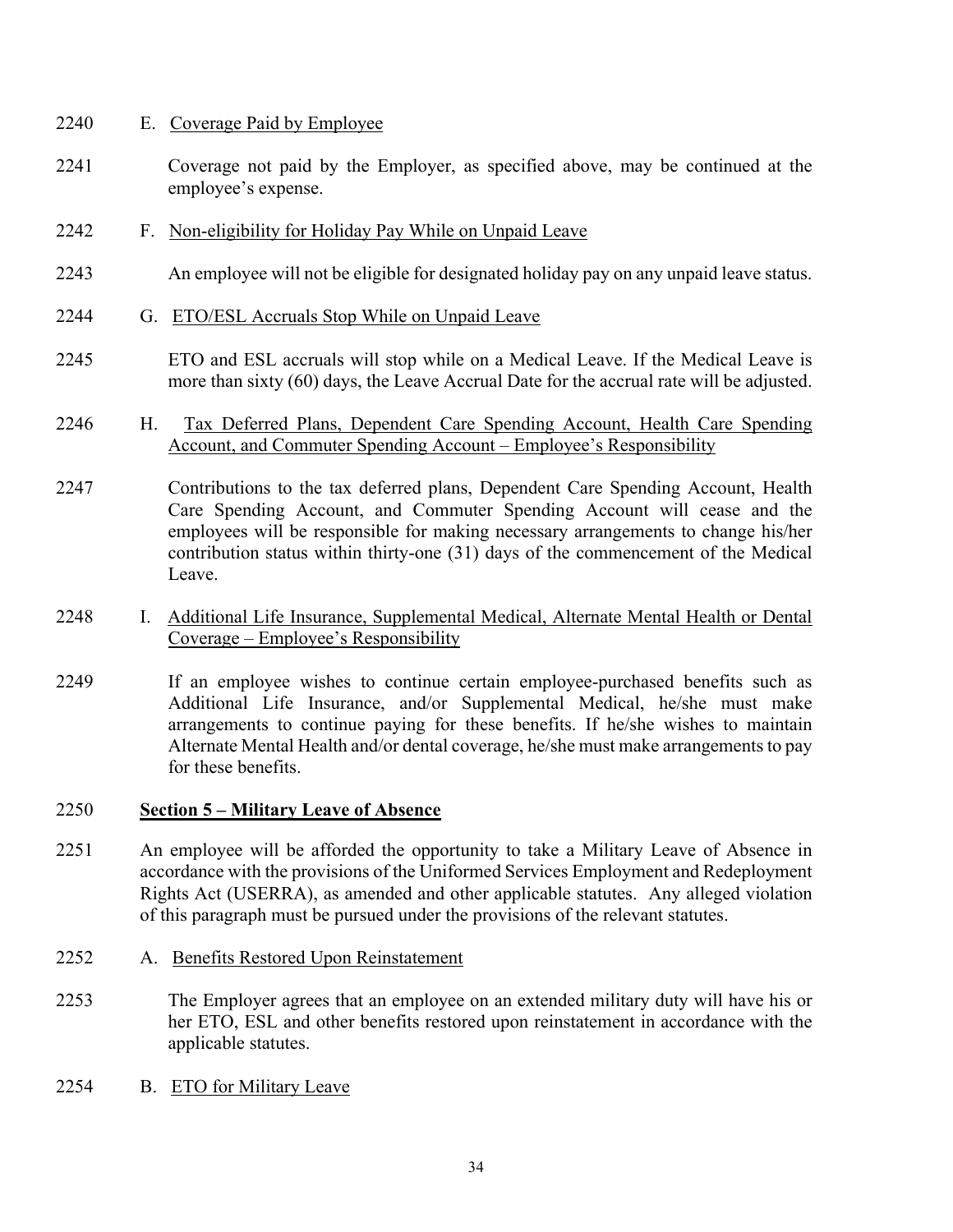2240 E. Coverage Paid by Employee

2241 Coverage not paid by the Employer, as specified above, may be continued at the employee's expense.

2242 F. Non-eligibility for Holiday Pay While on Unpaid Leave

2243 An employee will not be eligible for designated holiday pay on any unpaid leave status.

2244 G. ETO/ESL Accruals Stop While on Unpaid Leave

2245 ETO and ESL accruals will stop while on a Medical Leave. If the Medical Leave is more than sixty (60) days, the Leave Accrual Date for the accrual rate will be adjusted.

2246 H. Tax Deferred Plans, Dependent Care Spending Account, Health Care Spending Account, and Commuter Spending Account – Employee's Responsibility

2247 Contributions to the tax deferred plans, Dependent Care Spending Account, Health Care Spending Account, and Commuter Spending Account will cease and the employees will be responsible for making necessary arrangements to change his/her contribution status within thirty-one (31) days of the commencement of the Medical Leave.

2248 I. Additional Life Insurance, Supplemental Medical, Alternate Mental Health or Dental Coverage – Employee's Responsibility

2249 If an employee wishes to continue certain employee-purchased benefits such as Additional Life Insurance, and/or Supplemental Medical, he/she must make arrangements to continue paying for these benefits. If he/she wishes to maintain Alternate Mental Health and/or dental coverage, he/she must make arrangements to pay for these benefits.

2250 **Section 5 – Military Leave of Absence**

2251 An employee will be afforded the opportunity to take a Military Leave of Absence in accordance with the provisions of the Uniformed Services Employment and Redeployment Rights Act (USERRA), as amended and other applicable statutes. Any alleged violation of this paragraph must be pursued under the provisions of the relevant statutes.

2252 A. Benefits Restored Upon Reinstatement

2253 The Employer agrees that an employee on an extended military duty will have his or her ETO, ESL and other benefits restored upon reinstatement in accordance with the applicable statutes.

2254 B. ETO for Military Leave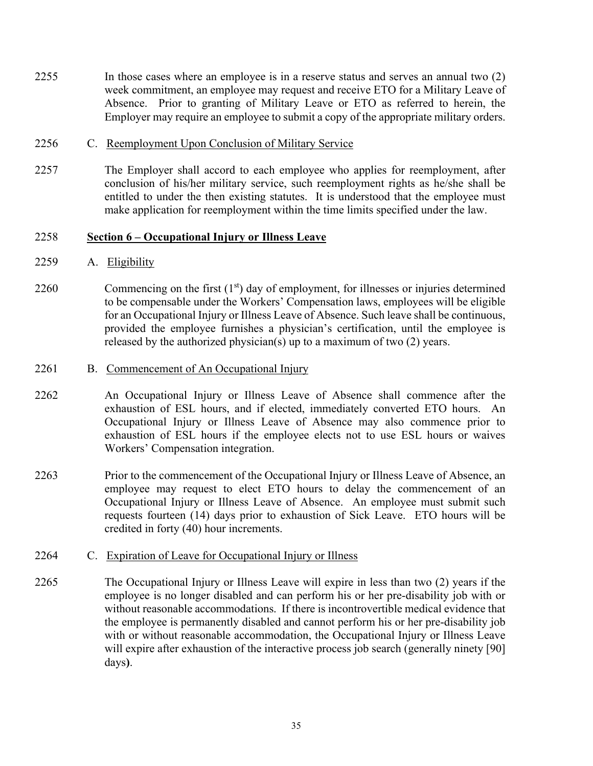2255 In those cases where an employee is in a reserve status and serves an annual two (2) week commitment, an employee may request and receive ETO for a Military Leave of Absence. Prior to granting of Military Leave or ETO as referred to herein, the Employer may require an employee to submit a copy of the appropriate military orders.

2256 C. Reemployment Upon Conclusion of Military Service

2257 The Employer shall accord to each employee who applies for reemployment, after conclusion of his/her military service, such reemployment rights as he/she shall be entitled to under the then existing statutes. It is understood that the employee must make application for reemployment within the time limits specified under the law.

2258 **Section 6 – Occupational Injury or Illness Leave**

2259 A. Eligibility

2260 Commencing on the first (1st) day of employment, for illnesses or injuries determined to be compensable under the Workers' Compensation laws, employees will be eligible for an Occupational Injury or Illness Leave of Absence. Such leave shall be continuous, provided the employee furnishes a physician's certification, until the employee is released by the authorized physician(s) up to a maximum of two (2) years.

2261 B. Commencement of An Occupational Injury

2262 An Occupational Injury or Illness Leave of Absence shall commence after the exhaustion of ESL hours, and if elected, immediately converted ETO hours. An Occupational Injury or Illness Leave of Absence may also commence prior to exhaustion of ESL hours if the employee elects not to use ESL hours or waives Workers' Compensation integration.

2263 Prior to the commencement of the Occupational Injury or Illness Leave of Absence, an employee may request to elect ETO hours to delay the commencement of an Occupational Injury or Illness Leave of Absence. An employee must submit such requests fourteen (14) days prior to exhaustion of Sick Leave. ETO hours will be credited in forty (40) hour increments.

2264 C. Expiration of Leave for Occupational Injury or Illness

2265 The Occupational Injury or Illness Leave will expire in less than two (2) years if the employee is no longer disabled and can perform his or her pre-disability job with or without reasonable accommodations. If there is incontrovertible medical evidence that the employee is permanently disabled and cannot perform his or her pre-disability job with or without reasonable accommodation, the Occupational Injury or Illness Leave will expire after exhaustion of the interactive process job search (generally ninety [90] days).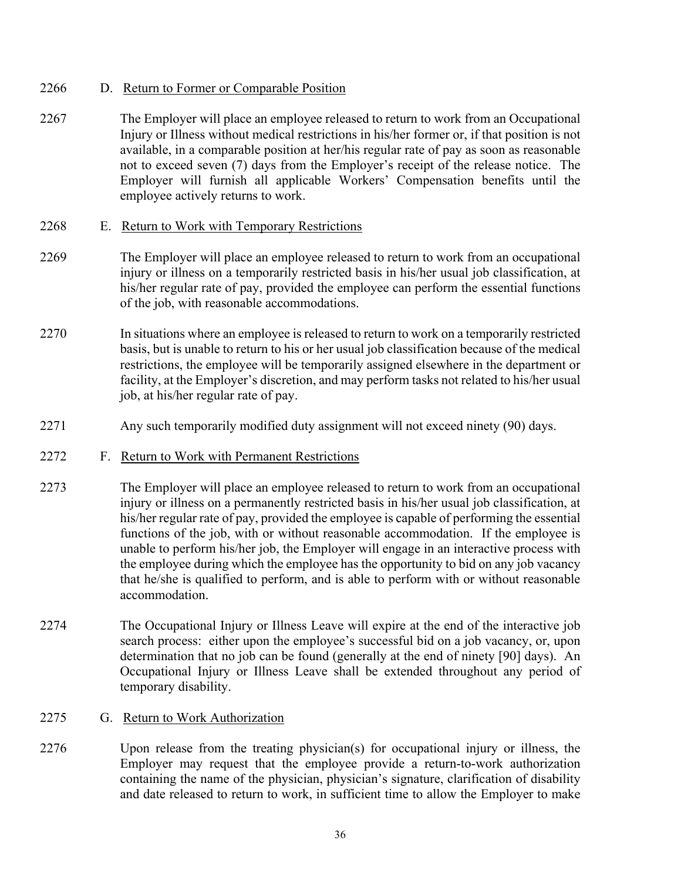2266 D. Return to Former or Comparable Position

2267 The Employer will place an employee released to return to work from an Occupational Injury or Illness without medical restrictions in his/her former or, if that position is not available, in a comparable position at her/his regular rate of pay as soon as reasonable not to exceed seven (7) days from the Employer's receipt of the release notice. The Employer will furnish all applicable Workers' Compensation benefits until the employee actively returns to work.

2268 E. Return to Work with Temporary Restrictions

2269 The Employer will place an employee released to return to work from an occupational injury or illness on a temporarily restricted basis in his/her usual job classification, at his/her regular rate of pay, provided the employee can perform the essential functions of the job, with reasonable accommodations.

2270 In situations where an employee is released to return to work on a temporarily restricted basis, but is unable to return to his or her usual job classification because of the medical restrictions, the employee will be temporarily assigned elsewhere in the department or facility, at the Employer's discretion, and may perform tasks not related to his/her usual job, at his/her regular rate of pay.

2271 Any such temporarily modified duty assignment will not exceed ninety (90) days.

2272 F. Return to Work with Permanent Restrictions

2273 The Employer will place an employee released to return to work from an occupational injury or illness on a permanently restricted basis in his/her usual job classification, at his/her regular rate of pay, provided the employee is capable of performing the essential functions of the job, with or without reasonable accommodation. If the employee is unable to perform his/her job, the Employer will engage in an interactive process with the employee during which the employee has the opportunity to bid on any job vacancy that he/she is qualified to perform, and is able to perform with or without reasonable accommodation.

2274 The Occupational Injury or Illness Leave will expire at the end of the interactive job search process: either upon the employee's successful bid on a job vacancy, or, upon determination that no job can be found (generally at the end of ninety [90] days). An Occupational Injury or Illness Leave shall be extended throughout any period of temporary disability.

2275 G. Return to Work Authorization

2276 Upon release from the treating physician(s) for occupational injury or illness, the Employer may request that the employee provide a return-to-work authorization containing the name of the physician, physician's signature, clarification of disability and date released to return to work, in sufficient time to allow the Employer to make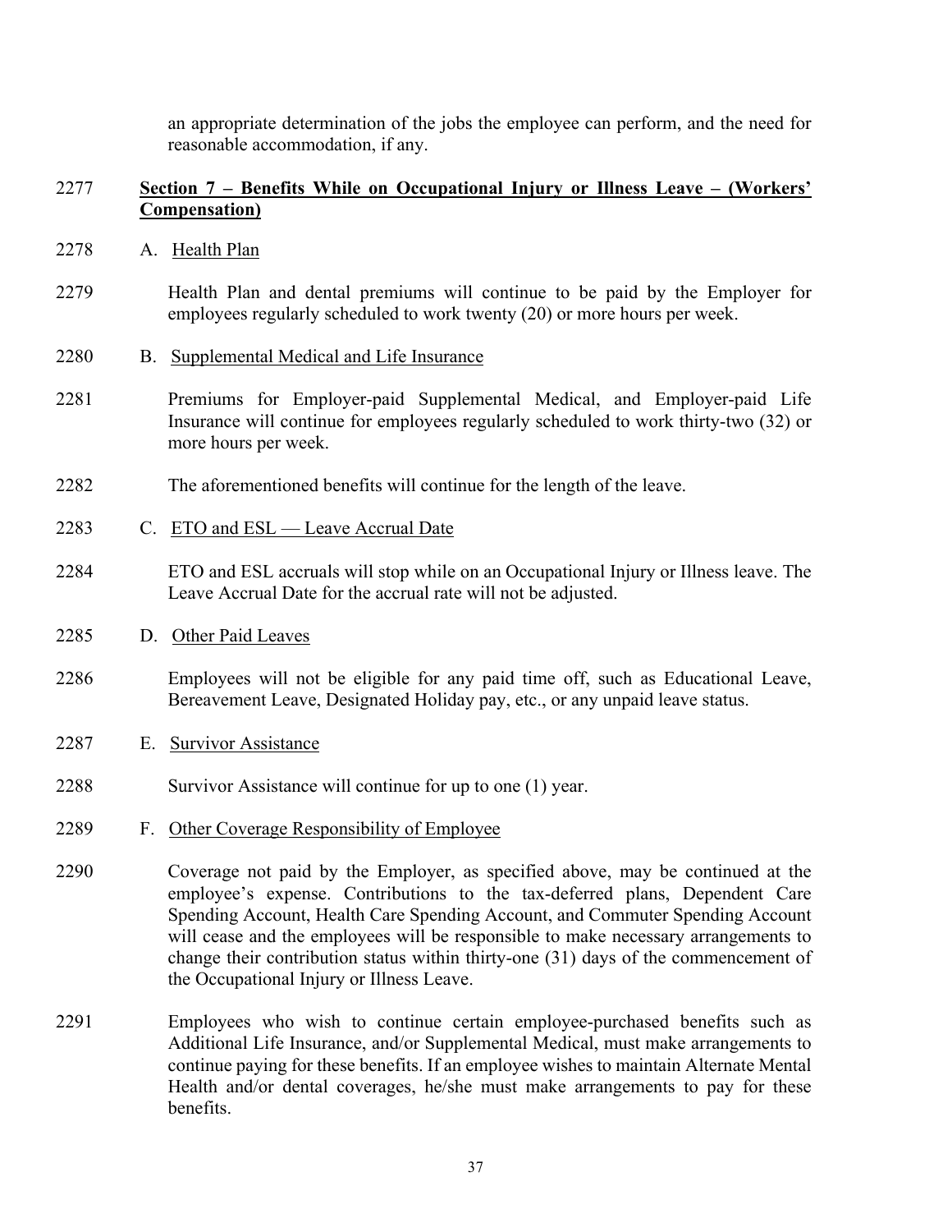an appropriate determination of the jobs the employee can perform, and the need for reasonable accommodation, if any.

2277 **Section 7 – Benefits While on Occupational Injury or Illness Leave – (Workers' Compensation)**

2278 A. Health Plan

2279 Health Plan and dental premiums will continue to be paid by the Employer for employees regularly scheduled to work twenty (20) or more hours per week.

2280 B. Supplemental Medical and Life Insurance

2281 Premiums for Employer-paid Supplemental Medical, and Employer-paid Life Insurance will continue for employees regularly scheduled to work thirty-two (32) or more hours per week.

2282 The aforementioned benefits will continue for the length of the leave.

2283 C. ETO and ESL — Leave Accrual Date

2284 ETO and ESL accruals will stop while on an Occupational Injury or Illness leave. The Leave Accrual Date for the accrual rate will not be adjusted.

2285 D. Other Paid Leaves

2286 Employees will not be eligible for any paid time off, such as Educational Leave, Bereavement Leave, Designated Holiday pay, etc., or any unpaid leave status.

2287 E. Survivor Assistance

2288 Survivor Assistance will continue for up to one (1) year.

2289 F. Other Coverage Responsibility of Employee

2290 Coverage not paid by the Employer, as specified above, may be continued at the employee's expense. Contributions to the tax-deferred plans, Dependent Care Spending Account, Health Care Spending Account, and Commuter Spending Account will cease and the employees will be responsible to make necessary arrangements to change their contribution status within thirty-one (31) days of the commencement of the Occupational Injury or Illness Leave.

2291 Employees who wish to continue certain employee-purchased benefits such as Additional Life Insurance, and/or Supplemental Medical, must make arrangements to continue paying for these benefits. If an employee wishes to maintain Alternate Mental Health and/or dental coverages, he/she must make arrangements to pay for these benefits.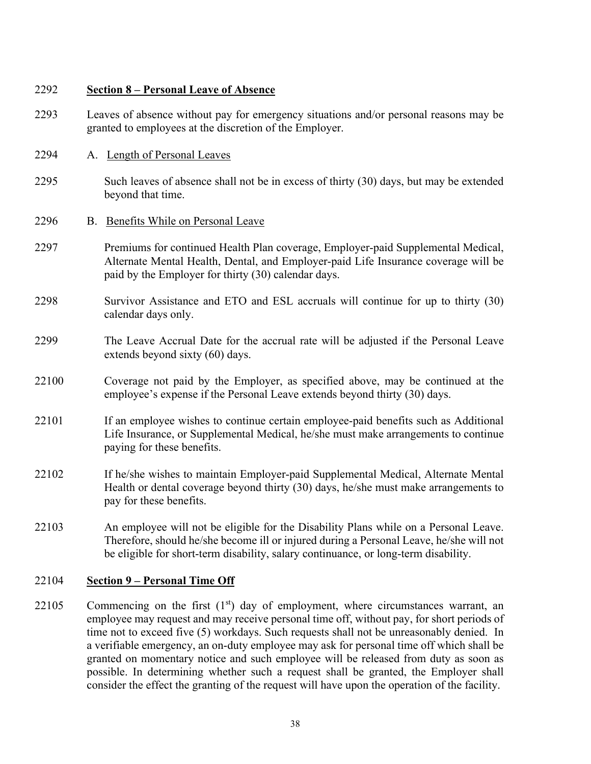2292 **Section 8 – Personal Leave of Absence**

2293 Leaves of absence without pay for emergency situations and/or personal reasons may be granted to employees at the discretion of the Employer.

2294 A. Length of Personal Leaves

2295 Such leaves of absence shall not be in excess of thirty (30) days, but may be extended beyond that time.

2296 B. Benefits While on Personal Leave

2297 Premiums for continued Health Plan coverage, Employer-paid Supplemental Medical, Alternate Mental Health, Dental, and Employer-paid Life Insurance coverage will be paid by the Employer for thirty (30) calendar days.

2298 Survivor Assistance and ETO and ESL accruals will continue for up to thirty (30) calendar days only.

2299 The Leave Accrual Date for the accrual rate will be adjusted if the Personal Leave extends beyond sixty (60) days.

22100 Coverage not paid by the Employer, as specified above, may be continued at the employee's expense if the Personal Leave extends beyond thirty (30) days.

22101 If an employee wishes to continue certain employee-paid benefits such as Additional Life Insurance, or Supplemental Medical, he/she must make arrangements to continue paying for these benefits.

22102 If he/she wishes to maintain Employer-paid Supplemental Medical, Alternate Mental Health or dental coverage beyond thirty (30) days, he/she must make arrangements to pay for these benefits.

22103 An employee will not be eligible for the Disability Plans while on a Personal Leave. Therefore, should he/she become ill or injured during a Personal Leave, he/she will not be eligible for short-term disability, salary continuance, or long-term disability.

22104 **Section 9 – Personal Time Off**

22105 Commencing on the first (1st) day of employment, where circumstances warrant, an employee may request and may receive personal time off, without pay, for short periods of time not to exceed five (5) workdays. Such requests shall not be unreasonably denied. In a verifiable emergency, an on-duty employee may ask for personal time off which shall be granted on momentary notice and such employee will be released from duty as soon as possible. In determining whether such a request shall be granted, the Employer shall consider the effect the granting of the request will have upon the operation of the facility.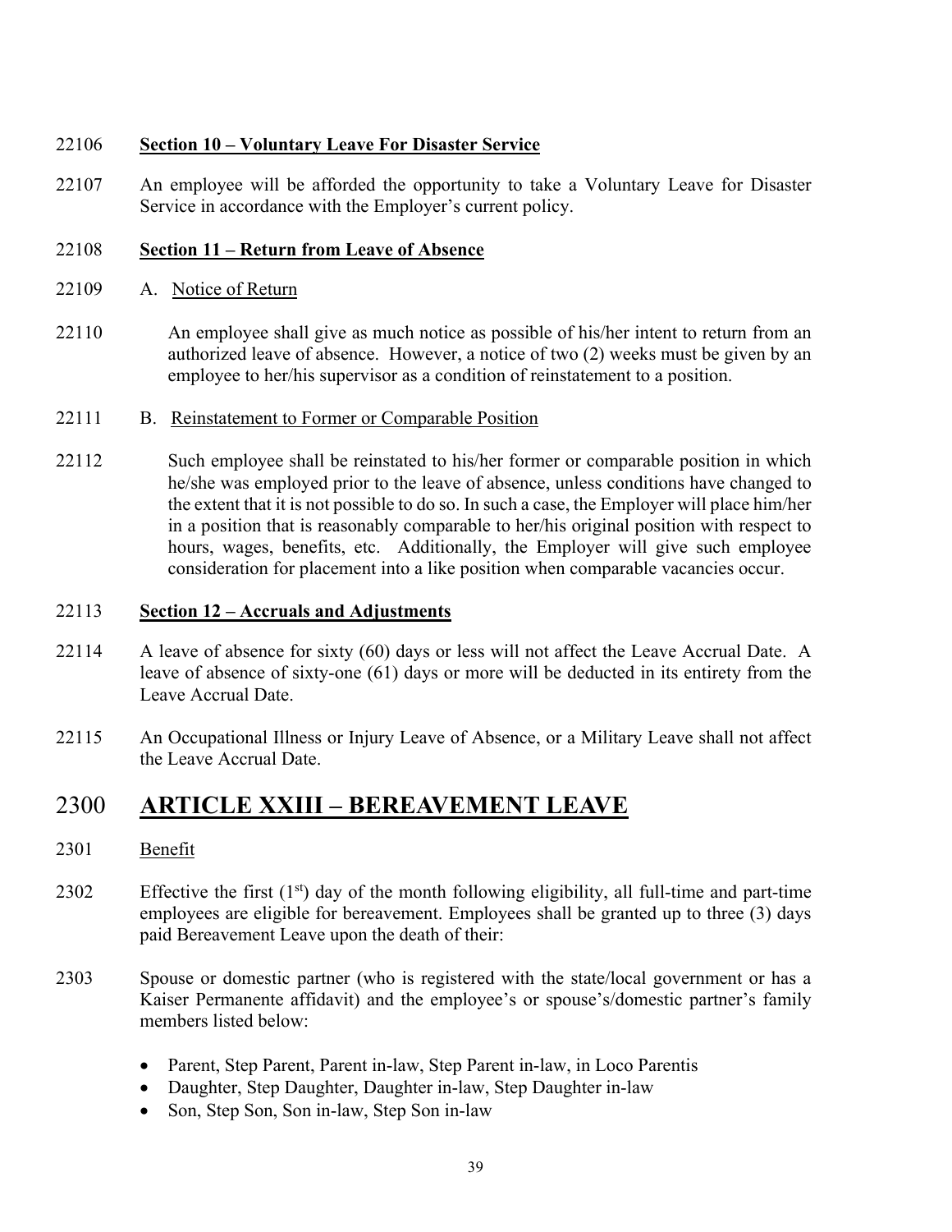22106 **Section 10 – Voluntary Leave For Disaster Service**

22107 An employee will be afforded the opportunity to take a Voluntary Leave for Disaster Service in accordance with the Employer's current policy.

22108 **Section 11 – Return from Leave of Absence**

22109 A. Notice of Return

22110 An employee shall give as much notice as possible of his/her intent to return from an authorized leave of absence. However, a notice of two (2) weeks must be given by an employee to her/his supervisor as a condition of reinstatement to a position.

22111 B. Reinstatement to Former or Comparable Position

22112 Such employee shall be reinstated to his/her former or comparable position in which he/she was employed prior to the leave of absence, unless conditions have changed to the extent that it is not possible to do so. In such a case, the Employer will place him/her in a position that is reasonably comparable to her/his original position with respect to hours, wages, benefits, etc. Additionally, the Employer will give such employee consideration for placement into a like position when comparable vacancies occur.

22113 **Section 12 – Accruals and Adjustments**

22114 A leave of absence for sixty (60) days or less will not affect the Leave Accrual Date. A leave of absence of sixty-one (61) days or more will be deducted in its entirety from the Leave Accrual Date.

22115 An Occupational Illness or Injury Leave of Absence, or a Military Leave shall not affect the Leave Accrual Date.

# 2300 ARTICLE XXIII – BEREAVEMENT LEAVE

2301 Benefit

2302 Effective the first (1st) day of the month following eligibility, all full-time and part-time employees are eligible for bereavement. Employees shall be granted up to three (3) days paid Bereavement Leave upon the death of their:

2303 Spouse or domestic partner (who is registered with the state/local government or has a Kaiser Permanente affidavit) and the employee's or spouse's/domestic partner's family members listed below:

- Parent, Step Parent, Parent in-law, Step Parent in-law, in Loco Parentis
- Daughter, Step Daughter, Daughter in-law, Step Daughter in-law
- Son, Step Son, Son in-law, Step Son in-law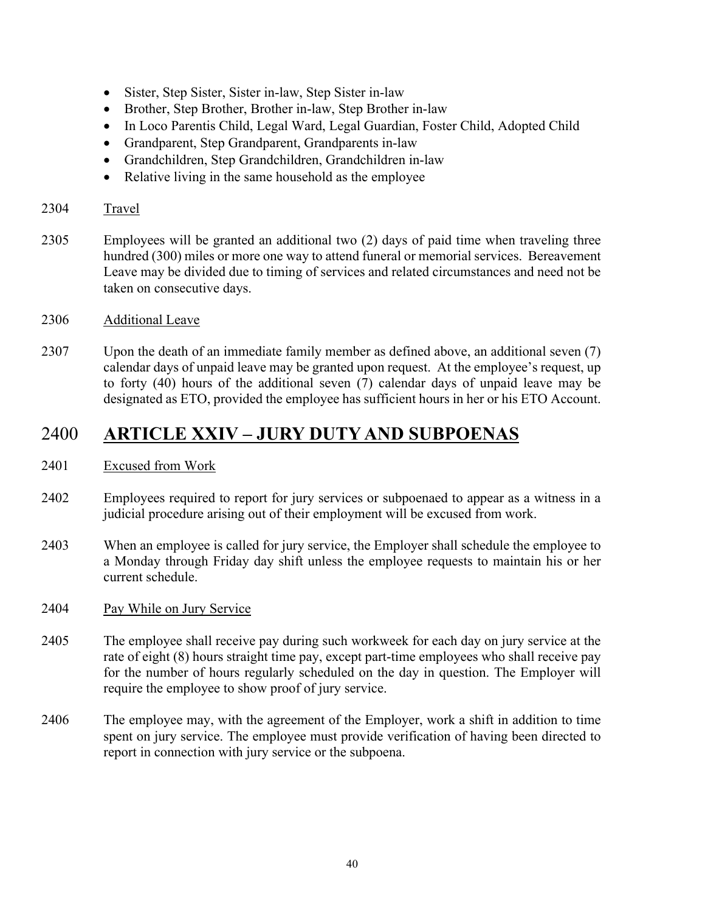- Sister, Step Sister, Sister in-law, Step Sister in-law
- Brother, Step Brother, Brother in-law, Step Brother in-law
- In Loco Parentis Child, Legal Ward, Legal Guardian, Foster Child, Adopted Child
- Grandparent, Step Grandparent, Grandparents in-law
- Grandchildren, Step Grandchildren, Grandchildren in-law
- Relative living in the same household as the employee

2304 <u>Travel</u>

2305 Employees will be granted an additional two (2) days of paid time when traveling three hundred (300) miles or more one way to attend funeral or memorial services. Bereavement Leave may be divided due to timing of services and related circumstances and need not be taken on consecutive days.

2306 <u>Additional Leave</u>

2307 Upon the death of an immediate family member as defined above, an additional seven (7) calendar days of unpaid leave may be granted upon request. At the employee's request, up to forty (40) hours of the additional seven (7) calendar days of unpaid leave may be designated as ETO, provided the employee has sufficient hours in her or his ETO Account.

# 2400 ARTICLE XXIV – JURY DUTY AND SUBPOENAS

2401 <u>Excused from Work</u>

2402 Employees required to report for jury services or subpoenaed to appear as a witness in a judicial procedure arising out of their employment will be excused from work.

2403 When an employee is called for jury service, the Employer shall schedule the employee to a Monday through Friday day shift unless the employee requests to maintain his or her current schedule.

2404 <u>Pay While on Jury Service</u>

2405 The employee shall receive pay during such workweek for each day on jury service at the rate of eight (8) hours straight time pay, except part-time employees who shall receive pay for the number of hours regularly scheduled on the day in question. The Employer will require the employee to show proof of jury service.

2406 The employee may, with the agreement of the Employer, work a shift in addition to time spent on jury service. The employee must provide verification of having been directed to report in connection with jury service or the subpoena.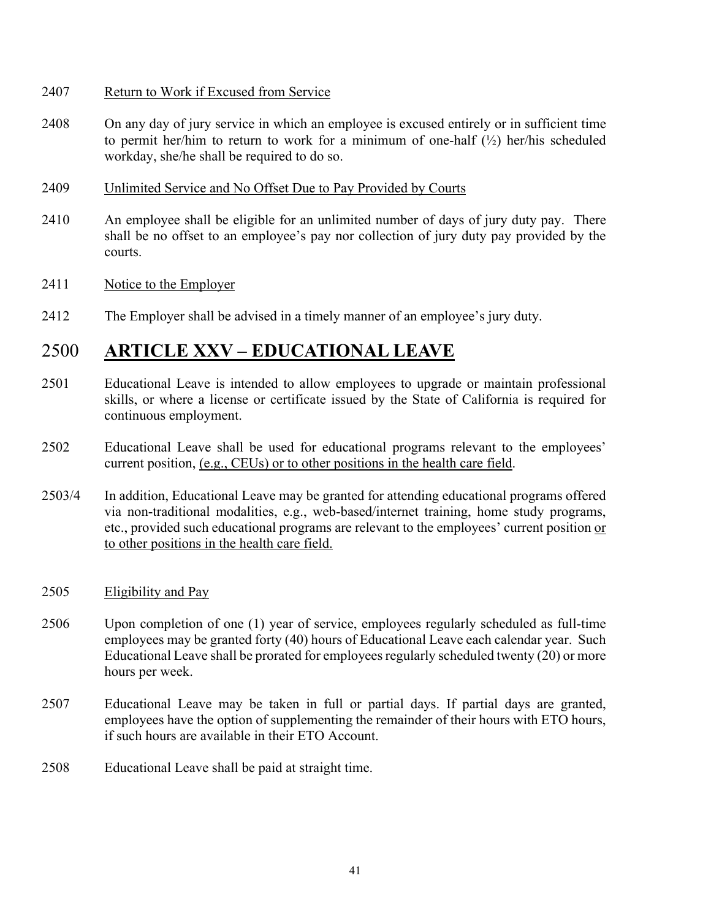2407 Return to Work if Excused from Service

2408 On any day of jury service in which an employee is excused entirely or in sufficient time to permit her/him to return to work for a minimum of one-half (½) her/his scheduled workday, she/he shall be required to do so.

2409 Unlimited Service and No Offset Due to Pay Provided by Courts

2410 An employee shall be eligible for an unlimited number of days of jury duty pay. There shall be no offset to an employee's pay nor collection of jury duty pay provided by the courts.

2411 Notice to the Employer

2412 The Employer shall be advised in a timely manner of an employee's jury duty.

# 2500 ARTICLE XXV – EDUCATIONAL LEAVE

2501 Educational Leave is intended to allow employees to upgrade or maintain professional skills, or where a license or certificate issued by the State of California is required for continuous employment.

2502 Educational Leave shall be used for educational programs relevant to the employees' current position, (e.g., CEUs) or to other positions in the health care field.

2503/4 In addition, Educational Leave may be granted for attending educational programs offered via non-traditional modalities, e.g., web-based/internet training, home study programs, etc., provided such educational programs are relevant to the employees' current position or to other positions in the health care field.

2505 Eligibility and Pay

2506 Upon completion of one (1) year of service, employees regularly scheduled as full-time employees may be granted forty (40) hours of Educational Leave each calendar year. Such Educational Leave shall be prorated for employees regularly scheduled twenty (20) or more hours per week.

2507 Educational Leave may be taken in full or partial days. If partial days are granted, employees have the option of supplementing the remainder of their hours with ETO hours, if such hours are available in their ETO Account.

2508 Educational Leave shall be paid at straight time.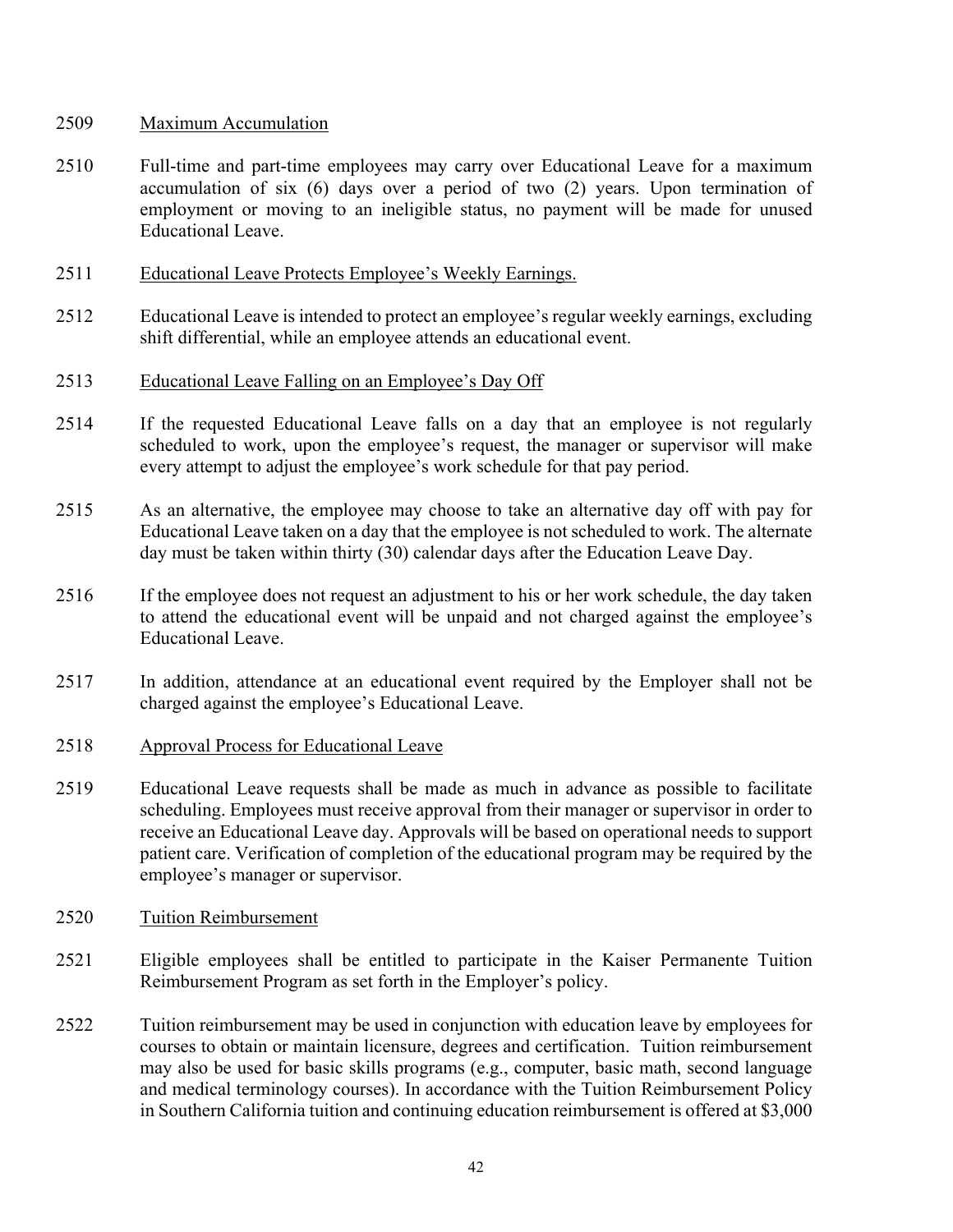2509 Maximum Accumulation

2510 Full-time and part-time employees may carry over Educational Leave for a maximum accumulation of six (6) days over a period of two (2) years. Upon termination of employment or moving to an ineligible status, no payment will be made for unused Educational Leave.

2511 Educational Leave Protects Employee's Weekly Earnings.

2512 Educational Leave is intended to protect an employee's regular weekly earnings, excluding shift differential, while an employee attends an educational event.

2513 Educational Leave Falling on an Employee's Day Off

2514 If the requested Educational Leave falls on a day that an employee is not regularly scheduled to work, upon the employee's request, the manager or supervisor will make every attempt to adjust the employee's work schedule for that pay period.

2515 As an alternative, the employee may choose to take an alternative day off with pay for Educational Leave taken on a day that the employee is not scheduled to work. The alternate day must be taken within thirty (30) calendar days after the Education Leave Day.

2516 If the employee does not request an adjustment to his or her work schedule, the day taken to attend the educational event will be unpaid and not charged against the employee's Educational Leave.

2517 In addition, attendance at an educational event required by the Employer shall not be charged against the employee's Educational Leave.

2518 Approval Process for Educational Leave

2519 Educational Leave requests shall be made as much in advance as possible to facilitate scheduling. Employees must receive approval from their manager or supervisor in order to receive an Educational Leave day. Approvals will be based on operational needs to support patient care. Verification of completion of the educational program may be required by the employee's manager or supervisor.

2520 Tuition Reimbursement

2521 Eligible employees shall be entitled to participate in the Kaiser Permanente Tuition Reimbursement Program as set forth in the Employer's policy.

2522 Tuition reimbursement may be used in conjunction with education leave by employees for courses to obtain or maintain licensure, degrees and certification. Tuition reimbursement may also be used for basic skills programs (e.g., computer, basic math, second language and medical terminology courses). In accordance with the Tuition Reimbursement Policy in Southern California tuition and continuing education reimbursement is offered at $3,000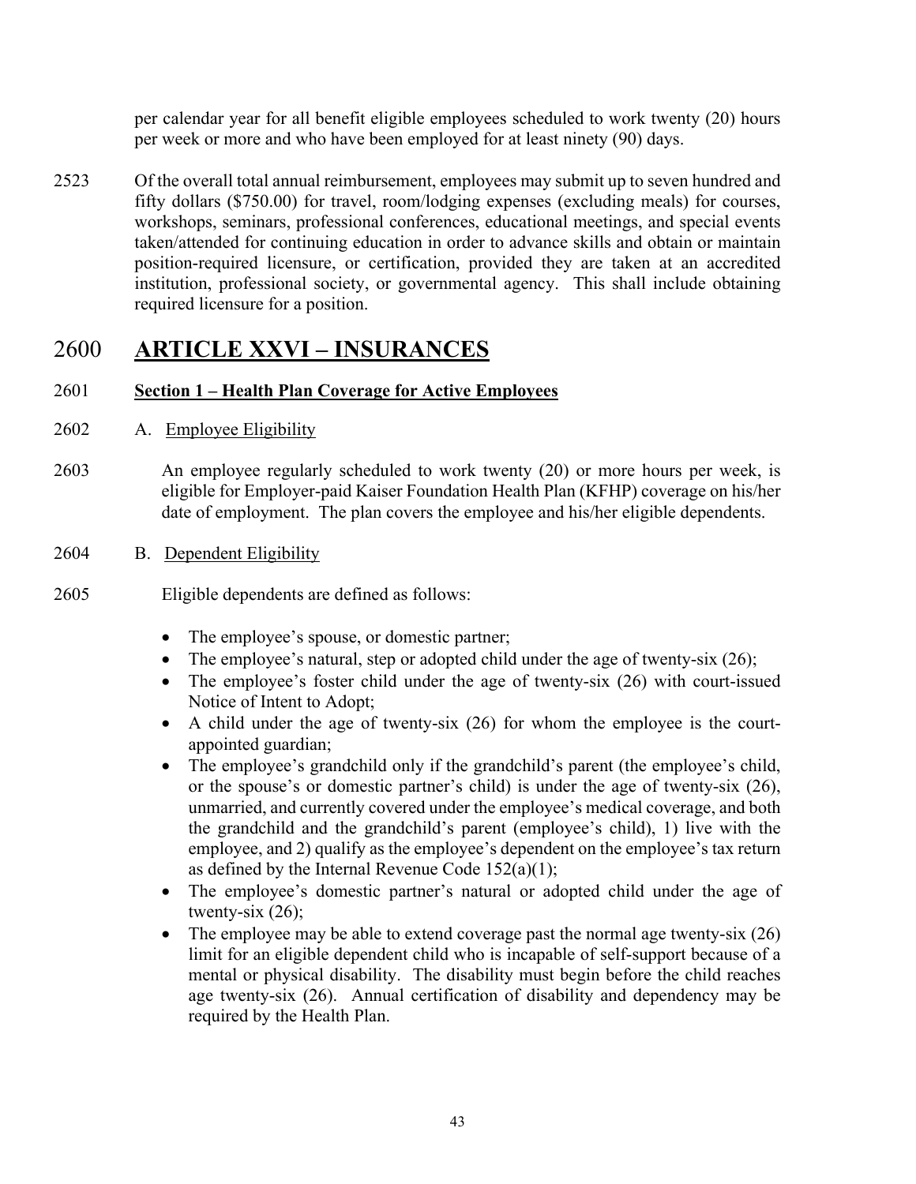per calendar year for all benefit eligible employees scheduled to work twenty (20) hours per week or more and who have been employed for at least ninety (90) days.

2523 Of the overall total annual reimbursement, employees may submit up to seven hundred and fifty dollars ($750.00) for travel, room/lodging expenses (excluding meals) for courses, workshops, seminars, professional conferences, educational meetings, and special events taken/attended for continuing education in order to advance skills and obtain or maintain position-required licensure, or certification, provided they are taken at an accredited institution, professional society, or governmental agency. This shall include obtaining required licensure for a position.

# 2600 ARTICLE XXVI – INSURANCES

2601 **Section 1 – Health Plan Coverage for Active Employees**

2602 A. Employee Eligibility

2603 An employee regularly scheduled to work twenty (20) or more hours per week, is eligible for Employer-paid Kaiser Foundation Health Plan (KFHP) coverage on his/her date of employment. The plan covers the employee and his/her eligible dependents.

2604 B. Dependent Eligibility

2605 Eligible dependents are defined as follows:

- The employee's spouse, or domestic partner;
- The employee's natural, step or adopted child under the age of twenty-six (26);
- The employee's foster child under the age of twenty-six (26) with court-issued Notice of Intent to Adopt;
- A child under the age of twenty-six (26) for whom the employee is the court-appointed guardian;
- The employee's grandchild only if the grandchild's parent (the employee's child, or the spouse's or domestic partner's child) is under the age of twenty-six (26), unmarried, and currently covered under the employee's medical coverage, and both the grandchild and the grandchild's parent (employee's child), 1) live with the employee, and 2) qualify as the employee's dependent on the employee's tax return as defined by the Internal Revenue Code 152(a)(1);
- The employee's domestic partner's natural or adopted child under the age of twenty-six (26);
- The employee may be able to extend coverage past the normal age twenty-six (26) limit for an eligible dependent child who is incapable of self-support because of a mental or physical disability. The disability must begin before the child reaches age twenty-six (26). Annual certification of disability and dependency may be required by the Health Plan.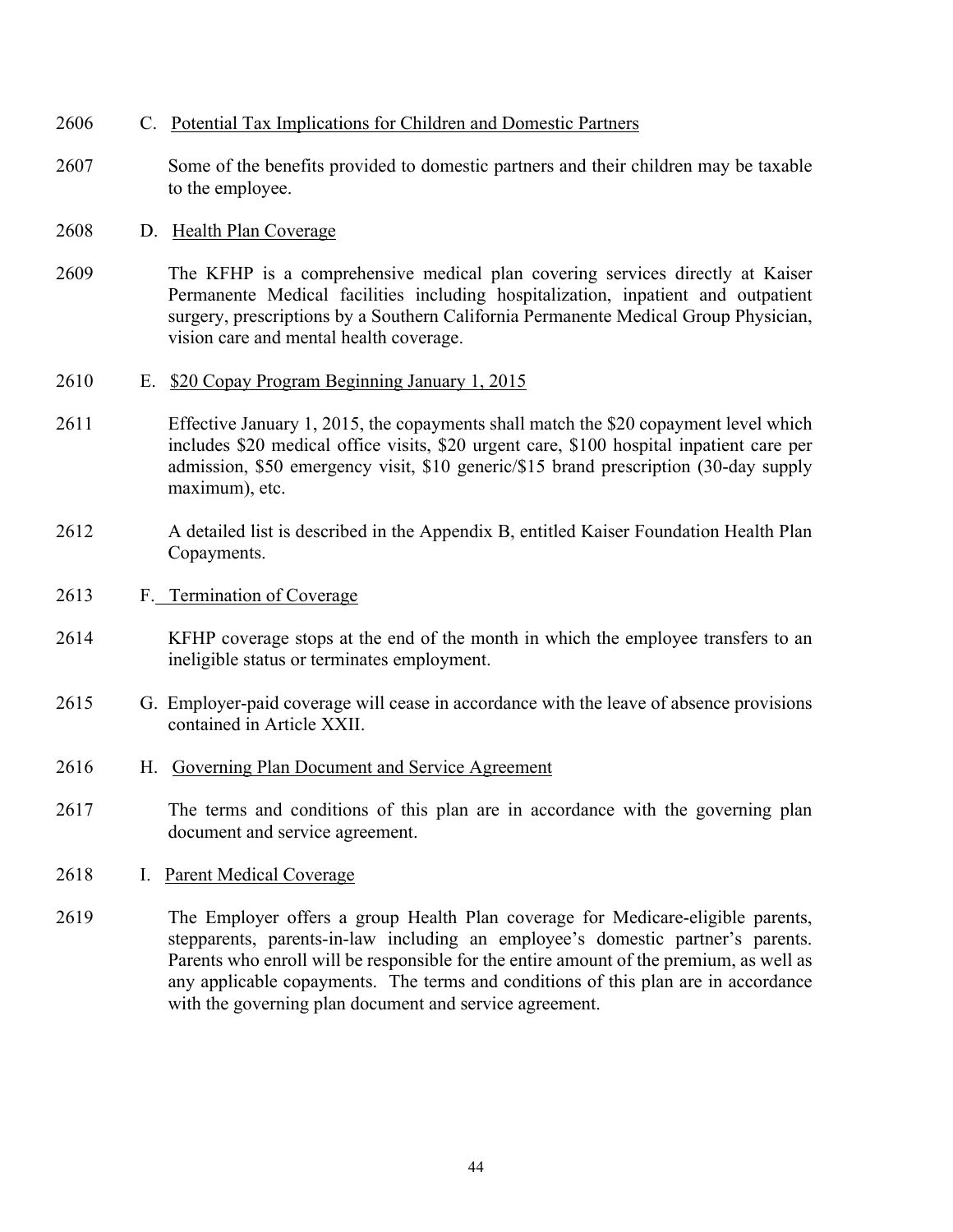2606 C. Potential Tax Implications for Children and Domestic Partners

2607 Some of the benefits provided to domestic partners and their children may be taxable to the employee.

2608 D. Health Plan Coverage

2609 The KFHP is a comprehensive medical plan covering services directly at Kaiser Permanente Medical facilities including hospitalization, inpatient and outpatient surgery, prescriptions by a Southern California Permanente Medical Group Physician, vision care and mental health coverage.

2610 E. $20 Copay Program Beginning January 1, 2015

2611 Effective January 1, 2015, the copayments shall match the $20 copayment level which includes $20 medical office visits, $20 urgent care, $100 hospital inpatient care per admission, $50 emergency visit, $10 generic/$15 brand prescription (30-day supply maximum), etc.

2612 A detailed list is described in the Appendix B, entitled Kaiser Foundation Health Plan Copayments.

2613 F. Termination of Coverage

2614 KFHP coverage stops at the end of the month in which the employee transfers to an ineligible status or terminates employment.

2615 G. Employer-paid coverage will cease in accordance with the leave of absence provisions contained in Article XXII.

2616 H. Governing Plan Document and Service Agreement

2617 The terms and conditions of this plan are in accordance with the governing plan document and service agreement.

2618 I. Parent Medical Coverage

2619 The Employer offers a group Health Plan coverage for Medicare-eligible parents, stepparents, parents-in-law including an employee's domestic partner's parents. Parents who enroll will be responsible for the entire amount of the premium, as well as any applicable copayments. The terms and conditions of this plan are in accordance with the governing plan document and service agreement.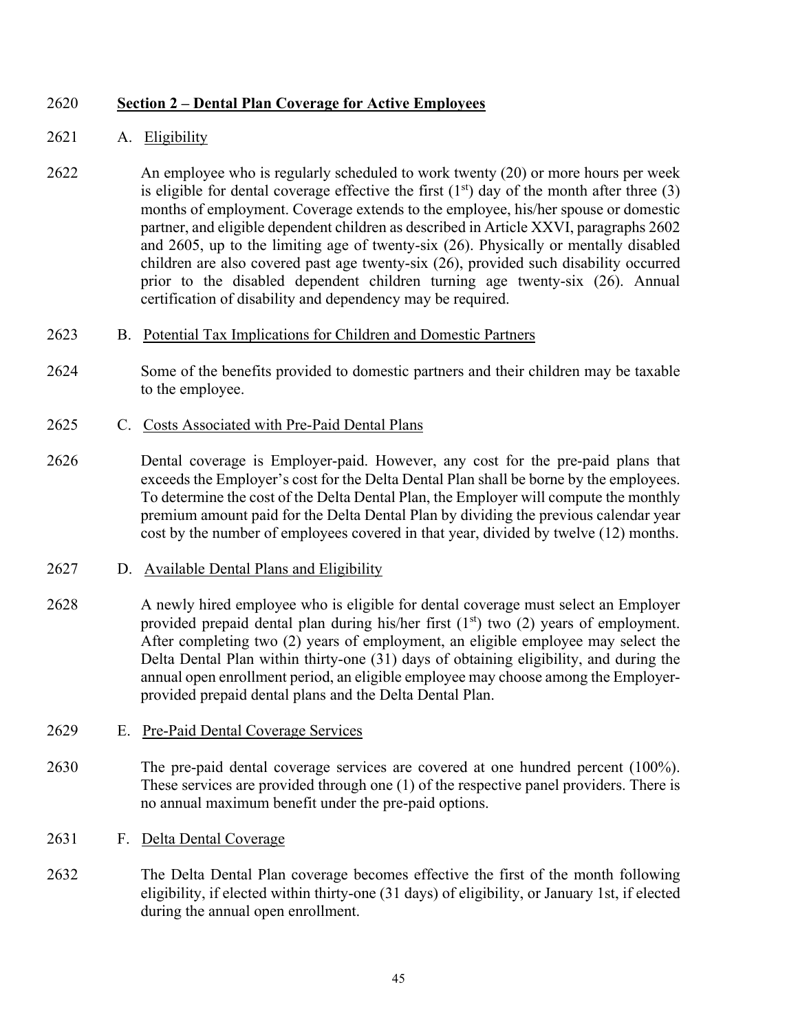2620 **Section 2 – Dental Plan Coverage for Active Employees**

2621 A. Eligibility

2622 An employee who is regularly scheduled to work twenty (20) or more hours per week is eligible for dental coverage effective the first (1st) day of the month after three (3) months of employment. Coverage extends to the employee, his/her spouse or domestic partner, and eligible dependent children as described in Article XXVI, paragraphs 2602 and 2605, up to the limiting age of twenty-six (26). Physically or mentally disabled children are also covered past age twenty-six (26), provided such disability occurred prior to the disabled dependent children turning age twenty-six (26). Annual certification of disability and dependency may be required.

2623 B. Potential Tax Implications for Children and Domestic Partners

2624 Some of the benefits provided to domestic partners and their children may be taxable to the employee.

2625 C. Costs Associated with Pre-Paid Dental Plans

2626 Dental coverage is Employer-paid. However, any cost for the pre-paid plans that exceeds the Employer's cost for the Delta Dental Plan shall be borne by the employees. To determine the cost of the Delta Dental Plan, the Employer will compute the monthly premium amount paid for the Delta Dental Plan by dividing the previous calendar year cost by the number of employees covered in that year, divided by twelve (12) months.

2627 D. Available Dental Plans and Eligibility

2628 A newly hired employee who is eligible for dental coverage must select an Employer provided prepaid dental plan during his/her first (1st) two (2) years of employment. After completing two (2) years of employment, an eligible employee may select the Delta Dental Plan within thirty-one (31) days of obtaining eligibility, and during the annual open enrollment period, an eligible employee may choose among the Employer-provided prepaid dental plans and the Delta Dental Plan.

2629 E. Pre-Paid Dental Coverage Services

2630 The pre-paid dental coverage services are covered at one hundred percent (100%). These services are provided through one (1) of the respective panel providers. There is no annual maximum benefit under the pre-paid options.

2631 F. Delta Dental Coverage

2632 The Delta Dental Plan coverage becomes effective the first of the month following eligibility, if elected within thirty-one (31 days) of eligibility, or January 1st, if elected during the annual open enrollment.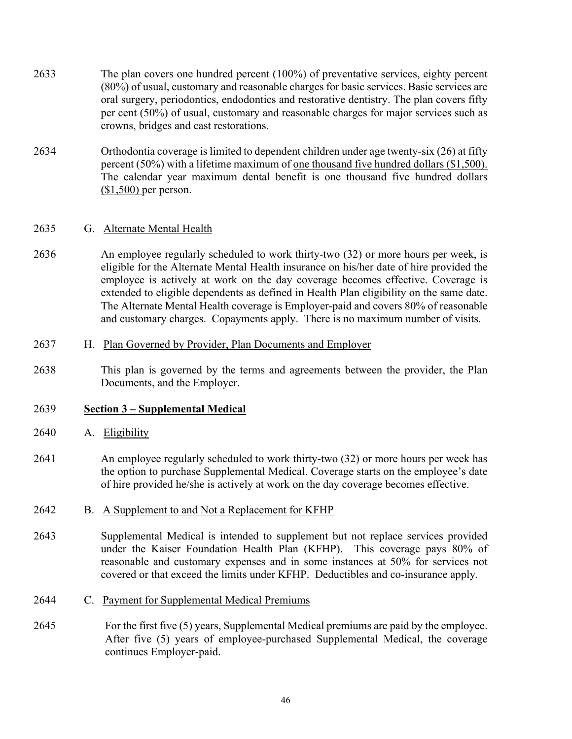2633 The plan covers one hundred percent (100%) of preventative services, eighty percent (80%) of usual, customary and reasonable charges for basic services. Basic services are oral surgery, periodontics, endodontics and restorative dentistry. The plan covers fifty per cent (50%) of usual, customary and reasonable charges for major services such as crowns, bridges and cast restorations.

2634 Orthodontia coverage is limited to dependent children under age twenty-six (26) at fifty percent (50%) with a lifetime maximum of <u>one thousand five hundred dollars ($1,500).</u> The calendar year maximum dental benefit is <u>one thousand five hundred dollars ($1,500)</u> per person.

2635 G. <u>Alternate Mental Health</u>

2636 An employee regularly scheduled to work thirty-two (32) or more hours per week, is eligible for the Alternate Mental Health insurance on his/her date of hire provided the employee is actively at work on the day coverage becomes effective. Coverage is extended to eligible dependents as defined in Health Plan eligibility on the same date. The Alternate Mental Health coverage is Employer-paid and covers 80% of reasonable and customary charges. Copayments apply. There is no maximum number of visits.

2637 H. <u>Plan Governed by Provider, Plan Documents and Employer</u>

2638 This plan is governed by the terms and agreements between the provider, the Plan Documents, and the Employer.

2639 **<u>Section 3 – Supplemental Medical</u>**

2640 A. <u>Eligibility</u>

2641 An employee regularly scheduled to work thirty-two (32) or more hours per week has the option to purchase Supplemental Medical. Coverage starts on the employee's date of hire provided he/she is actively at work on the day coverage becomes effective.

2642 B. <u>A Supplement to and Not a Replacement for KFHP</u>

2643 Supplemental Medical is intended to supplement but not replace services provided under the Kaiser Foundation Health Plan (KFHP). This coverage pays 80% of reasonable and customary expenses and in some instances at 50% for services not covered or that exceed the limits under KFHP. Deductibles and co-insurance apply.

2644 C. <u>Payment for Supplemental Medical Premiums</u>

2645 For the first five (5) years, Supplemental Medical premiums are paid by the employee. After five (5) years of employee-purchased Supplemental Medical, the coverage continues Employer-paid.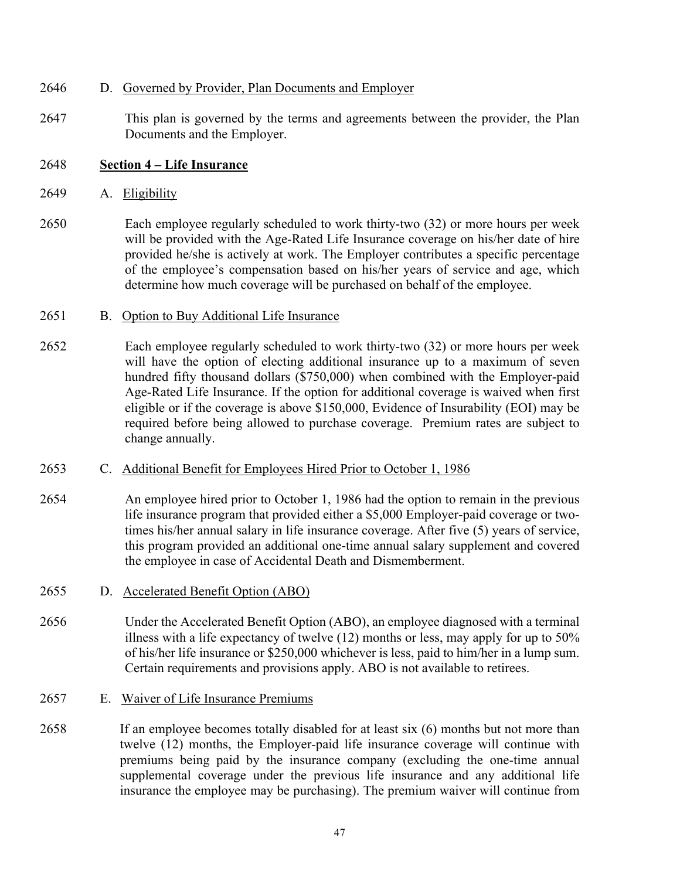2646 D. Governed by Provider, Plan Documents and Employer

2647 This plan is governed by the terms and agreements between the provider, the Plan Documents and the Employer.

2648 **Section 4 – Life Insurance**

2649 A. Eligibility

2650 Each employee regularly scheduled to work thirty-two (32) or more hours per week will be provided with the Age-Rated Life Insurance coverage on his/her date of hire provided he/she is actively at work. The Employer contributes a specific percentage of the employee's compensation based on his/her years of service and age, which determine how much coverage will be purchased on behalf of the employee.

2651 B. Option to Buy Additional Life Insurance

2652 Each employee regularly scheduled to work thirty-two (32) or more hours per week will have the option of electing additional insurance up to a maximum of seven hundred fifty thousand dollars ($750,000) when combined with the Employer-paid Age-Rated Life Insurance. If the option for additional coverage is waived when first eligible or if the coverage is above $150,000, Evidence of Insurability (EOI) may be required before being allowed to purchase coverage. Premium rates are subject to change annually.

2653 C. Additional Benefit for Employees Hired Prior to October 1, 1986

2654 An employee hired prior to October 1, 1986 had the option to remain in the previous life insurance program that provided either a $5,000 Employer-paid coverage or two-times his/her annual salary in life insurance coverage. After five (5) years of service, this program provided an additional one-time annual salary supplement and covered the employee in case of Accidental Death and Dismemberment.

2655 D. Accelerated Benefit Option (ABO)

2656 Under the Accelerated Benefit Option (ABO), an employee diagnosed with a terminal illness with a life expectancy of twelve (12) months or less, may apply for up to 50% of his/her life insurance or $250,000 whichever is less, paid to him/her in a lump sum. Certain requirements and provisions apply. ABO is not available to retirees.

2657 E. Waiver of Life Insurance Premiums

2658 If an employee becomes totally disabled for at least six (6) months but not more than twelve (12) months, the Employer-paid life insurance coverage will continue with premiums being paid by the insurance company (excluding the one-time annual supplemental coverage under the previous life insurance and any additional life insurance the employee may be purchasing). The premium waiver will continue from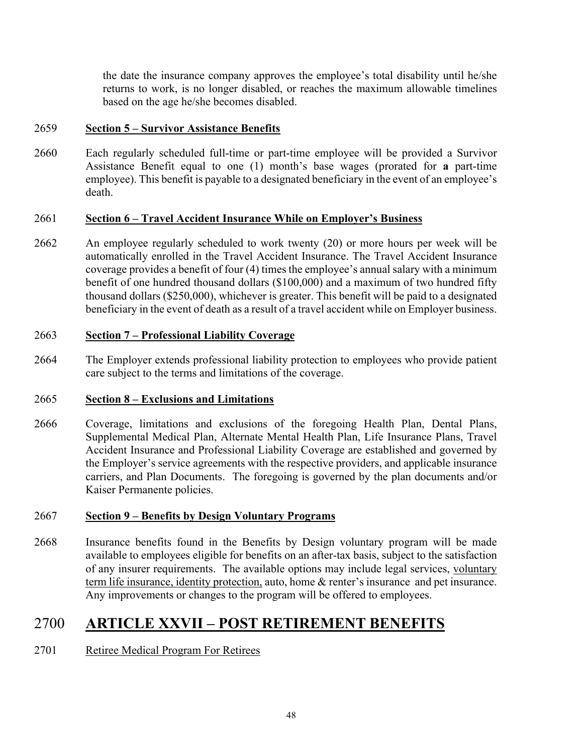the date the insurance company approves the employee's total disability until he/she returns to work, is no longer disabled, or reaches the maximum allowable timelines based on the age he/she becomes disabled.

2659 **Section 5 – Survivor Assistance Benefits**

2660 Each regularly scheduled full-time or part-time employee will be provided a Survivor Assistance Benefit equal to one (1) month's base wages (prorated for **a** part-time employee). This benefit is payable to a designated beneficiary in the event of an employee's death.

2661 **Section 6 – Travel Accident Insurance While on Employer's Business**

2662 An employee regularly scheduled to work twenty (20) or more hours per week will be automatically enrolled in the Travel Accident Insurance. The Travel Accident Insurance coverage provides a benefit of four (4) times the employee's annual salary with a minimum benefit of one hundred thousand dollars ($100,000) and a maximum of two hundred fifty thousand dollars ($250,000), whichever is greater. This benefit will be paid to a designated beneficiary in the event of death as a result of a travel accident while on Employer business.

2663 **Section 7 – Professional Liability Coverage**

2664 The Employer extends professional liability protection to employees who provide patient care subject to the terms and limitations of the coverage.

2665 **Section 8 – Exclusions and Limitations**

2666 Coverage, limitations and exclusions of the foregoing Health Plan, Dental Plans, Supplemental Medical Plan, Alternate Mental Health Plan, Life Insurance Plans, Travel Accident Insurance and Professional Liability Coverage are established and governed by the Employer's service agreements with the respective providers, and applicable insurance carriers, and Plan Documents. The foregoing is governed by the plan documents and/or Kaiser Permanente policies.

2667 **Section 9 – Benefits by Design Voluntary Programs**

2668 Insurance benefits found in the Benefits by Design voluntary program will be made available to employees eligible for benefits on an after-tax basis, subject to the satisfaction of any insurer requirements. The available options may include legal services, voluntary term life insurance, identity protection, auto, home & renter's insurance and pet insurance. Any improvements or changes to the program will be offered to employees.

# 2700 ARTICLE XXVII – POST RETIREMENT BENEFITS

2701 Retiree Medical Program For Retirees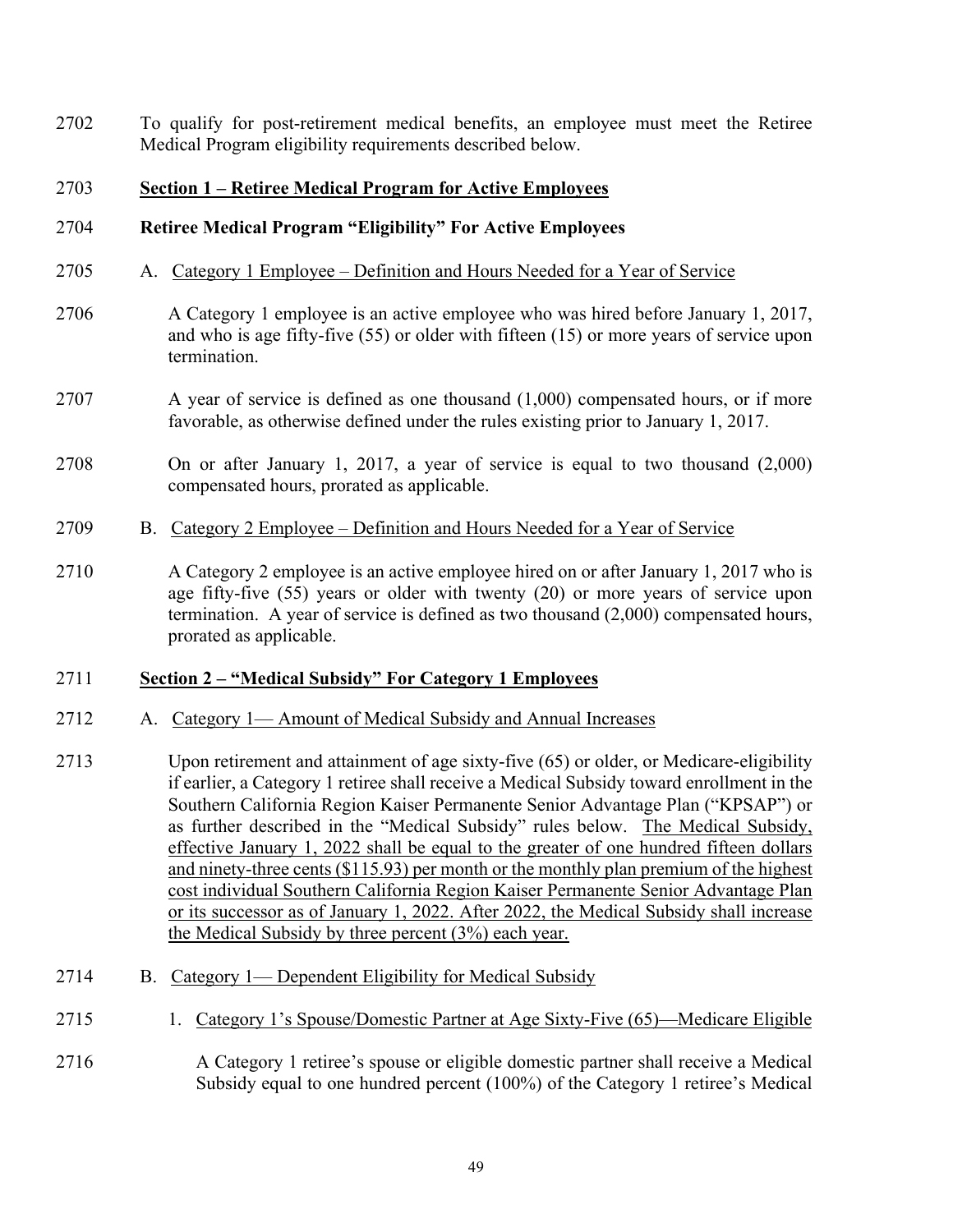2702 To qualify for post-retirement medical benefits, an employee must meet the Retiree Medical Program eligibility requirements described below.

2703 <u>**Section 1 – Retiree Medical Program for Active Employees**</u>

2704 **Retiree Medical Program "Eligibility" For Active Employees**

2705 A. <u>Category 1 Employee – Definition and Hours Needed for a Year of Service</u>

2706 A Category 1 employee is an active employee who was hired before January 1, 2017, and who is age fifty-five (55) or older with fifteen (15) or more years of service upon termination.

2707 A year of service is defined as one thousand (1,000) compensated hours, or if more favorable, as otherwise defined under the rules existing prior to January 1, 2017.

2708 On or after January 1, 2017, a year of service is equal to two thousand (2,000) compensated hours, prorated as applicable.

2709 B. <u>Category 2 Employee – Definition and Hours Needed for a Year of Service</u>

2710 A Category 2 employee is an active employee hired on or after January 1, 2017 who is age fifty-five (55) years or older with twenty (20) or more years of service upon termination. A year of service is defined as two thousand (2,000) compensated hours, prorated as applicable.

2711 <u>**Section 2 – "Medical Subsidy" For Category 1 Employees**</u>

2712 A. <u>Category 1— Amount of Medical Subsidy and Annual Increases</u>

2713 Upon retirement and attainment of age sixty-five (65) or older, or Medicare-eligibility if earlier, a Category 1 retiree shall receive a Medical Subsidy toward enrollment in the Southern California Region Kaiser Permanente Senior Advantage Plan ("KPSAP") or as further described in the "Medical Subsidy" rules below. <u>The Medical Subsidy, effective January 1, 2022 shall be equal to the greater of one hundred fifteen dollars and ninety-three cents ($115.93) per month or the monthly plan premium of the highest cost individual Southern California Region Kaiser Permanente Senior Advantage Plan or its successor as of January 1, 2022. After 2022, the Medical Subsidy shall increase the Medical Subsidy by three percent (3%) each year.</u>

2714 B. <u>Category 1— Dependent Eligibility for Medical Subsidy</u>

2715 1. <u>Category 1's Spouse/Domestic Partner at Age Sixty-Five (65)—Medicare Eligible</u>

2716 A Category 1 retiree's spouse or eligible domestic partner shall receive a Medical Subsidy equal to one hundred percent (100%) of the Category 1 retiree's Medical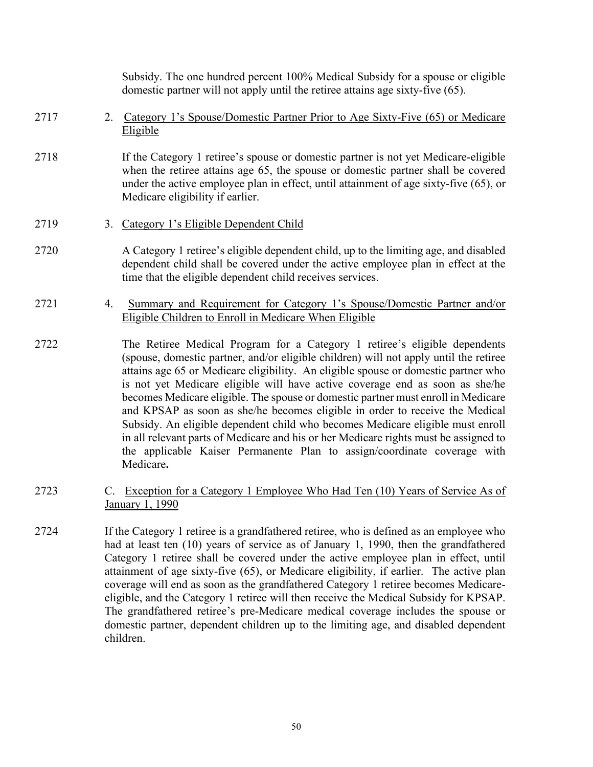Subsidy. The one hundred percent 100% Medical Subsidy for a spouse or eligible domestic partner will not apply until the retiree attains age sixty-five (65).

2717 2. Category 1's Spouse/Domestic Partner Prior to Age Sixty-Five (65) or Medicare Eligible

2718 If the Category 1 retiree's spouse or domestic partner is not yet Medicare-eligible when the retiree attains age 65, the spouse or domestic partner shall be covered under the active employee plan in effect, until attainment of age sixty-five (65), or Medicare eligibility if earlier.

2719 3. Category 1's Eligible Dependent Child

2720 A Category 1 retiree's eligible dependent child, up to the limiting age, and disabled dependent child shall be covered under the active employee plan in effect at the time that the eligible dependent child receives services.

2721 4. Summary and Requirement for Category 1's Spouse/Domestic Partner and/or Eligible Children to Enroll in Medicare When Eligible

2722 The Retiree Medical Program for a Category 1 retiree's eligible dependents (spouse, domestic partner, and/or eligible children) will not apply until the retiree attains age 65 or Medicare eligibility. An eligible spouse or domestic partner who is not yet Medicare eligible will have active coverage end as soon as she/he becomes Medicare eligible. The spouse or domestic partner must enroll in Medicare and KPSAP as soon as she/he becomes eligible in order to receive the Medical Subsidy. An eligible dependent child who becomes Medicare eligible must enroll in all relevant parts of Medicare and his or her Medicare rights must be assigned to the applicable Kaiser Permanente Plan to assign/coordinate coverage with Medicare**.**

2723 C. Exception for a Category 1 Employee Who Had Ten (10) Years of Service As of January 1, 1990

2724 If the Category 1 retiree is a grandfathered retiree, who is defined as an employee who had at least ten (10) years of service as of January 1, 1990, then the grandfathered Category 1 retiree shall be covered under the active employee plan in effect, until attainment of age sixty-five (65), or Medicare eligibility, if earlier. The active plan coverage will end as soon as the grandfathered Category 1 retiree becomes Medicare-eligible, and the Category 1 retiree will then receive the Medical Subsidy for KPSAP. The grandfathered retiree's pre-Medicare medical coverage includes the spouse or domestic partner, dependent children up to the limiting age, and disabled dependent children.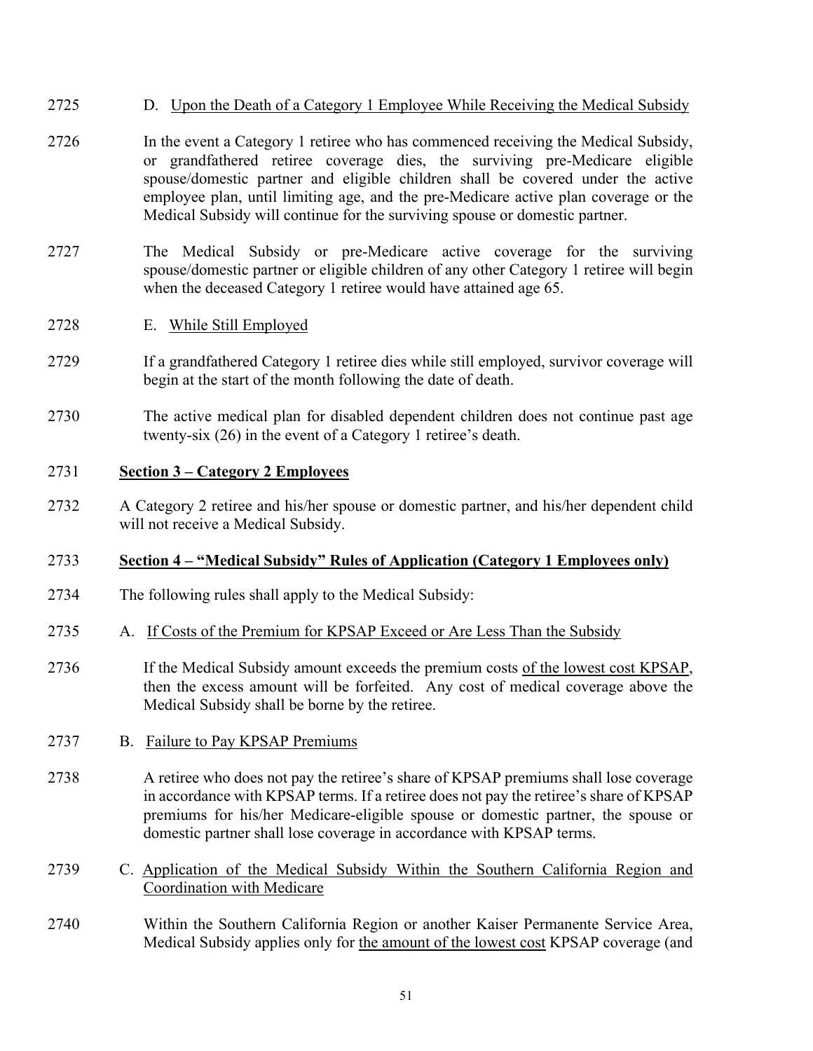2725 D. Upon the Death of a Category 1 Employee While Receiving the Medical Subsidy

2726 In the event a Category 1 retiree who has commenced receiving the Medical Subsidy, or grandfathered retiree coverage dies, the surviving pre-Medicare eligible spouse/domestic partner and eligible children shall be covered under the active employee plan, until limiting age, and the pre-Medicare active plan coverage or the Medical Subsidy will continue for the surviving spouse or domestic partner.

2727 The Medical Subsidy or pre-Medicare active coverage for the surviving spouse/domestic partner or eligible children of any other Category 1 retiree will begin when the deceased Category 1 retiree would have attained age 65.

2728 E. While Still Employed

2729 If a grandfathered Category 1 retiree dies while still employed, survivor coverage will begin at the start of the month following the date of death.

2730 The active medical plan for disabled dependent children does not continue past age twenty-six (26) in the event of a Category 1 retiree's death.

2731 **Section 3 – Category 2 Employees**

2732 A Category 2 retiree and his/her spouse or domestic partner, and his/her dependent child will not receive a Medical Subsidy.

2733 **Section 4 – "Medical Subsidy" Rules of Application (Category 1 Employees only)**

2734 The following rules shall apply to the Medical Subsidy:

2735 A. If Costs of the Premium for KPSAP Exceed or Are Less Than the Subsidy

2736 If the Medical Subsidy amount exceeds the premium costs of the lowest cost KPSAP, then the excess amount will be forfeited. Any cost of medical coverage above the Medical Subsidy shall be borne by the retiree.

2737 B. Failure to Pay KPSAP Premiums

2738 A retiree who does not pay the retiree's share of KPSAP premiums shall lose coverage in accordance with KPSAP terms. If a retiree does not pay the retiree's share of KPSAP premiums for his/her Medicare-eligible spouse or domestic partner, the spouse or domestic partner shall lose coverage in accordance with KPSAP terms.

2739 C. Application of the Medical Subsidy Within the Southern California Region and Coordination with Medicare

2740 Within the Southern California Region or another Kaiser Permanente Service Area, Medical Subsidy applies only for the amount of the lowest cost KPSAP coverage (and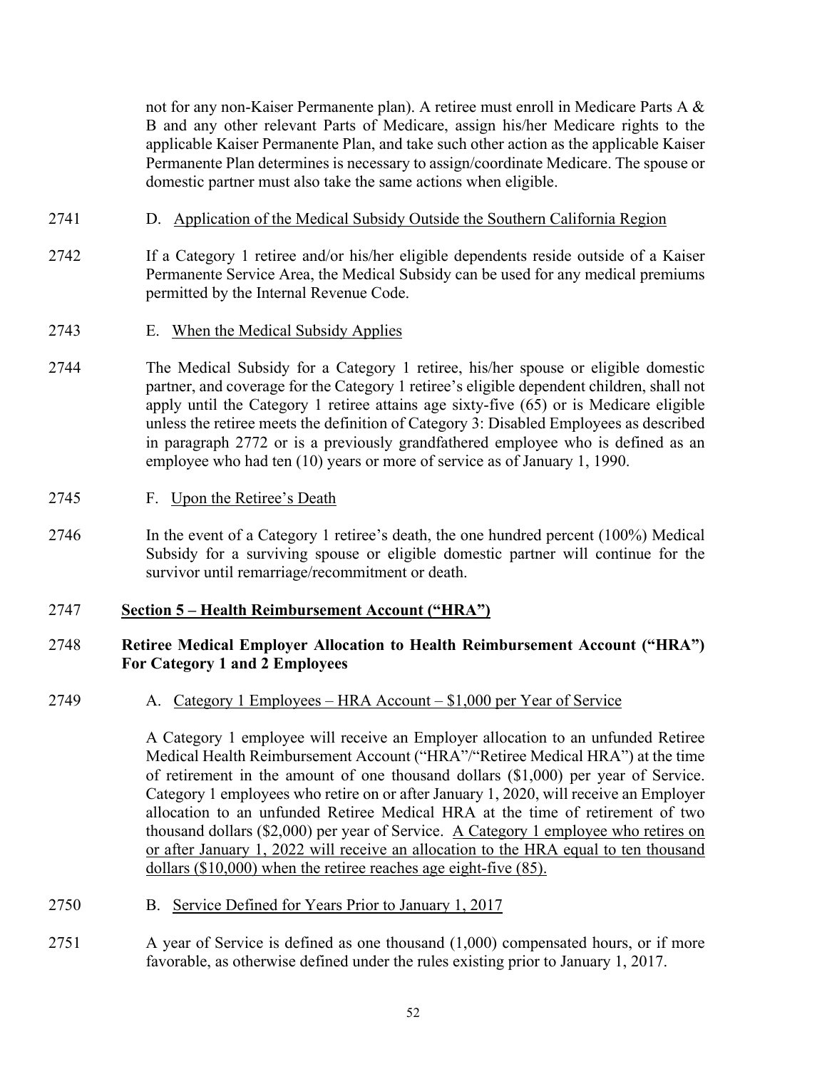not for any non-Kaiser Permanente plan). A retiree must enroll in Medicare Parts A & B and any other relevant Parts of Medicare, assign his/her Medicare rights to the applicable Kaiser Permanente Plan, and take such other action as the applicable Kaiser Permanente Plan determines is necessary to assign/coordinate Medicare. The spouse or domestic partner must also take the same actions when eligible.

2741 D. Application of the Medical Subsidy Outside the Southern California Region

2742 If a Category 1 retiree and/or his/her eligible dependents reside outside of a Kaiser Permanente Service Area, the Medical Subsidy can be used for any medical premiums permitted by the Internal Revenue Code.

2743 E. When the Medical Subsidy Applies

2744 The Medical Subsidy for a Category 1 retiree, his/her spouse or eligible domestic partner, and coverage for the Category 1 retiree's eligible dependent children, shall not apply until the Category 1 retiree attains age sixty-five (65) or is Medicare eligible unless the retiree meets the definition of Category 3: Disabled Employees as described in paragraph 2772 or is a previously grandfathered employee who is defined as an employee who had ten (10) years or more of service as of January 1, 1990.

2745 F. Upon the Retiree's Death

2746 In the event of a Category 1 retiree's death, the one hundred percent (100%) Medical Subsidy for a surviving spouse or eligible domestic partner will continue for the survivor until remarriage/recommitment or death.

2747 **Section 5 – Health Reimbursement Account ("HRA")**

2748 **Retiree Medical Employer Allocation to Health Reimbursement Account ("HRA") For Category 1 and 2 Employees**

2749 A. Category 1 Employees – HRA Account – $1,000 per Year of Service

A Category 1 employee will receive an Employer allocation to an unfunded Retiree Medical Health Reimbursement Account ("HRA"/"Retiree Medical HRA") at the time of retirement in the amount of one thousand dollars ($1,000) per year of Service. Category 1 employees who retire on or after January 1, 2020, will receive an Employer allocation to an unfunded Retiree Medical HRA at the time of retirement of two thousand dollars ($2,000) per year of Service. A Category 1 employee who retires on or after January 1, 2022 will receive an allocation to the HRA equal to ten thousand dollars ($10,000) when the retiree reaches age eight-five (85).

2750 B. Service Defined for Years Prior to January 1, 2017

2751 A year of Service is defined as one thousand (1,000) compensated hours, or if more favorable, as otherwise defined under the rules existing prior to January 1, 2017.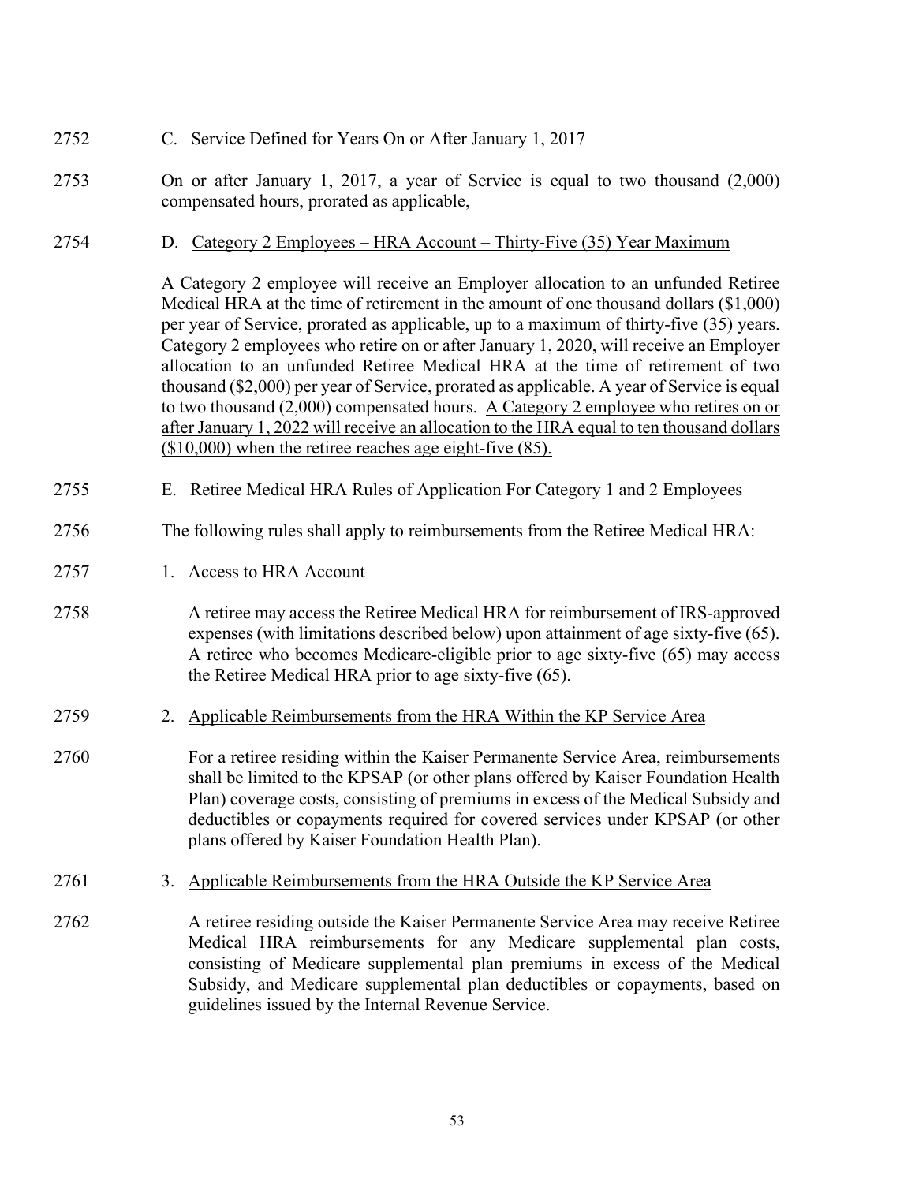2752 C. <u>Service Defined for Years On or After January 1, 2017</u>

2753 On or after January 1, 2017, a year of Service is equal to two thousand (2,000) compensated hours, prorated as applicable,

2754 D. <u>Category 2 Employees – HRA Account – Thirty-Five (35) Year Maximum</u>

A Category 2 employee will receive an Employer allocation to an unfunded Retiree Medical HRA at the time of retirement in the amount of one thousand dollars ($1,000) per year of Service, prorated as applicable, up to a maximum of thirty-five (35) years. Category 2 employees who retire on or after January 1, 2020, will receive an Employer allocation to an unfunded Retiree Medical HRA at the time of retirement of two thousand ($2,000) per year of Service, prorated as applicable. A year of Service is equal to two thousand (2,000) compensated hours. <u>A Category 2 employee who retires on or after January 1, 2022 will receive an allocation to the HRA equal to ten thousand dollars ($10,000) when the retiree reaches age eight-five (85).</u>

2755 E. <u>Retiree Medical HRA Rules of Application For Category 1 and 2 Employees</u>

2756 The following rules shall apply to reimbursements from the Retiree Medical HRA:

2757 1. <u>Access to HRA Account</u>

2758 A retiree may access the Retiree Medical HRA for reimbursement of IRS-approved expenses (with limitations described below) upon attainment of age sixty-five (65). A retiree who becomes Medicare-eligible prior to age sixty-five (65) may access the Retiree Medical HRA prior to age sixty-five (65).

2759 2. <u>Applicable Reimbursements from the HRA Within the KP Service Area</u>

2760 For a retiree residing within the Kaiser Permanente Service Area, reimbursements shall be limited to the KPSAP (or other plans offered by Kaiser Foundation Health Plan) coverage costs, consisting of premiums in excess of the Medical Subsidy and deductibles or copayments required for covered services under KPSAP (or other plans offered by Kaiser Foundation Health Plan).

2761 3. <u>Applicable Reimbursements from the HRA Outside the KP Service Area</u>

2762 A retiree residing outside the Kaiser Permanente Service Area may receive Retiree Medical HRA reimbursements for any Medicare supplemental plan costs, consisting of Medicare supplemental plan premiums in excess of the Medical Subsidy, and Medicare supplemental plan deductibles or copayments, based on guidelines issued by the Internal Revenue Service.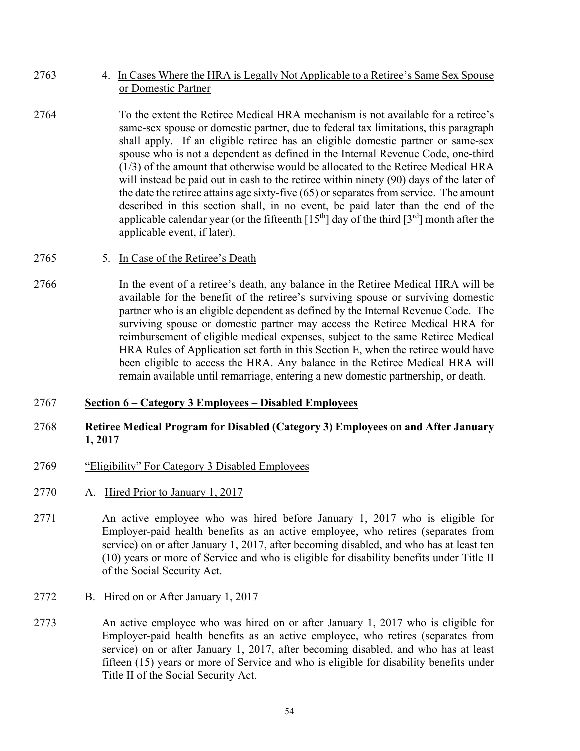2763 4. <u>In Cases Where the HRA is Legally Not Applicable to a Retiree's Same Sex Spouse or Domestic Partner</u>

2764 To the extent the Retiree Medical HRA mechanism is not available for a retiree's same-sex spouse or domestic partner, due to federal tax limitations, this paragraph shall apply. If an eligible retiree has an eligible domestic partner or same-sex spouse who is not a dependent as defined in the Internal Revenue Code, one-third (1/3) of the amount that otherwise would be allocated to the Retiree Medical HRA will instead be paid out in cash to the retiree within ninety (90) days of the later of the date the retiree attains age sixty-five (65) or separates from service. The amount described in this section shall, in no event, be paid later than the end of the applicable calendar year (or the fifteenth [15th] day of the third [3rd] month after the applicable event, if later).

2765 5. <u>In Case of the Retiree's Death</u>

2766 In the event of a retiree's death, any balance in the Retiree Medical HRA will be available for the benefit of the retiree's surviving spouse or surviving domestic partner who is an eligible dependent as defined by the Internal Revenue Code. The surviving spouse or domestic partner may access the Retiree Medical HRA for reimbursement of eligible medical expenses, subject to the same Retiree Medical HRA Rules of Application set forth in this Section E, when the retiree would have been eligible to access the HRA. Any balance in the Retiree Medical HRA will remain available until remarriage, entering a new domestic partnership, or death.

2767 **<u>Section 6 – Category 3 Employees – Disabled Employees</u>**

2768 **Retiree Medical Program for Disabled (Category 3) Employees on and After January 1, 2017**

2769 <u>"Eligibility" For Category 3 Disabled Employees</u>

2770 A. <u>Hired Prior to January 1, 2017</u>

2771 An active employee who was hired before January 1, 2017 who is eligible for Employer-paid health benefits as an active employee, who retires (separates from service) on or after January 1, 2017, after becoming disabled, and who has at least ten (10) years or more of Service and who is eligible for disability benefits under Title II of the Social Security Act.

2772 B. <u>Hired on or After January 1, 2017</u>

2773 An active employee who was hired on or after January 1, 2017 who is eligible for Employer-paid health benefits as an active employee, who retires (separates from service) on or after January 1, 2017, after becoming disabled, and who has at least fifteen (15) years or more of Service and who is eligible for disability benefits under Title II of the Social Security Act.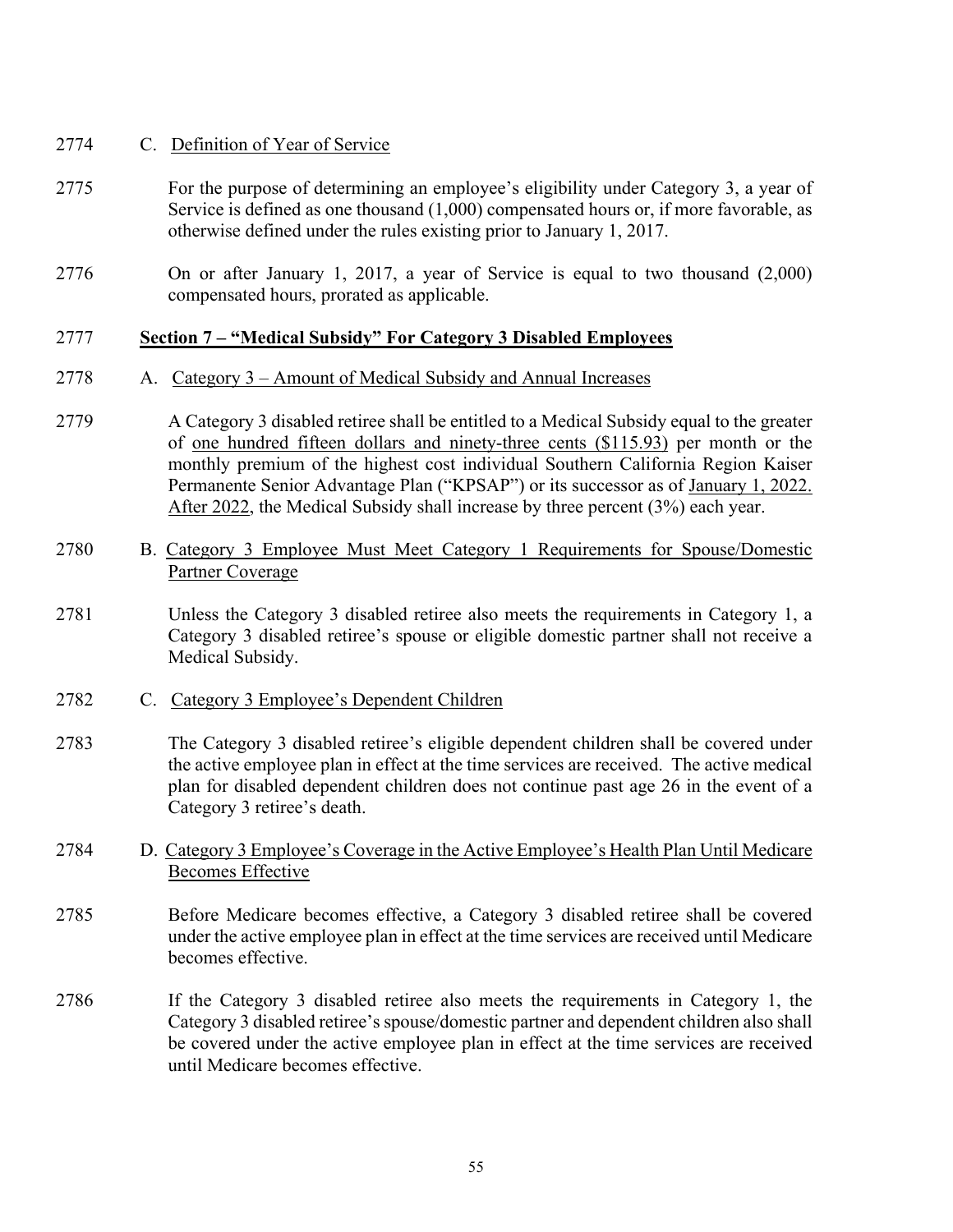2774 C. Definition of Year of Service

2775 For the purpose of determining an employee's eligibility under Category 3, a year of Service is defined as one thousand (1,000) compensated hours or, if more favorable, as otherwise defined under the rules existing prior to January 1, 2017.

2776 On or after January 1, 2017, a year of Service is equal to two thousand (2,000) compensated hours, prorated as applicable.

2777 **Section 7 – "Medical Subsidy" For Category 3 Disabled Employees**

2778 A. Category 3 – Amount of Medical Subsidy and Annual Increases

2779 A Category 3 disabled retiree shall be entitled to a Medical Subsidy equal to the greater of one hundred fifteen dollars and ninety-three cents ($115.93) per month or the monthly premium of the highest cost individual Southern California Region Kaiser Permanente Senior Advantage Plan ("KPSAP") or its successor as of January 1, 2022. After 2022, the Medical Subsidy shall increase by three percent (3%) each year.

2780 B. Category 3 Employee Must Meet Category 1 Requirements for Spouse/Domestic Partner Coverage

2781 Unless the Category 3 disabled retiree also meets the requirements in Category 1, a Category 3 disabled retiree's spouse or eligible domestic partner shall not receive a Medical Subsidy.

2782 C. Category 3 Employee's Dependent Children

2783 The Category 3 disabled retiree's eligible dependent children shall be covered under the active employee plan in effect at the time services are received. The active medical plan for disabled dependent children does not continue past age 26 in the event of a Category 3 retiree's death.

2784 D. Category 3 Employee's Coverage in the Active Employee's Health Plan Until Medicare Becomes Effective

2785 Before Medicare becomes effective, a Category 3 disabled retiree shall be covered under the active employee plan in effect at the time services are received until Medicare becomes effective.

2786 If the Category 3 disabled retiree also meets the requirements in Category 1, the Category 3 disabled retiree's spouse/domestic partner and dependent children also shall be covered under the active employee plan in effect at the time services are received until Medicare becomes effective.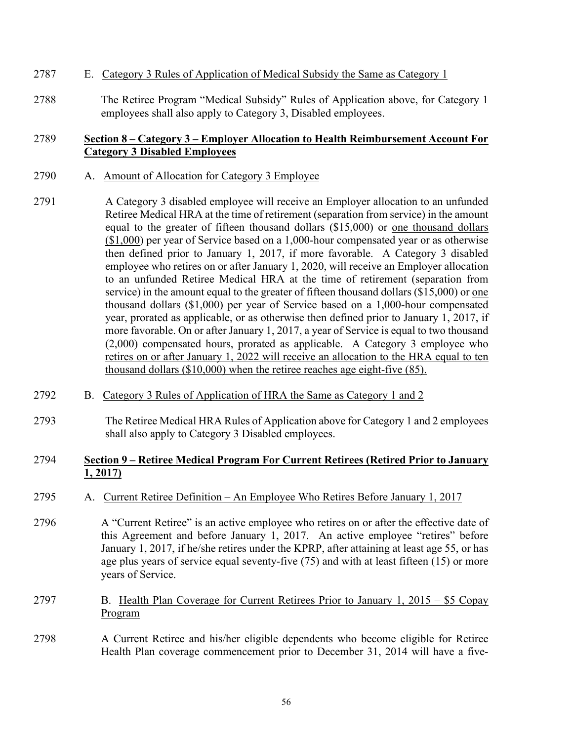2787 E. Category 3 Rules of Application of Medical Subsidy the Same as Category 1

2788 The Retiree Program "Medical Subsidy" Rules of Application above, for Category 1 employees shall also apply to Category 3, Disabled employees.

2789 **Section 8 – Category 3 – Employer Allocation to Health Reimbursement Account For Category 3 Disabled Employees**

2790 A. Amount of Allocation for Category 3 Employee

2791 A Category 3 disabled employee will receive an Employer allocation to an unfunded Retiree Medical HRA at the time of retirement (separation from service) in the amount equal to the greater of fifteen thousand dollars ($15,000) or one thousand dollars ($1,000) per year of Service based on a 1,000-hour compensated year or as otherwise then defined prior to January 1, 2017, if more favorable. A Category 3 disabled employee who retires on or after January 1, 2020, will receive an Employer allocation to an unfunded Retiree Medical HRA at the time of retirement (separation from service) in the amount equal to the greater of fifteen thousand dollars ($15,000) or one thousand dollars ($1,000) per year of Service based on a 1,000-hour compensated year, prorated as applicable, or as otherwise then defined prior to January 1, 2017, if more favorable. On or after January 1, 2017, a year of Service is equal to two thousand (2,000) compensated hours, prorated as applicable. A Category 3 employee who retires on or after January 1, 2022 will receive an allocation to the HRA equal to ten thousand dollars ($10,000) when the retiree reaches age eight-five (85).

2792 B. Category 3 Rules of Application of HRA the Same as Category 1 and 2

2793 The Retiree Medical HRA Rules of Application above for Category 1 and 2 employees shall also apply to Category 3 Disabled employees.

2794 **Section 9 – Retiree Medical Program For Current Retirees (Retired Prior to January 1, 2017)**

2795 A. Current Retiree Definition – An Employee Who Retires Before January 1, 2017

2796 A "Current Retiree" is an active employee who retires on or after the effective date of this Agreement and before January 1, 2017. An active employee "retires" before January 1, 2017, if he/she retires under the KPRP, after attaining at least age 55, or has age plus years of service equal seventy-five (75) and with at least fifteen (15) or more years of Service.

2797 B. Health Plan Coverage for Current Retirees Prior to January 1, 2015 – $5 Copay Program

2798 A Current Retiree and his/her eligible dependents who become eligible for Retiree Health Plan coverage commencement prior to December 31, 2014 will have a five-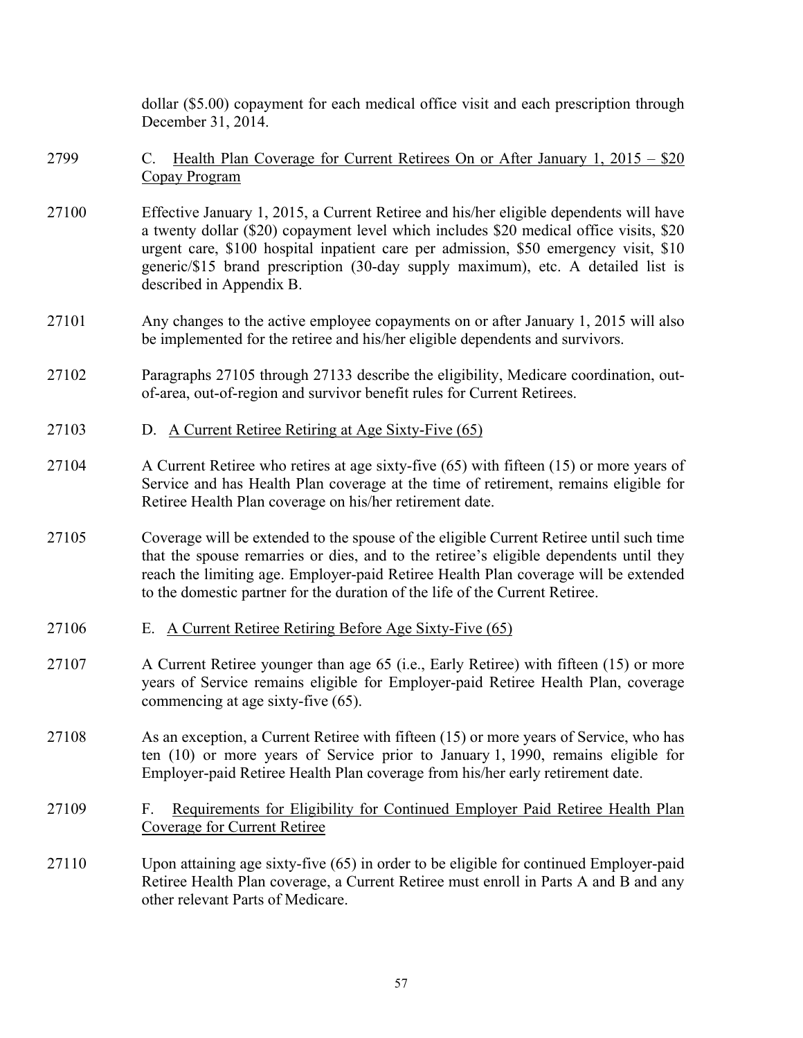dollar ($5.00) copayment for each medical office visit and each prescription through December 31, 2014.

2799 C. <u>Health Plan Coverage for Current Retirees On or After January 1, 2015 – $20 Copay Program</u>

27100 Effective January 1, 2015, a Current Retiree and his/her eligible dependents will have a twenty dollar ($20) copayment level which includes $20 medical office visits, $20 urgent care, $100 hospital inpatient care per admission, $50 emergency visit, $10 generic/$15 brand prescription (30-day supply maximum), etc. A detailed list is described in Appendix B.

27101 Any changes to the active employee copayments on or after January 1, 2015 will also be implemented for the retiree and his/her eligible dependents and survivors.

27102 Paragraphs 27105 through 27133 describe the eligibility, Medicare coordination, out-of-area, out-of-region and survivor benefit rules for Current Retirees.

27103 D. <u>A Current Retiree Retiring at Age Sixty-Five (65)</u>

27104 A Current Retiree who retires at age sixty-five (65) with fifteen (15) or more years of Service and has Health Plan coverage at the time of retirement, remains eligible for Retiree Health Plan coverage on his/her retirement date.

27105 Coverage will be extended to the spouse of the eligible Current Retiree until such time that the spouse remarries or dies, and to the retiree's eligible dependents until they reach the limiting age. Employer-paid Retiree Health Plan coverage will be extended to the domestic partner for the duration of the life of the Current Retiree.

27106 E. <u>A Current Retiree Retiring Before Age Sixty-Five (65)</u>

27107 A Current Retiree younger than age 65 (i.e., Early Retiree) with fifteen (15) or more years of Service remains eligible for Employer-paid Retiree Health Plan, coverage commencing at age sixty-five (65).

27108 As an exception, a Current Retiree with fifteen (15) or more years of Service, who has ten (10) or more years of Service prior to January 1, 1990, remains eligible for Employer-paid Retiree Health Plan coverage from his/her early retirement date.

27109 F. <u>Requirements for Eligibility for Continued Employer Paid Retiree Health Plan Coverage for Current Retiree</u>

27110 Upon attaining age sixty-five (65) in order to be eligible for continued Employer-paid Retiree Health Plan coverage, a Current Retiree must enroll in Parts A and B and any other relevant Parts of Medicare.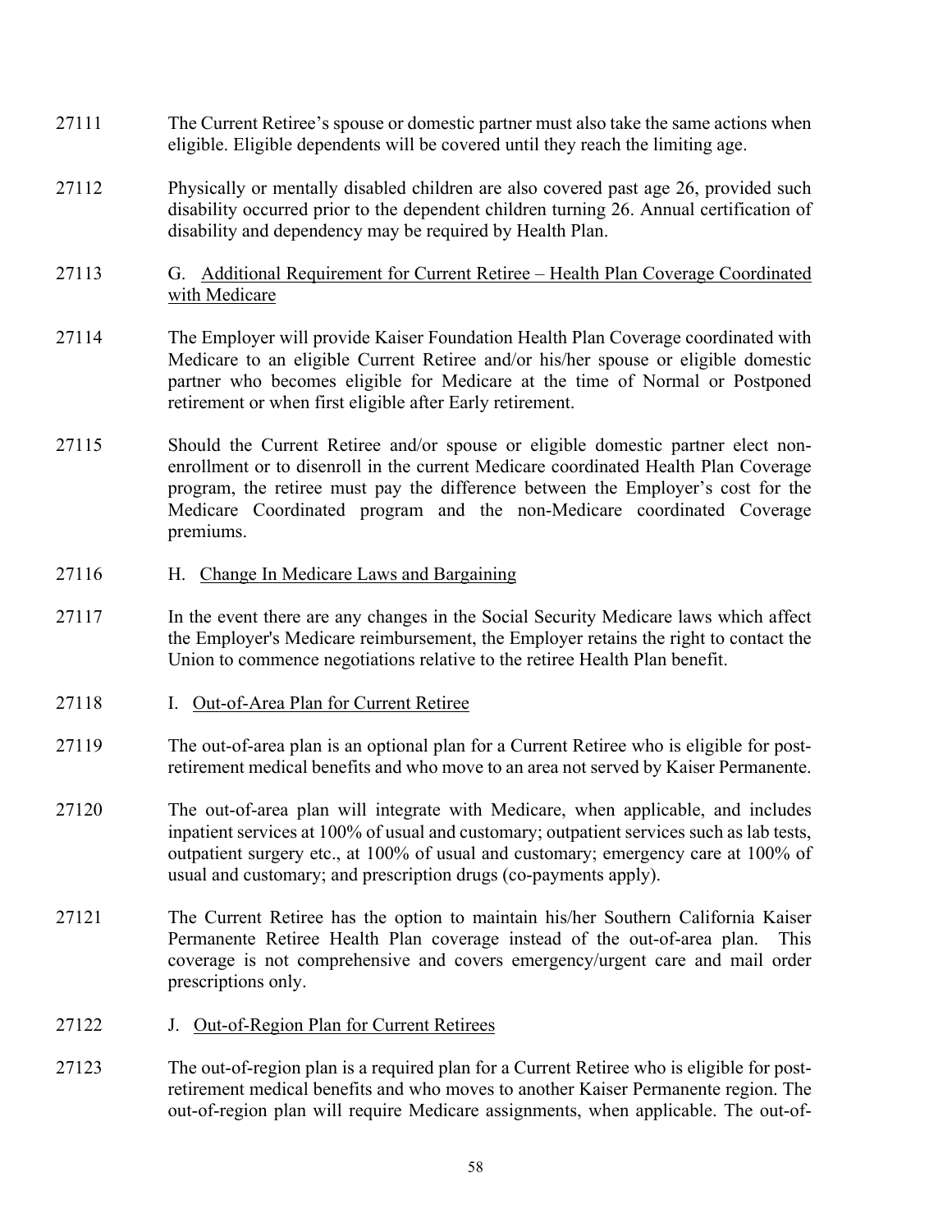27111 The Current Retiree's spouse or domestic partner must also take the same actions when eligible. Eligible dependents will be covered until they reach the limiting age.

27112 Physically or mentally disabled children are also covered past age 26, provided such disability occurred prior to the dependent children turning 26. Annual certification of disability and dependency may be required by Health Plan.

27113 G. Additional Requirement for Current Retiree – Health Plan Coverage Coordinated with Medicare

27114 The Employer will provide Kaiser Foundation Health Plan Coverage coordinated with Medicare to an eligible Current Retiree and/or his/her spouse or eligible domestic partner who becomes eligible for Medicare at the time of Normal or Postponed retirement or when first eligible after Early retirement.

27115 Should the Current Retiree and/or spouse or eligible domestic partner elect non-enrollment or to disenroll in the current Medicare coordinated Health Plan Coverage program, the retiree must pay the difference between the Employer's cost for the Medicare Coordinated program and the non-Medicare coordinated Coverage premiums.

27116 H. Change In Medicare Laws and Bargaining

27117 In the event there are any changes in the Social Security Medicare laws which affect the Employer's Medicare reimbursement, the Employer retains the right to contact the Union to commence negotiations relative to the retiree Health Plan benefit.

27118 I. Out-of-Area Plan for Current Retiree

27119 The out-of-area plan is an optional plan for a Current Retiree who is eligible for post-retirement medical benefits and who move to an area not served by Kaiser Permanente.

27120 The out-of-area plan will integrate with Medicare, when applicable, and includes inpatient services at 100% of usual and customary; outpatient services such as lab tests, outpatient surgery etc., at 100% of usual and customary; emergency care at 100% of usual and customary; and prescription drugs (co-payments apply).

27121 The Current Retiree has the option to maintain his/her Southern California Kaiser Permanente Retiree Health Plan coverage instead of the out-of-area plan. This coverage is not comprehensive and covers emergency/urgent care and mail order prescriptions only.

27122 J. Out-of-Region Plan for Current Retirees

27123 The out-of-region plan is a required plan for a Current Retiree who is eligible for post-retirement medical benefits and who moves to another Kaiser Permanente region. The out-of-region plan will require Medicare assignments, when applicable. The out-of-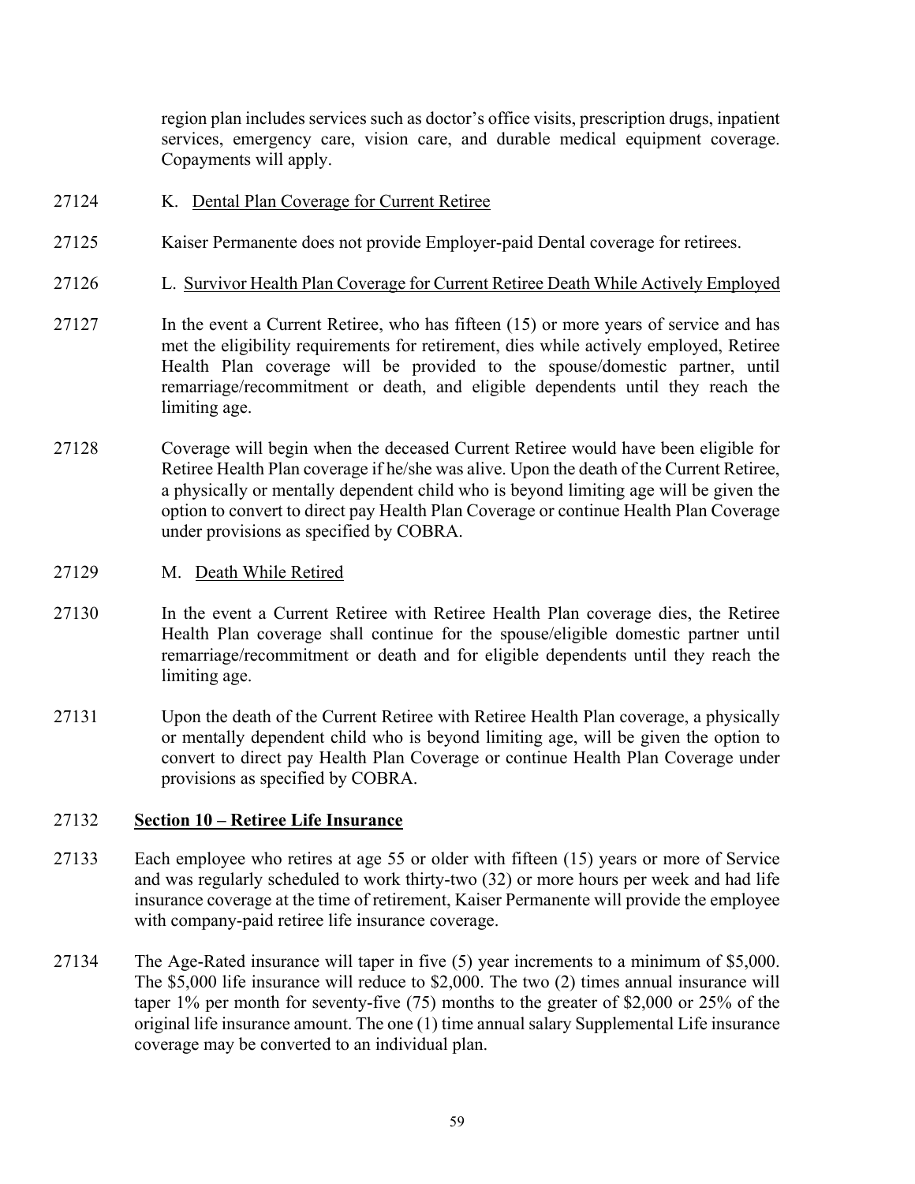region plan includes services such as doctor's office visits, prescription drugs, inpatient services, emergency care, vision care, and durable medical equipment coverage. Copayments will apply.

27124 K. Dental Plan Coverage for Current Retiree

27125 Kaiser Permanente does not provide Employer-paid Dental coverage for retirees.

27126 L. Survivor Health Plan Coverage for Current Retiree Death While Actively Employed

27127 In the event a Current Retiree, who has fifteen (15) or more years of service and has met the eligibility requirements for retirement, dies while actively employed, Retiree Health Plan coverage will be provided to the spouse/domestic partner, until remarriage/recommitment or death, and eligible dependents until they reach the limiting age.

27128 Coverage will begin when the deceased Current Retiree would have been eligible for Retiree Health Plan coverage if he/she was alive. Upon the death of the Current Retiree, a physically or mentally dependent child who is beyond limiting age will be given the option to convert to direct pay Health Plan Coverage or continue Health Plan Coverage under provisions as specified by COBRA.

27129 M. Death While Retired

27130 In the event a Current Retiree with Retiree Health Plan coverage dies, the Retiree Health Plan coverage shall continue for the spouse/eligible domestic partner until remarriage/recommitment or death and for eligible dependents until they reach the limiting age.

27131 Upon the death of the Current Retiree with Retiree Health Plan coverage, a physically or mentally dependent child who is beyond limiting age, will be given the option to convert to direct pay Health Plan Coverage or continue Health Plan Coverage under provisions as specified by COBRA.

## 27132 Section 10 – Retiree Life Insurance

27133 Each employee who retires at age 55 or older with fifteen (15) years or more of Service and was regularly scheduled to work thirty-two (32) or more hours per week and had life insurance coverage at the time of retirement, Kaiser Permanente will provide the employee with company-paid retiree life insurance coverage.

27134 The Age-Rated insurance will taper in five (5) year increments to a minimum of $5,000. The $5,000 life insurance will reduce to $2,000. The two (2) times annual insurance will taper 1% per month for seventy-five (75) months to the greater of $2,000 or 25% of the original life insurance amount. The one (1) time annual salary Supplemental Life insurance coverage may be converted to an individual plan.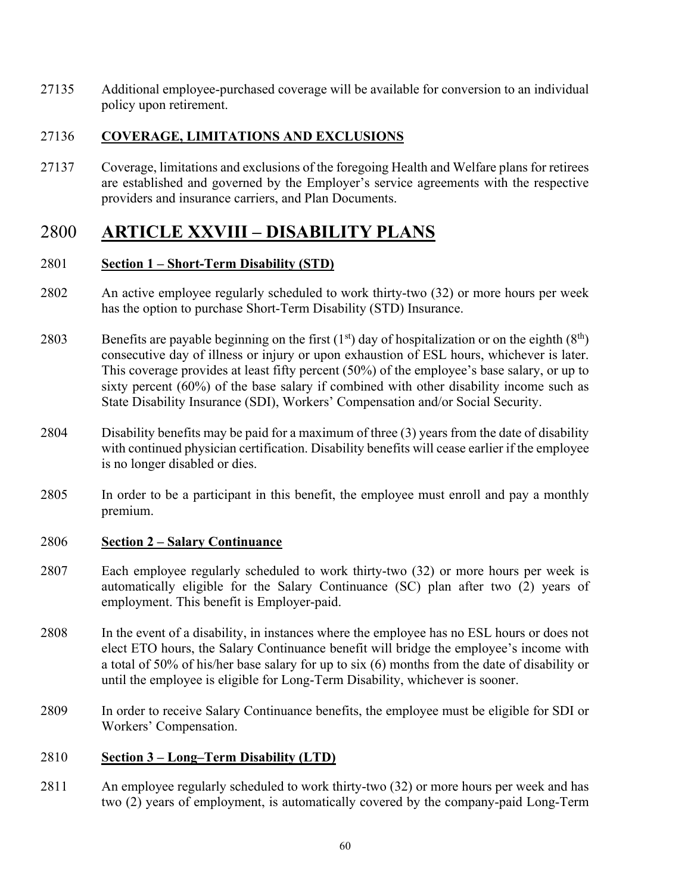27135 Additional employee-purchased coverage will be available for conversion to an individual policy upon retirement.

27136 **COVERAGE, LIMITATIONS AND EXCLUSIONS**

27137 Coverage, limitations and exclusions of the foregoing Health and Welfare plans for retirees are established and governed by the Employer's service agreements with the respective providers and insurance carriers, and Plan Documents.

# 2800 ARTICLE XXVIII – DISABILITY PLANS

2801 **Section 1 – Short-Term Disability (STD)**

2802 An active employee regularly scheduled to work thirty-two (32) or more hours per week has the option to purchase Short-Term Disability (STD) Insurance.

2803 Benefits are payable beginning on the first (1st) day of hospitalization or on the eighth (8th) consecutive day of illness or injury or upon exhaustion of ESL hours, whichever is later. This coverage provides at least fifty percent (50%) of the employee's base salary, or up to sixty percent (60%) of the base salary if combined with other disability income such as State Disability Insurance (SDI), Workers' Compensation and/or Social Security.

2804 Disability benefits may be paid for a maximum of three (3) years from the date of disability with continued physician certification. Disability benefits will cease earlier if the employee is no longer disabled or dies.

2805 In order to be a participant in this benefit, the employee must enroll and pay a monthly premium.

2806 **Section 2 – Salary Continuance**

2807 Each employee regularly scheduled to work thirty-two (32) or more hours per week is automatically eligible for the Salary Continuance (SC) plan after two (2) years of employment. This benefit is Employer-paid.

2808 In the event of a disability, in instances where the employee has no ESL hours or does not elect ETO hours, the Salary Continuance benefit will bridge the employee's income with a total of 50% of his/her base salary for up to six (6) months from the date of disability or until the employee is eligible for Long-Term Disability, whichever is sooner.

2809 In order to receive Salary Continuance benefits, the employee must be eligible for SDI or Workers' Compensation.

2810 **Section 3 – Long–Term Disability (LTD)**

2811 An employee regularly scheduled to work thirty-two (32) or more hours per week and has two (2) years of employment, is automatically covered by the company-paid Long-Term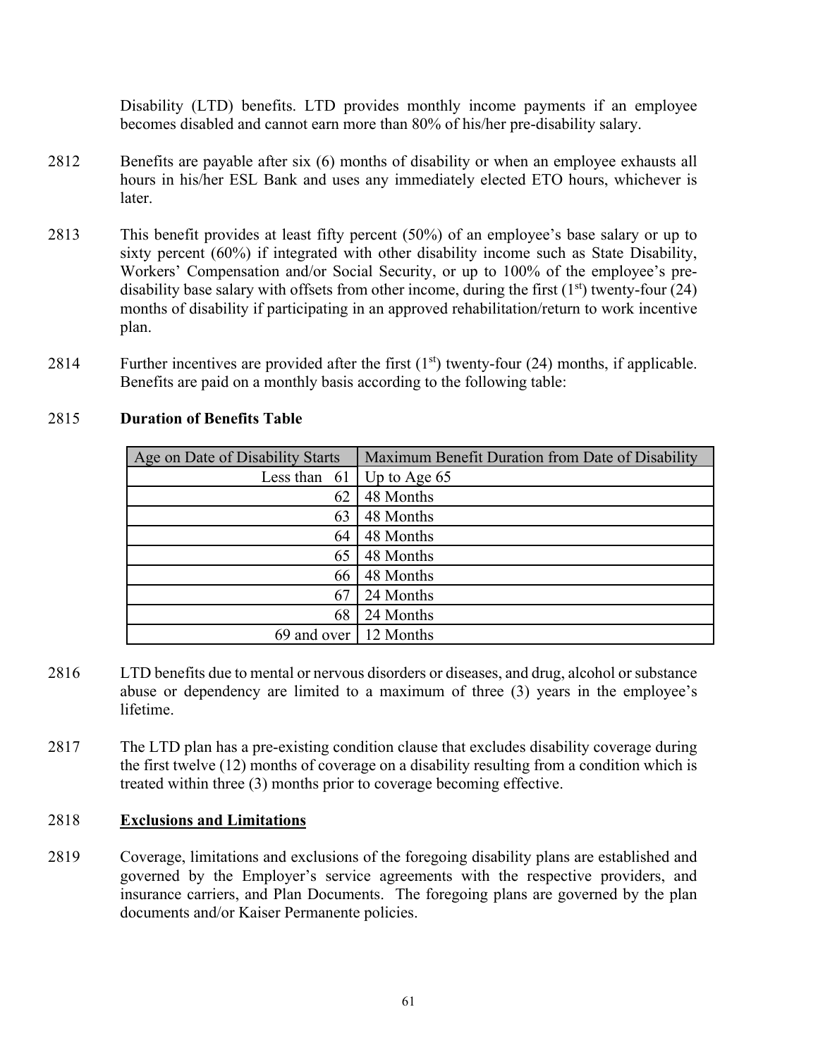Disability (LTD) benefits. LTD provides monthly income payments if an employee becomes disabled and cannot earn more than 80% of his/her pre-disability salary.

2812 Benefits are payable after six (6) months of disability or when an employee exhausts all hours in his/her ESL Bank and uses any immediately elected ETO hours, whichever is later.

2813 This benefit provides at least fifty percent (50%) of an employee's base salary or up to sixty percent (60%) if integrated with other disability income such as State Disability, Workers' Compensation and/or Social Security, or up to 100% of the employee's pre-disability base salary with offsets from other income, during the first (1st) twenty-four (24) months of disability if participating in an approved rehabilitation/return to work incentive plan.

2814 Further incentives are provided after the first (1st) twenty-four (24) months, if applicable. Benefits are paid on a monthly basis according to the following table:

2815 **Duration of Benefits Table**

| Age on Date of Disability Starts | Maximum Benefit Duration from Date of Disability |
|---|---|
| Less than 61 | Up to Age 65 |
| 62 | 48 Months |
| 63 | 48 Months |
| 64 | 48 Months |
| 65 | 48 Months |
| 66 | 48 Months |
| 67 | 24 Months |
| 68 | 24 Months |
| 69 and over | 12 Months |

2816 LTD benefits due to mental or nervous disorders or diseases, and drug, alcohol or substance abuse or dependency are limited to a maximum of three (3) years in the employee's lifetime.

2817 The LTD plan has a pre-existing condition clause that excludes disability coverage during the first twelve (12) months of coverage on a disability resulting from a condition which is treated within three (3) months prior to coverage becoming effective.

2818 **Exclusions and Limitations**

2819 Coverage, limitations and exclusions of the foregoing disability plans are established and governed by the Employer's service agreements with the respective providers, and insurance carriers, and Plan Documents. The foregoing plans are governed by the plan documents and/or Kaiser Permanente policies.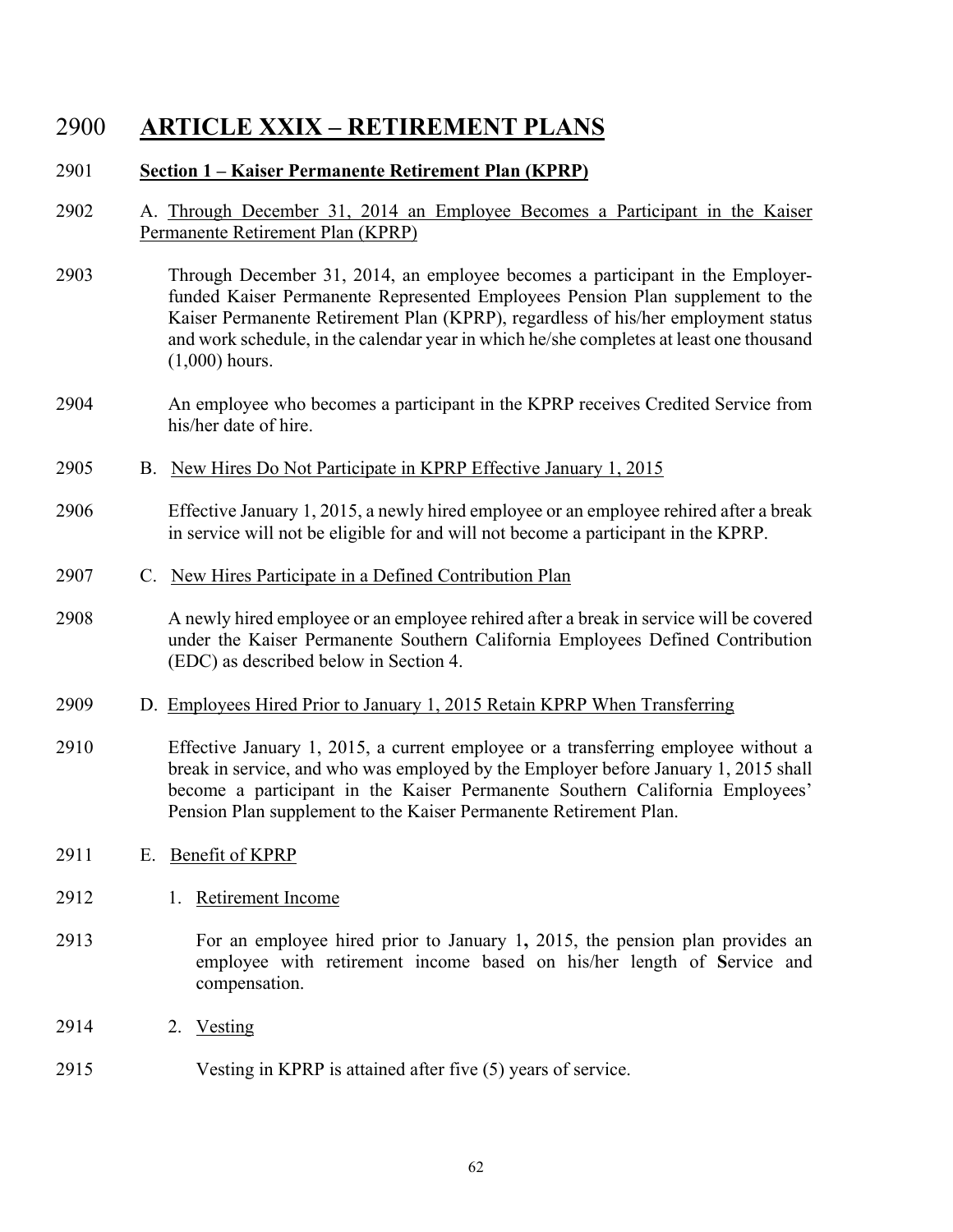2900 **ARTICLE XXIX – RETIREMENT PLANS**

2901 **Section 1 – Kaiser Permanente Retirement Plan (KPRP)**

2902 A. Through December 31, 2014 an Employee Becomes a Participant in the Kaiser Permanente Retirement Plan (KPRP)

2903 Through December 31, 2014, an employee becomes a participant in the Employer-funded Kaiser Permanente Represented Employees Pension Plan supplement to the Kaiser Permanente Retirement Plan (KPRP), regardless of his/her employment status and work schedule, in the calendar year in which he/she completes at least one thousand (1,000) hours.

2904 An employee who becomes a participant in the KPRP receives Credited Service from his/her date of hire.

2905 B. New Hires Do Not Participate in KPRP Effective January 1, 2015

2906 Effective January 1, 2015, a newly hired employee or an employee rehired after a break in service will not be eligible for and will not become a participant in the KPRP.

2907 C. New Hires Participate in a Defined Contribution Plan

2908 A newly hired employee or an employee rehired after a break in service will be covered under the Kaiser Permanente Southern California Employees Defined Contribution (EDC) as described below in Section 4.

2909 D. Employees Hired Prior to January 1, 2015 Retain KPRP When Transferring

2910 Effective January 1, 2015, a current employee or a transferring employee without a break in service, and who was employed by the Employer before January 1, 2015 shall become a participant in the Kaiser Permanente Southern California Employees' Pension Plan supplement to the Kaiser Permanente Retirement Plan.

2911 E. Benefit of KPRP

2912 1. Retirement Income

2913 For an employee hired prior to January 1**,** 2015, the pension plan provides an employee with retirement income based on his/her length of **S**ervice and compensation.

2914 2. Vesting

2915 Vesting in KPRP is attained after five (5) years of service.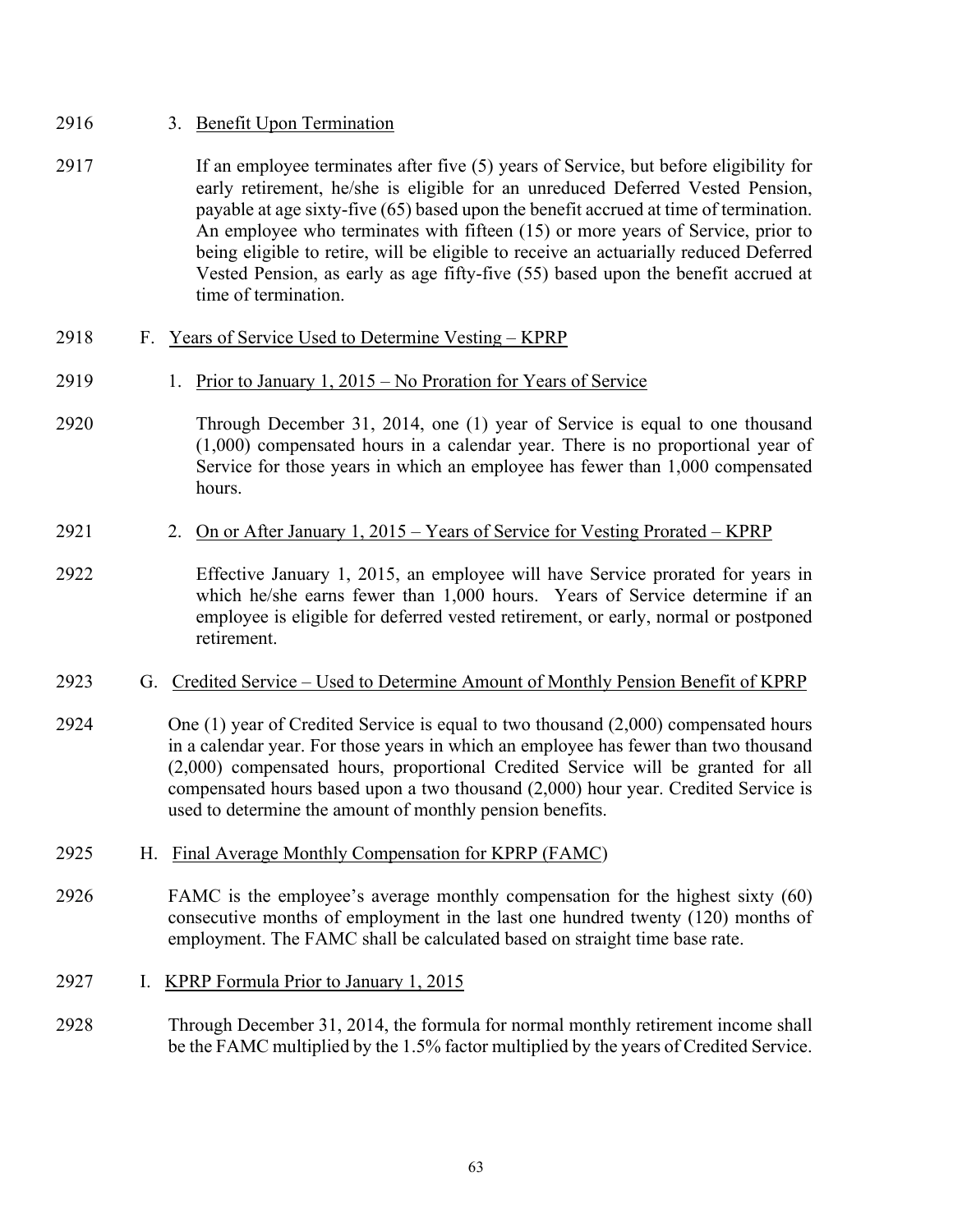2916 3. Benefit Upon Termination

2917 If an employee terminates after five (5) years of Service, but before eligibility for early retirement, he/she is eligible for an unreduced Deferred Vested Pension, payable at age sixty-five (65) based upon the benefit accrued at time of termination. An employee who terminates with fifteen (15) or more years of Service, prior to being eligible to retire, will be eligible to receive an actuarially reduced Deferred Vested Pension, as early as age fifty-five (55) based upon the benefit accrued at time of termination.

2918 F. Years of Service Used to Determine Vesting – KPRP

2919 1. Prior to January 1, 2015 – No Proration for Years of Service

2920 Through December 31, 2014, one (1) year of Service is equal to one thousand (1,000) compensated hours in a calendar year. There is no proportional year of Service for those years in which an employee has fewer than 1,000 compensated hours.

2921 2. On or After January 1, 2015 – Years of Service for Vesting Prorated – KPRP

2922 Effective January 1, 2015, an employee will have Service prorated for years in which he/she earns fewer than 1,000 hours. Years of Service determine if an employee is eligible for deferred vested retirement, or early, normal or postponed retirement.

2923 G. Credited Service – Used to Determine Amount of Monthly Pension Benefit of KPRP

2924 One (1) year of Credited Service is equal to two thousand (2,000) compensated hours in a calendar year. For those years in which an employee has fewer than two thousand (2,000) compensated hours, proportional Credited Service will be granted for all compensated hours based upon a two thousand (2,000) hour year. Credited Service is used to determine the amount of monthly pension benefits.

2925 H. Final Average Monthly Compensation for KPRP (FAMC)

2926 FAMC is the employee's average monthly compensation for the highest sixty (60) consecutive months of employment in the last one hundred twenty (120) months of employment. The FAMC shall be calculated based on straight time base rate.

2927 I. KPRP Formula Prior to January 1, 2015

2928 Through December 31, 2014, the formula for normal monthly retirement income shall be the FAMC multiplied by the 1.5% factor multiplied by the years of Credited Service.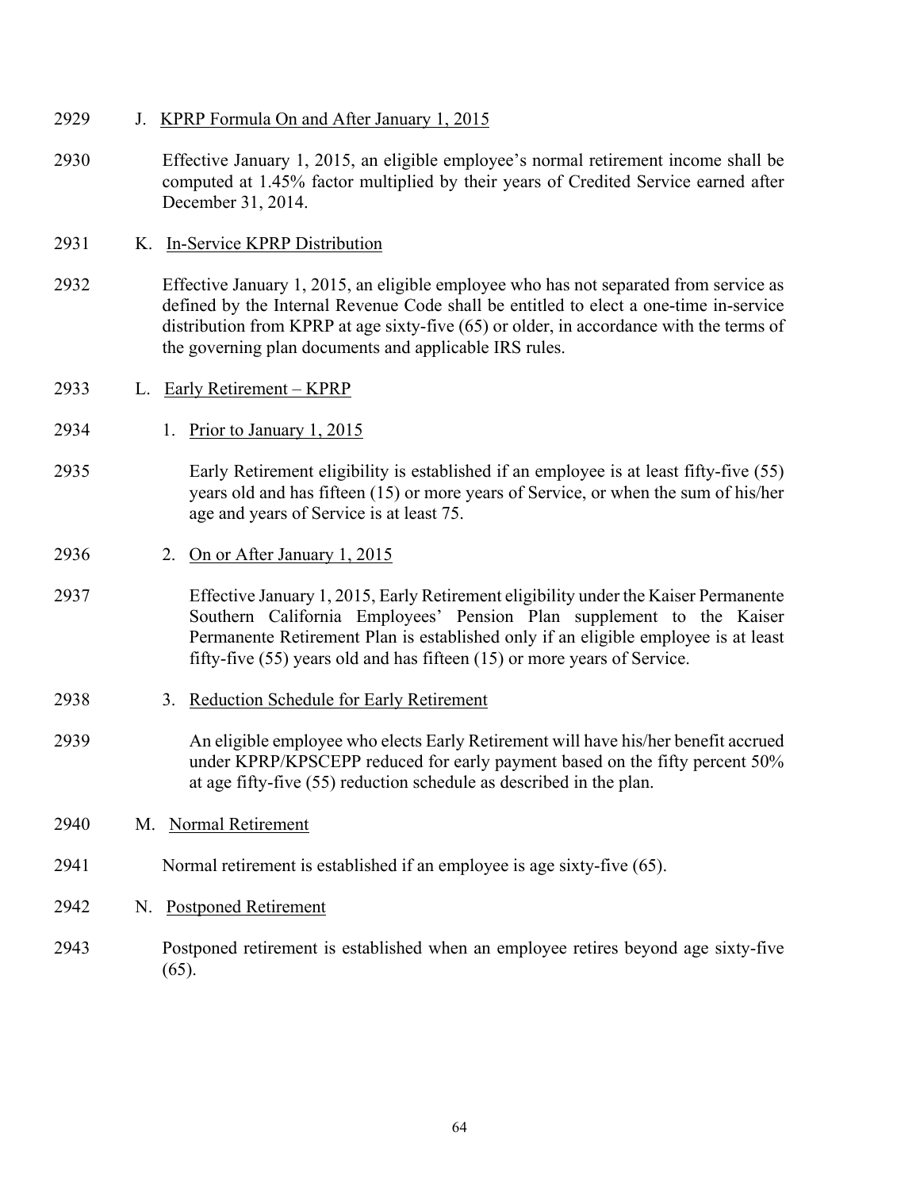2929 J. KPRP Formula On and After January 1, 2015

2930 Effective January 1, 2015, an eligible employee's normal retirement income shall be computed at 1.45% factor multiplied by their years of Credited Service earned after December 31, 2014.

2931 K. In-Service KPRP Distribution

2932 Effective January 1, 2015, an eligible employee who has not separated from service as defined by the Internal Revenue Code shall be entitled to elect a one-time in-service distribution from KPRP at age sixty-five (65) or older, in accordance with the terms of the governing plan documents and applicable IRS rules.

2933 L. Early Retirement – KPRP

2934 1. Prior to January 1, 2015

2935 Early Retirement eligibility is established if an employee is at least fifty-five (55) years old and has fifteen (15) or more years of Service, or when the sum of his/her age and years of Service is at least 75.

2936 2. On or After January 1, 2015

2937 Effective January 1, 2015, Early Retirement eligibility under the Kaiser Permanente Southern California Employees' Pension Plan supplement to the Kaiser Permanente Retirement Plan is established only if an eligible employee is at least fifty-five (55) years old and has fifteen (15) or more years of Service.

2938 3. Reduction Schedule for Early Retirement

2939 An eligible employee who elects Early Retirement will have his/her benefit accrued under KPRP/KPSCEPP reduced for early payment based on the fifty percent 50% at age fifty-five (55) reduction schedule as described in the plan.

2940 M. Normal Retirement

2941 Normal retirement is established if an employee is age sixty-five (65).

2942 N. Postponed Retirement

2943 Postponed retirement is established when an employee retires beyond age sixty-five (65).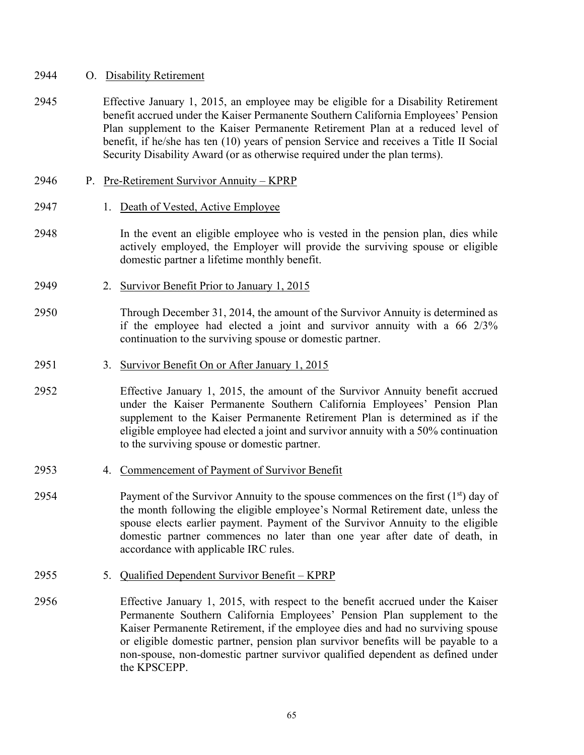2944 O. Disability Retirement

2945 Effective January 1, 2015, an employee may be eligible for a Disability Retirement benefit accrued under the Kaiser Permanente Southern California Employees' Pension Plan supplement to the Kaiser Permanente Retirement Plan at a reduced level of benefit, if he/she has ten (10) years of pension Service and receives a Title II Social Security Disability Award (or as otherwise required under the plan terms).

2946 P. Pre-Retirement Survivor Annuity – KPRP

2947 1. Death of Vested, Active Employee

2948 In the event an eligible employee who is vested in the pension plan, dies while actively employed, the Employer will provide the surviving spouse or eligible domestic partner a lifetime monthly benefit.

2949 2. Survivor Benefit Prior to January 1, 2015

2950 Through December 31, 2014, the amount of the Survivor Annuity is determined as if the employee had elected a joint and survivor annuity with a 66 2/3% continuation to the surviving spouse or domestic partner.

2951 3. Survivor Benefit On or After January 1, 2015

2952 Effective January 1, 2015, the amount of the Survivor Annuity benefit accrued under the Kaiser Permanente Southern California Employees' Pension Plan supplement to the Kaiser Permanente Retirement Plan is determined as if the eligible employee had elected a joint and survivor annuity with a 50% continuation to the surviving spouse or domestic partner.

2953 4. Commencement of Payment of Survivor Benefit

2954 Payment of the Survivor Annuity to the spouse commences on the first (1st) day of the month following the eligible employee's Normal Retirement date, unless the spouse elects earlier payment. Payment of the Survivor Annuity to the eligible domestic partner commences no later than one year after date of death, in accordance with applicable IRC rules.

2955 5. Qualified Dependent Survivor Benefit – KPRP

2956 Effective January 1, 2015, with respect to the benefit accrued under the Kaiser Permanente Southern California Employees' Pension Plan supplement to the Kaiser Permanente Retirement, if the employee dies and had no surviving spouse or eligible domestic partner, pension plan survivor benefits will be payable to a non-spouse, non-domestic partner survivor qualified dependent as defined under the KPSCEPP.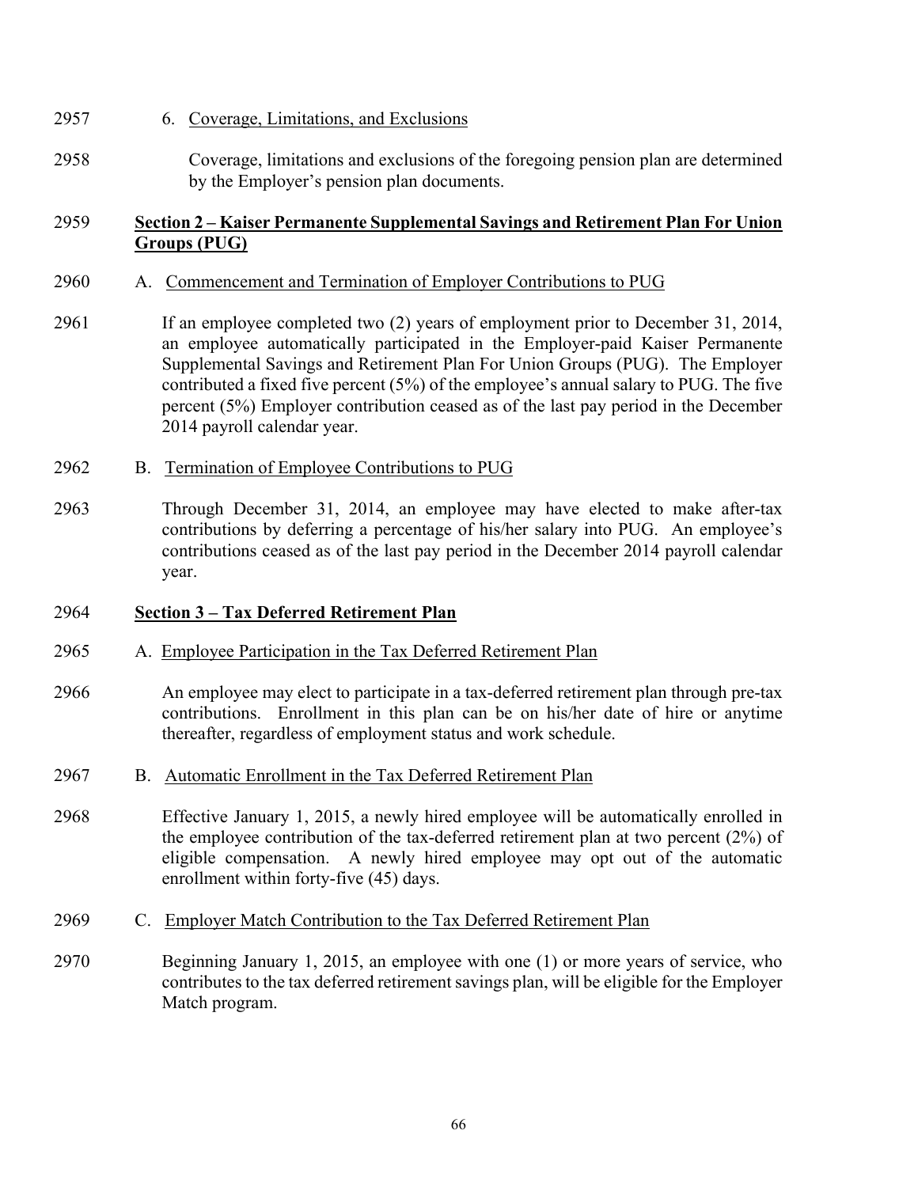2957 6. Coverage, Limitations, and Exclusions

2958 Coverage, limitations and exclusions of the foregoing pension plan are determined by the Employer's pension plan documents.

2959 **Section 2 – Kaiser Permanente Supplemental Savings and Retirement Plan For Union Groups (PUG)**

2960 A. Commencement and Termination of Employer Contributions to PUG

2961 If an employee completed two (2) years of employment prior to December 31, 2014, an employee automatically participated in the Employer-paid Kaiser Permanente Supplemental Savings and Retirement Plan For Union Groups (PUG). The Employer contributed a fixed five percent (5%) of the employee's annual salary to PUG. The five percent (5%) Employer contribution ceased as of the last pay period in the December 2014 payroll calendar year.

2962 B. Termination of Employee Contributions to PUG

2963 Through December 31, 2014, an employee may have elected to make after-tax contributions by deferring a percentage of his/her salary into PUG. An employee's contributions ceased as of the last pay period in the December 2014 payroll calendar year.

2964 **Section 3 – Tax Deferred Retirement Plan**

2965 A. Employee Participation in the Tax Deferred Retirement Plan

2966 An employee may elect to participate in a tax-deferred retirement plan through pre-tax contributions. Enrollment in this plan can be on his/her date of hire or anytime thereafter, regardless of employment status and work schedule.

2967 B. Automatic Enrollment in the Tax Deferred Retirement Plan

2968 Effective January 1, 2015, a newly hired employee will be automatically enrolled in the employee contribution of the tax-deferred retirement plan at two percent (2%) of eligible compensation. A newly hired employee may opt out of the automatic enrollment within forty-five (45) days.

2969 C. Employer Match Contribution to the Tax Deferred Retirement Plan

2970 Beginning January 1, 2015, an employee with one (1) or more years of service, who contributes to the tax deferred retirement savings plan, will be eligible for the Employer Match program.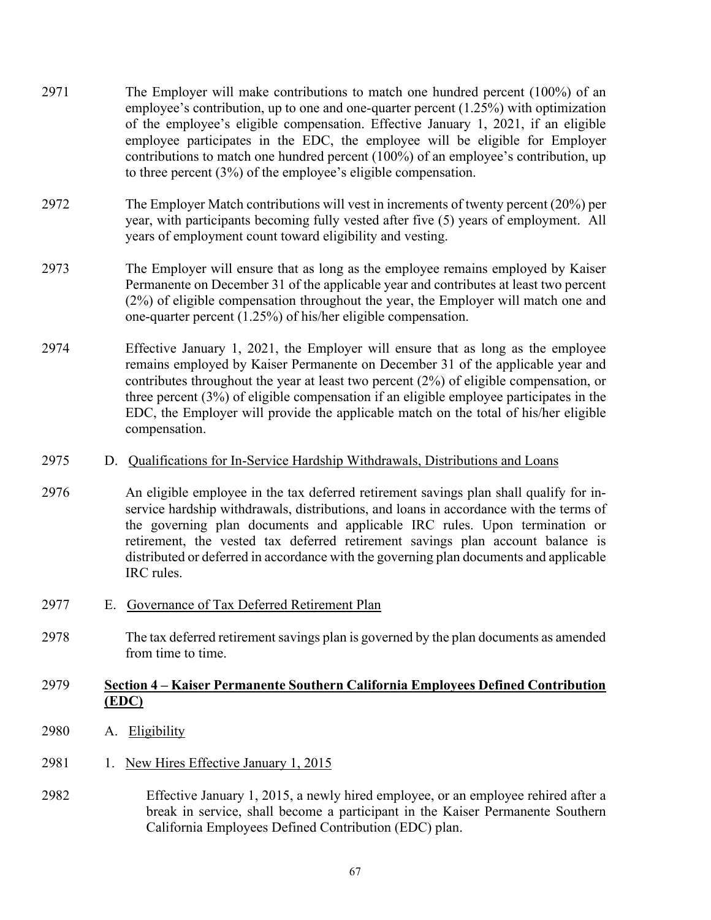2971 The Employer will make contributions to match one hundred percent (100%) of an employee's contribution, up to one and one-quarter percent (1.25%) with optimization of the employee's eligible compensation. Effective January 1, 2021, if an eligible employee participates in the EDC, the employee will be eligible for Employer contributions to match one hundred percent (100%) of an employee's contribution, up to three percent (3%) of the employee's eligible compensation.

2972 The Employer Match contributions will vest in increments of twenty percent (20%) per year, with participants becoming fully vested after five (5) years of employment. All years of employment count toward eligibility and vesting.

2973 The Employer will ensure that as long as the employee remains employed by Kaiser Permanente on December 31 of the applicable year and contributes at least two percent (2%) of eligible compensation throughout the year, the Employer will match one and one-quarter percent (1.25%) of his/her eligible compensation.

2974 Effective January 1, 2021, the Employer will ensure that as long as the employee remains employed by Kaiser Permanente on December 31 of the applicable year and contributes throughout the year at least two percent (2%) of eligible compensation, or three percent (3%) of eligible compensation if an eligible employee participates in the EDC, the Employer will provide the applicable match on the total of his/her eligible compensation.

2975 D. <u>Qualifications for In-Service Hardship Withdrawals, Distributions and Loans</u>

2976 An eligible employee in the tax deferred retirement savings plan shall qualify for in-service hardship withdrawals, distributions, and loans in accordance with the terms of the governing plan documents and applicable IRC rules. Upon termination or retirement, the vested tax deferred retirement savings plan account balance is distributed or deferred in accordance with the governing plan documents and applicable IRC rules.

2977 E. <u>Governance of Tax Deferred Retirement Plan</u>

2978 The tax deferred retirement savings plan is governed by the plan documents as amended from time to time.

2979 **<u>Section 4 – Kaiser Permanente Southern California Employees Defined Contribution (EDC)</u>**

2980 A. <u>Eligibility</u>

2981 1. <u>New Hires Effective January 1, 2015</u>

2982 Effective January 1, 2015, a newly hired employee, or an employee rehired after a break in service, shall become a participant in the Kaiser Permanente Southern California Employees Defined Contribution (EDC) plan.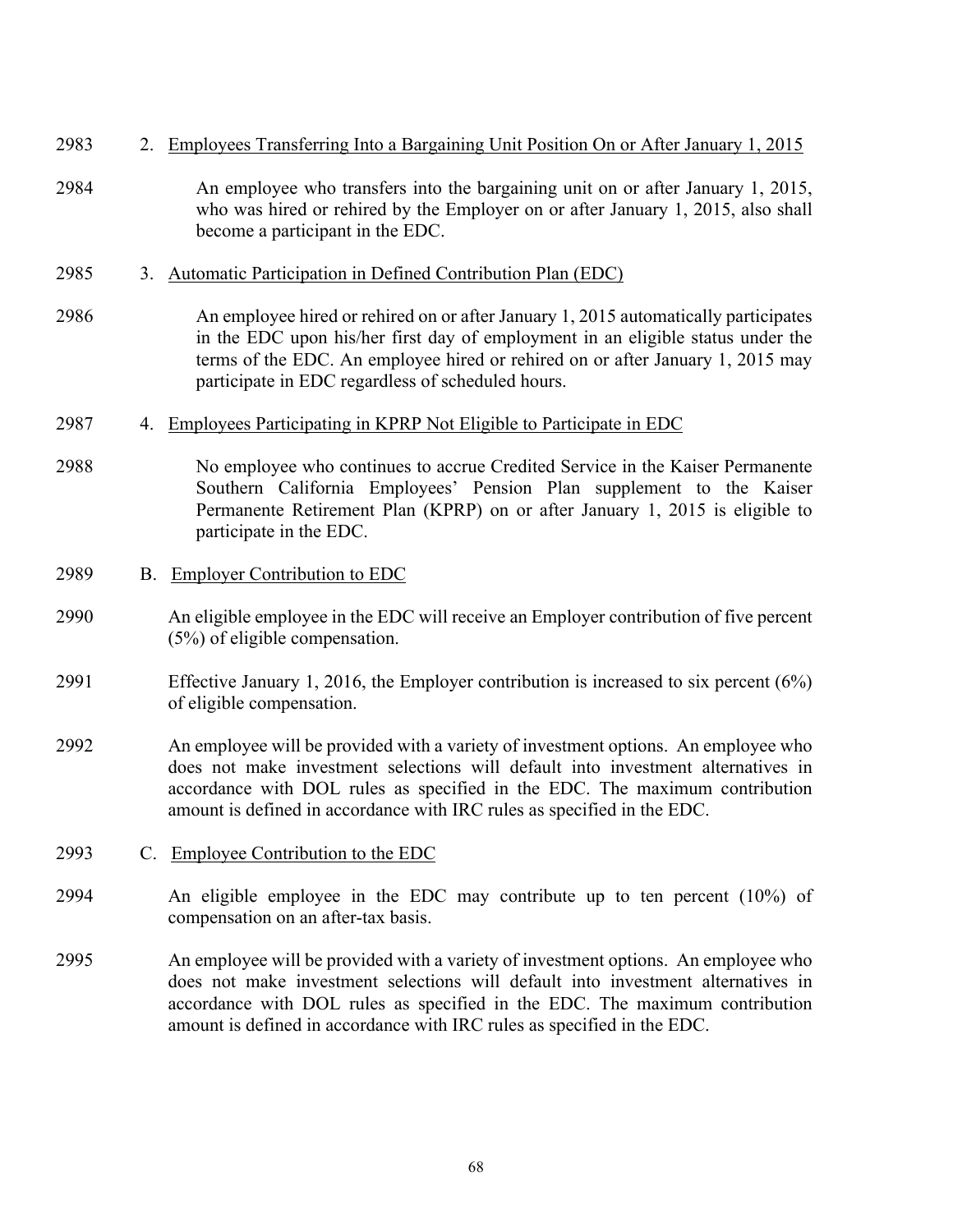2983 2. Employees Transferring Into a Bargaining Unit Position On or After January 1, 2015

2984 An employee who transfers into the bargaining unit on or after January 1, 2015, who was hired or rehired by the Employer on or after January 1, 2015, also shall become a participant in the EDC.

2985 3. Automatic Participation in Defined Contribution Plan (EDC)

2986 An employee hired or rehired on or after January 1, 2015 automatically participates in the EDC upon his/her first day of employment in an eligible status under the terms of the EDC. An employee hired or rehired on or after January 1, 2015 may participate in EDC regardless of scheduled hours.

2987 4. Employees Participating in KPRP Not Eligible to Participate in EDC

2988 No employee who continues to accrue Credited Service in the Kaiser Permanente Southern California Employees' Pension Plan supplement to the Kaiser Permanente Retirement Plan (KPRP) on or after January 1, 2015 is eligible to participate in the EDC.

2989 B. Employer Contribution to EDC

2990 An eligible employee in the EDC will receive an Employer contribution of five percent (5%) of eligible compensation.

2991 Effective January 1, 2016, the Employer contribution is increased to six percent (6%) of eligible compensation.

2992 An employee will be provided with a variety of investment options. An employee who does not make investment selections will default into investment alternatives in accordance with DOL rules as specified in the EDC. The maximum contribution amount is defined in accordance with IRC rules as specified in the EDC.

2993 C. Employee Contribution to the EDC

2994 An eligible employee in the EDC may contribute up to ten percent (10%) of compensation on an after-tax basis.

2995 An employee will be provided with a variety of investment options. An employee who does not make investment selections will default into investment alternatives in accordance with DOL rules as specified in the EDC. The maximum contribution amount is defined in accordance with IRC rules as specified in the EDC.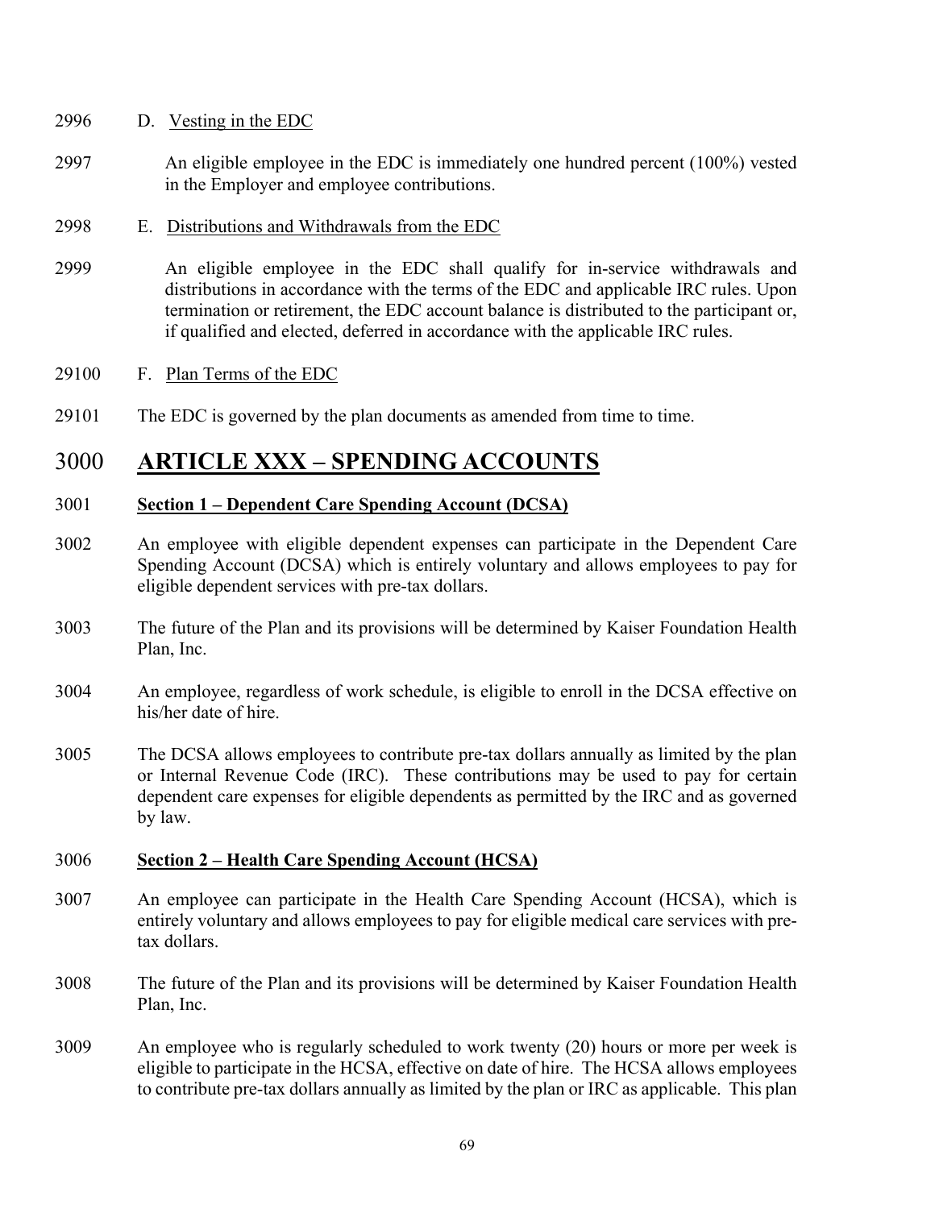2996 D. Vesting in the EDC

2997 An eligible employee in the EDC is immediately one hundred percent (100%) vested in the Employer and employee contributions.

2998 E. Distributions and Withdrawals from the EDC

2999 An eligible employee in the EDC shall qualify for in-service withdrawals and distributions in accordance with the terms of the EDC and applicable IRC rules. Upon termination or retirement, the EDC account balance is distributed to the participant or, if qualified and elected, deferred in accordance with the applicable IRC rules.

29100 F. Plan Terms of the EDC

29101 The EDC is governed by the plan documents as amended from time to time.

# 3000 ARTICLE XXX – SPENDING ACCOUNTS

3001 **Section 1 – Dependent Care Spending Account (DCSA)**

3002 An employee with eligible dependent expenses can participate in the Dependent Care Spending Account (DCSA) which is entirely voluntary and allows employees to pay for eligible dependent services with pre-tax dollars.

3003 The future of the Plan and its provisions will be determined by Kaiser Foundation Health Plan, Inc.

3004 An employee, regardless of work schedule, is eligible to enroll in the DCSA effective on his/her date of hire.

3005 The DCSA allows employees to contribute pre-tax dollars annually as limited by the plan or Internal Revenue Code (IRC). These contributions may be used to pay for certain dependent care expenses for eligible dependents as permitted by the IRC and as governed by law.

3006 **Section 2 – Health Care Spending Account (HCSA)**

3007 An employee can participate in the Health Care Spending Account (HCSA), which is entirely voluntary and allows employees to pay for eligible medical care services with pre-tax dollars.

3008 The future of the Plan and its provisions will be determined by Kaiser Foundation Health Plan, Inc.

3009 An employee who is regularly scheduled to work twenty (20) hours or more per week is eligible to participate in the HCSA, effective on date of hire. The HCSA allows employees to contribute pre-tax dollars annually as limited by the plan or IRC as applicable. This plan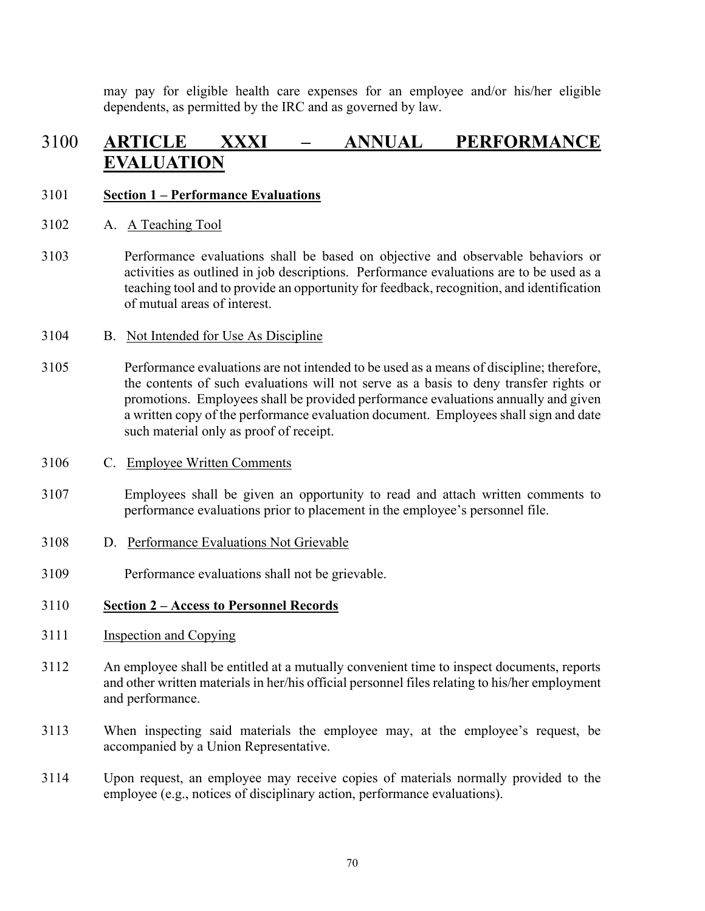may pay for eligible health care expenses for an employee and/or his/her eligible dependents, as permitted by the IRC and as governed by law.

# 3100 ARTICLE XXXI – ANNUAL PERFORMANCE EVALUATION

3101 **Section 1 – Performance Evaluations**

3102 A. A Teaching Tool

3103 Performance evaluations shall be based on objective and observable behaviors or activities as outlined in job descriptions. Performance evaluations are to be used as a teaching tool and to provide an opportunity for feedback, recognition, and identification of mutual areas of interest.

3104 B. Not Intended for Use As Discipline

3105 Performance evaluations are not intended to be used as a means of discipline; therefore, the contents of such evaluations will not serve as a basis to deny transfer rights or promotions. Employees shall be provided performance evaluations annually and given a written copy of the performance evaluation document. Employees shall sign and date such material only as proof of receipt.

3106 C. Employee Written Comments

3107 Employees shall be given an opportunity to read and attach written comments to performance evaluations prior to placement in the employee's personnel file.

3108 D. Performance Evaluations Not Grievable

3109 Performance evaluations shall not be grievable.

3110 **Section 2 – Access to Personnel Records**

3111 Inspection and Copying

3112 An employee shall be entitled at a mutually convenient time to inspect documents, reports and other written materials in her/his official personnel files relating to his/her employment and performance.

3113 When inspecting said materials the employee may, at the employee's request, be accompanied by a Union Representative.

3114 Upon request, an employee may receive copies of materials normally provided to the employee (e.g., notices of disciplinary action, performance evaluations).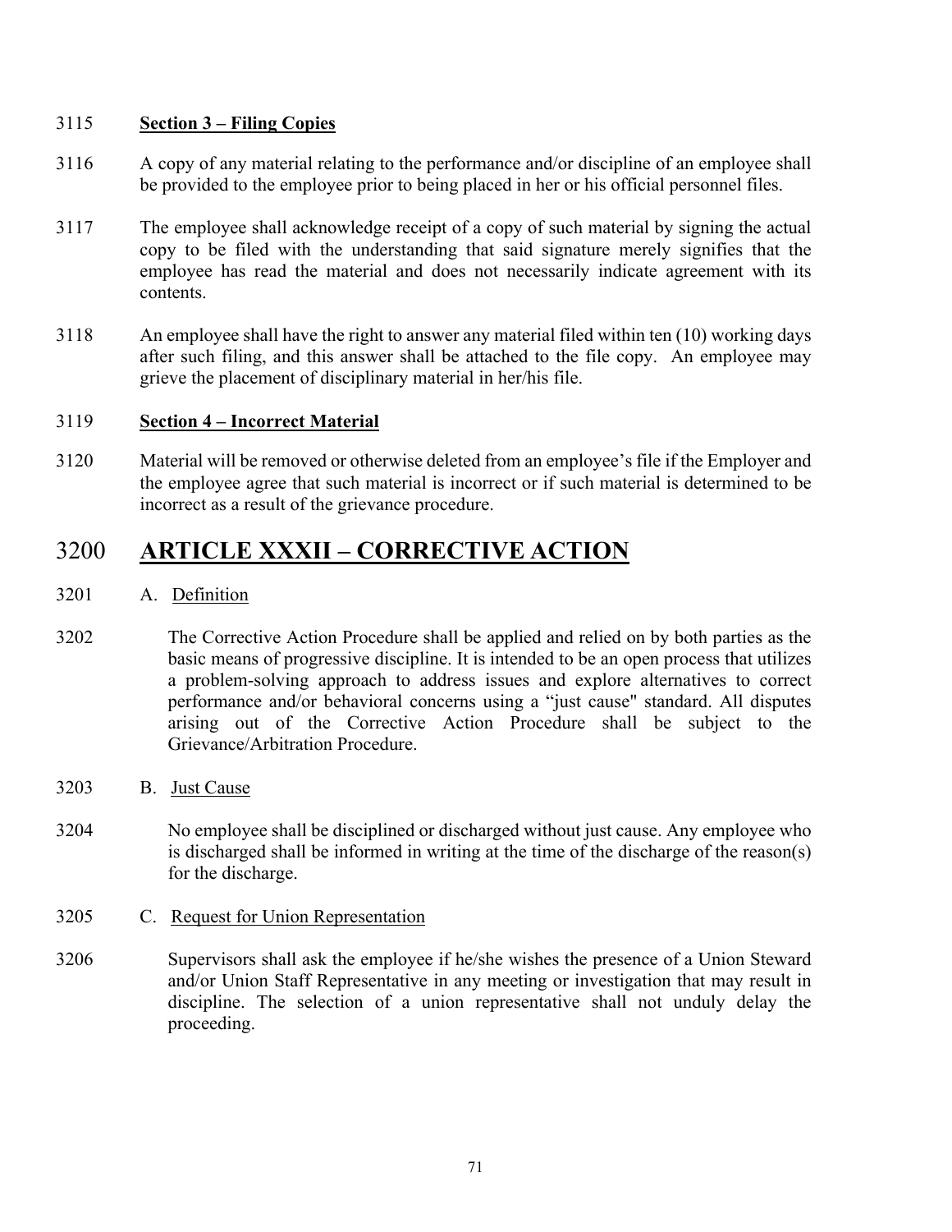3115 **Section 3 – Filing Copies**

3116 A copy of any material relating to the performance and/or discipline of an employee shall be provided to the employee prior to being placed in her or his official personnel files.

3117 The employee shall acknowledge receipt of a copy of such material by signing the actual copy to be filed with the understanding that said signature merely signifies that the employee has read the material and does not necessarily indicate agreement with its contents.

3118 An employee shall have the right to answer any material filed within ten (10) working days after such filing, and this answer shall be attached to the file copy. An employee may grieve the placement of disciplinary material in her/his file.

3119 **Section 4 – Incorrect Material**

3120 Material will be removed or otherwise deleted from an employee's file if the Employer and the employee agree that such material is incorrect or if such material is determined to be incorrect as a result of the grievance procedure.

# 3200 ARTICLE XXXII – CORRECTIVE ACTION

3201 A. Definition

3202 The Corrective Action Procedure shall be applied and relied on by both parties as the basic means of progressive discipline. It is intended to be an open process that utilizes a problem-solving approach to address issues and explore alternatives to correct performance and/or behavioral concerns using a "just cause" standard. All disputes arising out of the Corrective Action Procedure shall be subject to the Grievance/Arbitration Procedure.

3203 B. Just Cause

3204 No employee shall be disciplined or discharged without just cause. Any employee who is discharged shall be informed in writing at the time of the discharge of the reason(s) for the discharge.

3205 C. Request for Union Representation

3206 Supervisors shall ask the employee if he/she wishes the presence of a Union Steward and/or Union Staff Representative in any meeting or investigation that may result in discipline. The selection of a union representative shall not unduly delay the proceeding.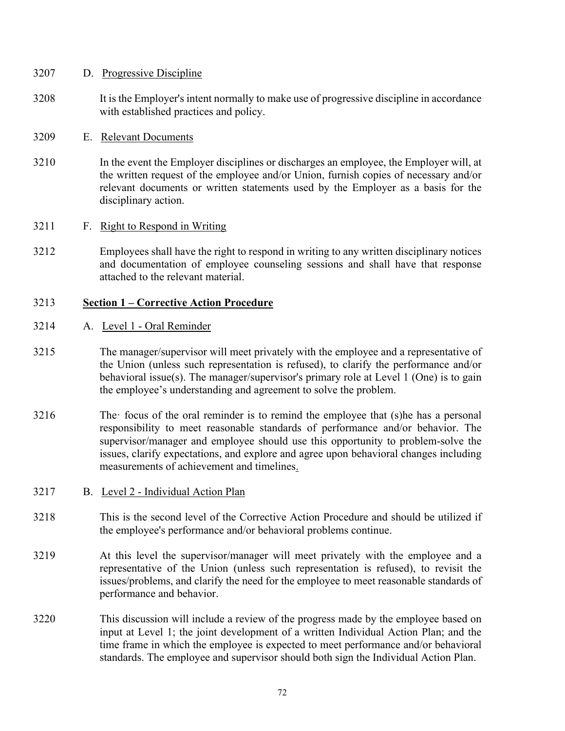3207 D. Progressive Discipline

3208 It is the Employer's intent normally to make use of progressive discipline in accordance with established practices and policy.

3209 E. Relevant Documents

3210 In the event the Employer disciplines or discharges an employee, the Employer will, at the written request of the employee and/or Union, furnish copies of necessary and/or relevant documents or written statements used by the Employer as a basis for the disciplinary action.

3211 F. Right to Respond in Writing

3212 Employees shall have the right to respond in writing to any written disciplinary notices and documentation of employee counseling sessions and shall have that response attached to the relevant material.

3213 **Section 1 – Corrective Action Procedure**

3214 A. Level 1 - Oral Reminder

3215 The manager/supervisor will meet privately with the employee and a representative of the Union (unless such representation is refused), to clarify the performance and/or behavioral issue(s). The manager/supervisor's primary role at Level 1 (One) is to gain the employee's understanding and agreement to solve the problem.

3216 The· focus of the oral reminder is to remind the employee that (s)he has a personal responsibility to meet reasonable standards of performance and/or behavior. The supervisor/manager and employee should use this opportunity to problem-solve the issues, clarify expectations, and explore and agree upon behavioral changes including measurements of achievement and timelines.

3217 B. Level 2 - Individual Action Plan

3218 This is the second level of the Corrective Action Procedure and should be utilized if the employee's performance and/or behavioral problems continue.

3219 At this level the supervisor/manager will meet privately with the employee and a representative of the Union (unless such representation is refused), to revisit the issues/problems, and clarify the need for the employee to meet reasonable standards of performance and behavior.

3220 This discussion will include a review of the progress made by the employee based on input at Level 1; the joint development of a written Individual Action Plan; and the time frame in which the employee is expected to meet performance and/or behavioral standards. The employee and supervisor should both sign the Individual Action Plan.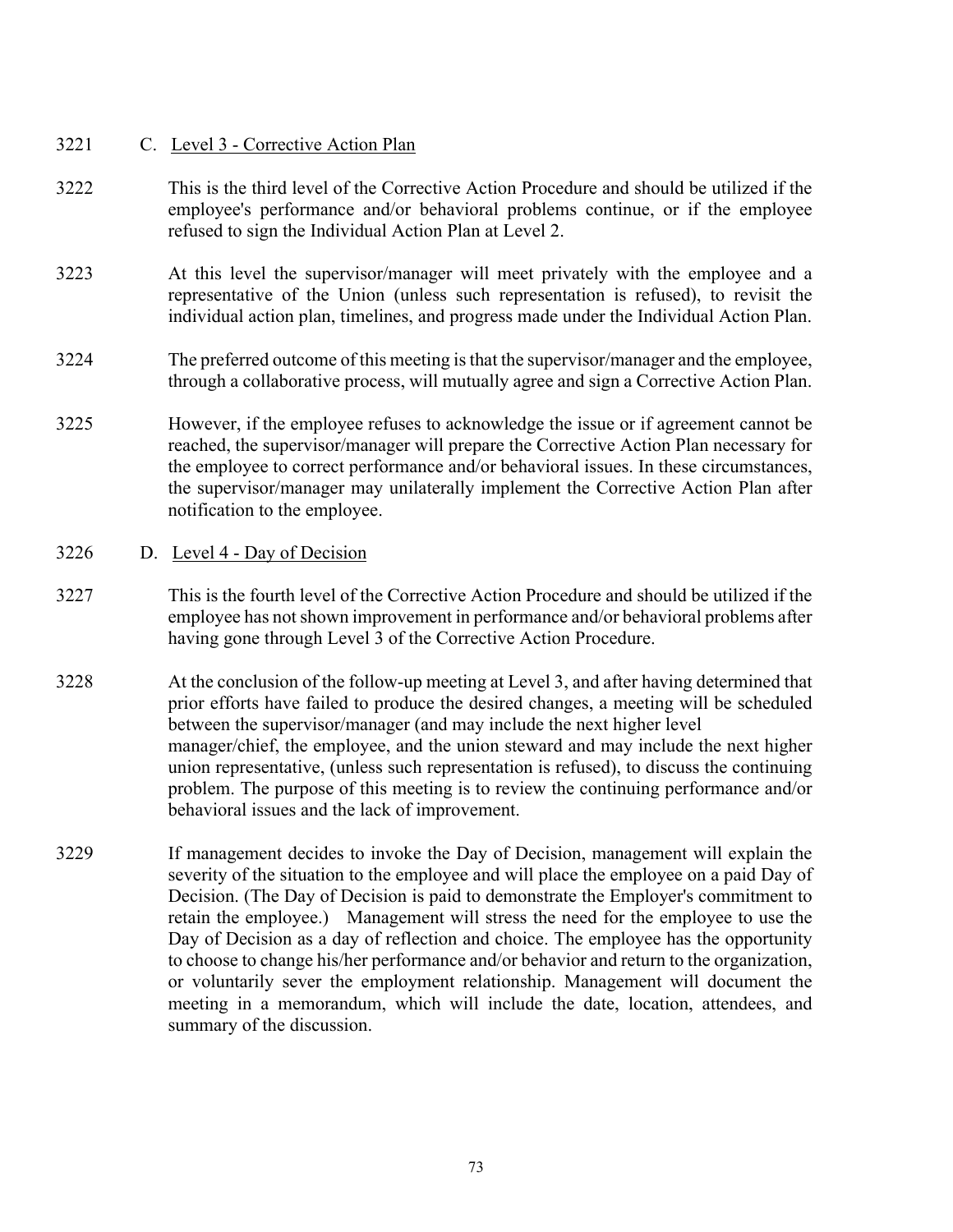3221 C. Level 3 - Corrective Action Plan

3222 This is the third level of the Corrective Action Procedure and should be utilized if the employee's performance and/or behavioral problems continue, or if the employee refused to sign the Individual Action Plan at Level 2.

3223 At this level the supervisor/manager will meet privately with the employee and a representative of the Union (unless such representation is refused), to revisit the individual action plan, timelines, and progress made under the Individual Action Plan.

3224 The preferred outcome of this meeting is that the supervisor/manager and the employee, through a collaborative process, will mutually agree and sign a Corrective Action Plan.

3225 However, if the employee refuses to acknowledge the issue or if agreement cannot be reached, the supervisor/manager will prepare the Corrective Action Plan necessary for the employee to correct performance and/or behavioral issues. In these circumstances, the supervisor/manager may unilaterally implement the Corrective Action Plan after notification to the employee.

3226 D. Level 4 - Day of Decision

3227 This is the fourth level of the Corrective Action Procedure and should be utilized if the employee has not shown improvement in performance and/or behavioral problems after having gone through Level 3 of the Corrective Action Procedure.

3228 At the conclusion of the follow-up meeting at Level 3, and after having determined that prior efforts have failed to produce the desired changes, a meeting will be scheduled between the supervisor/manager (and may include the next higher level manager/chief, the employee, and the union steward and may include the next higher union representative, (unless such representation is refused), to discuss the continuing problem. The purpose of this meeting is to review the continuing performance and/or behavioral issues and the lack of improvement.

3229 If management decides to invoke the Day of Decision, management will explain the severity of the situation to the employee and will place the employee on a paid Day of Decision. (The Day of Decision is paid to demonstrate the Employer's commitment to retain the employee.) Management will stress the need for the employee to use the Day of Decision as a day of reflection and choice. The employee has the opportunity to choose to change his/her performance and/or behavior and return to the organization, or voluntarily sever the employment relationship. Management will document the meeting in a memorandum, which will include the date, location, attendees, and summary of the discussion.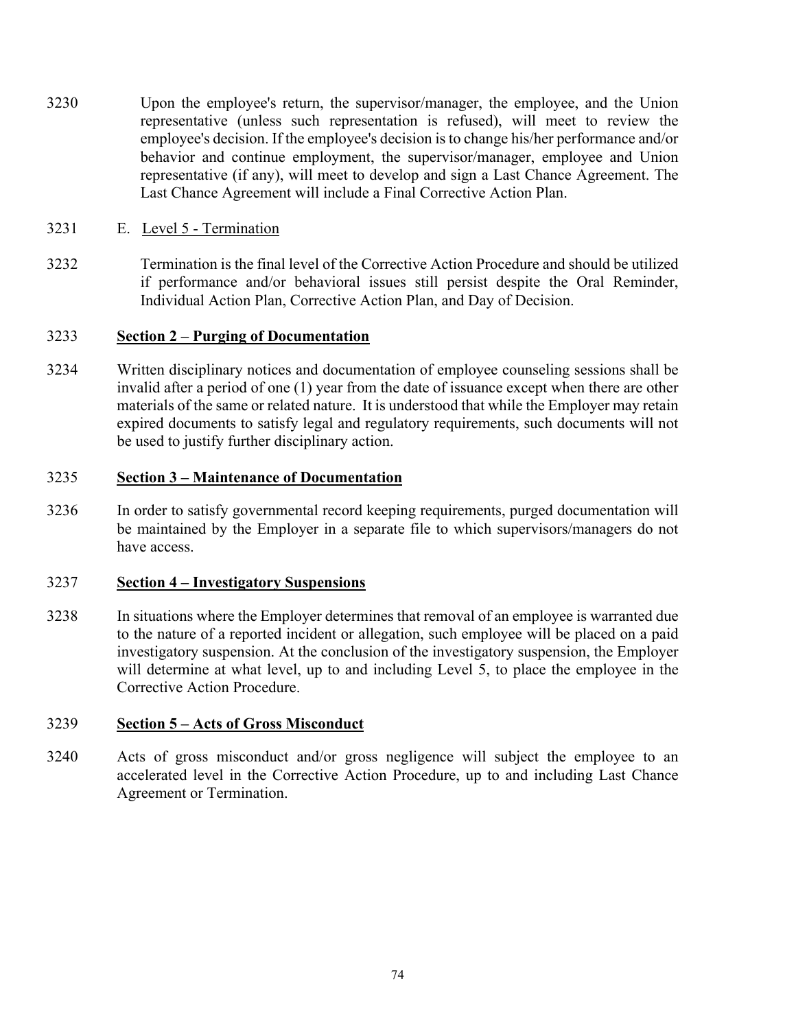3230 Upon the employee's return, the supervisor/manager, the employee, and the Union representative (unless such representation is refused), will meet to review the employee's decision. If the employee's decision is to change his/her performance and/or behavior and continue employment, the supervisor/manager, employee and Union representative (if any), will meet to develop and sign a Last Chance Agreement. The Last Chance Agreement will include a Final Corrective Action Plan.

3231 E. Level 5 - Termination

3232 Termination is the final level of the Corrective Action Procedure and should be utilized if performance and/or behavioral issues still persist despite the Oral Reminder, Individual Action Plan, Corrective Action Plan, and Day of Decision.

3233 **Section 2 – Purging of Documentation**

3234 Written disciplinary notices and documentation of employee counseling sessions shall be invalid after a period of one (1) year from the date of issuance except when there are other materials of the same or related nature. It is understood that while the Employer may retain expired documents to satisfy legal and regulatory requirements, such documents will not be used to justify further disciplinary action.

3235 **Section 3 – Maintenance of Documentation**

3236 In order to satisfy governmental record keeping requirements, purged documentation will be maintained by the Employer in a separate file to which supervisors/managers do not have access.

3237 **Section 4 – Investigatory Suspensions**

3238 In situations where the Employer determines that removal of an employee is warranted due to the nature of a reported incident or allegation, such employee will be placed on a paid investigatory suspension. At the conclusion of the investigatory suspension, the Employer will determine at what level, up to and including Level 5, to place the employee in the Corrective Action Procedure.

3239 **Section 5 – Acts of Gross Misconduct**

3240 Acts of gross misconduct and/or gross negligence will subject the employee to an accelerated level in the Corrective Action Procedure, up to and including Last Chance Agreement or Termination.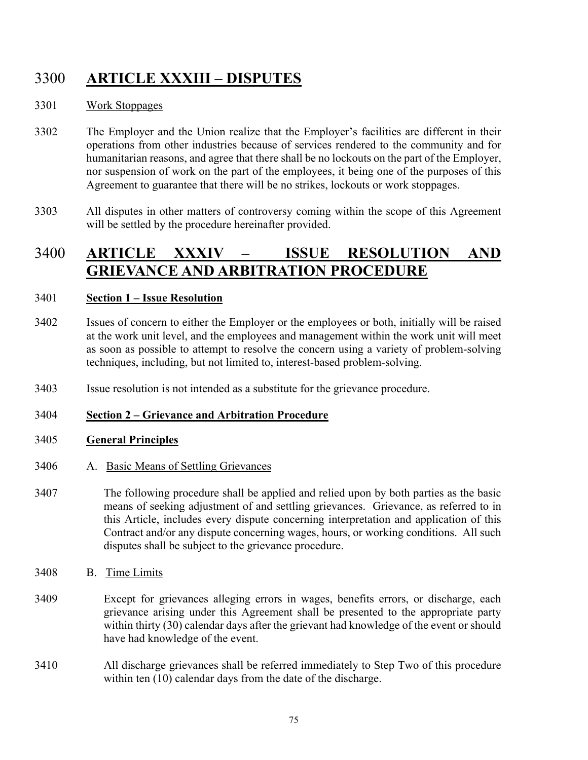# 3300 ARTICLE XXXIII – DISPUTES

3301 Work Stoppages

3302 The Employer and the Union realize that the Employer's facilities are different in their operations from other industries because of services rendered to the community and for humanitarian reasons, and agree that there shall be no lockouts on the part of the Employer, nor suspension of work on the part of the employees, it being one of the purposes of this Agreement to guarantee that there will be no strikes, lockouts or work stoppages.

3303 All disputes in other matters of controversy coming within the scope of this Agreement will be settled by the procedure hereinafter provided.

# 3400 ARTICLE XXXIV – ISSUE RESOLUTION AND GRIEVANCE AND ARBITRATION PROCEDURE

3401 **Section 1 – Issue Resolution**

3402 Issues of concern to either the Employer or the employees or both, initially will be raised at the work unit level, and the employees and management within the work unit will meet as soon as possible to attempt to resolve the concern using a variety of problem-solving techniques, including, but not limited to, interest-based problem-solving.

3403 Issue resolution is not intended as a substitute for the grievance procedure.

3404 **Section 2 – Grievance and Arbitration Procedure**

3405 **General Principles**

3406 A. Basic Means of Settling Grievances

3407 The following procedure shall be applied and relied upon by both parties as the basic means of seeking adjustment of and settling grievances. Grievance, as referred to in this Article, includes every dispute concerning interpretation and application of this Contract and/or any dispute concerning wages, hours, or working conditions. All such disputes shall be subject to the grievance procedure.

3408 B. Time Limits

3409 Except for grievances alleging errors in wages, benefits errors, or discharge, each grievance arising under this Agreement shall be presented to the appropriate party within thirty (30) calendar days after the grievant had knowledge of the event or should have had knowledge of the event.

3410 All discharge grievances shall be referred immediately to Step Two of this procedure within ten (10) calendar days from the date of the discharge.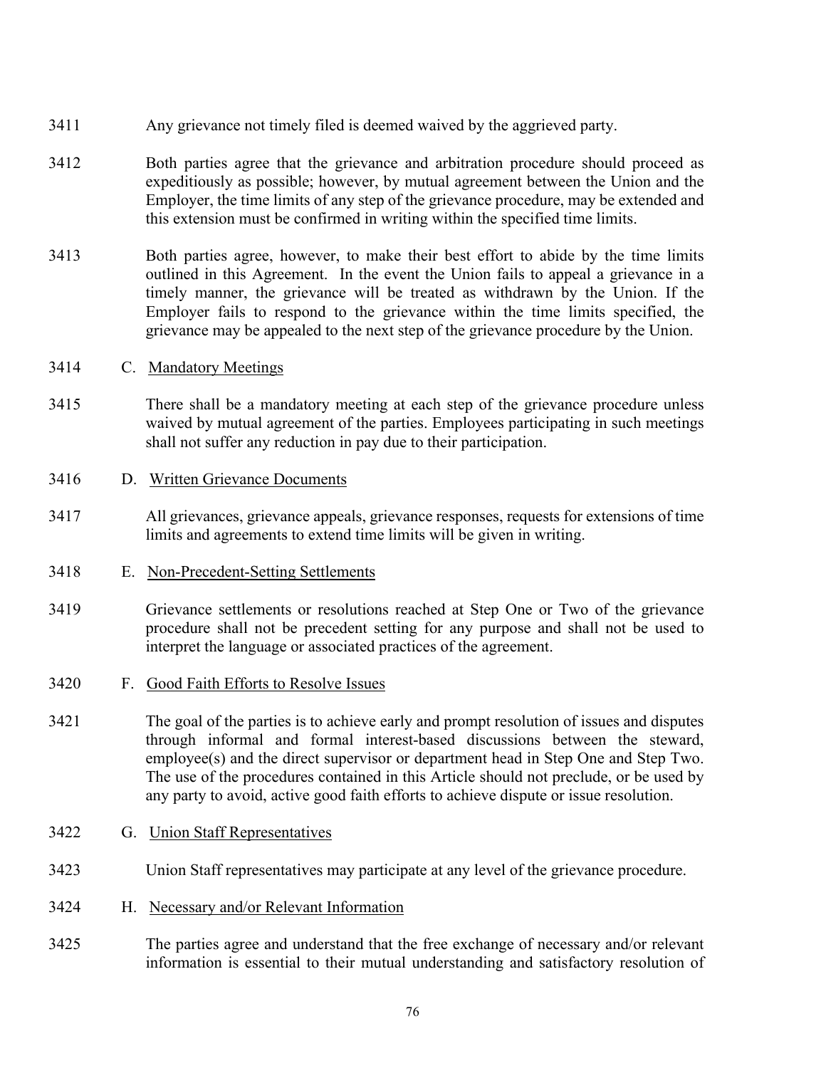3411 Any grievance not timely filed is deemed waived by the aggrieved party.

3412 Both parties agree that the grievance and arbitration procedure should proceed as expeditiously as possible; however, by mutual agreement between the Union and the Employer, the time limits of any step of the grievance procedure, may be extended and this extension must be confirmed in writing within the specified time limits.

3413 Both parties agree, however, to make their best effort to abide by the time limits outlined in this Agreement. In the event the Union fails to appeal a grievance in a timely manner, the grievance will be treated as withdrawn by the Union. If the Employer fails to respond to the grievance within the time limits specified, the grievance may be appealed to the next step of the grievance procedure by the Union.

3414 C. Mandatory Meetings

3415 There shall be a mandatory meeting at each step of the grievance procedure unless waived by mutual agreement of the parties. Employees participating in such meetings shall not suffer any reduction in pay due to their participation.

3416 D. Written Grievance Documents

3417 All grievances, grievance appeals, grievance responses, requests for extensions of time limits and agreements to extend time limits will be given in writing.

3418 E. Non-Precedent-Setting Settlements

3419 Grievance settlements or resolutions reached at Step One or Two of the grievance procedure shall not be precedent setting for any purpose and shall not be used to interpret the language or associated practices of the agreement.

3420 F. Good Faith Efforts to Resolve Issues

3421 The goal of the parties is to achieve early and prompt resolution of issues and disputes through informal and formal interest-based discussions between the steward, employee(s) and the direct supervisor or department head in Step One and Step Two. The use of the procedures contained in this Article should not preclude, or be used by any party to avoid, active good faith efforts to achieve dispute or issue resolution.

3422 G. Union Staff Representatives

3423 Union Staff representatives may participate at any level of the grievance procedure.

3424 H. Necessary and/or Relevant Information

3425 The parties agree and understand that the free exchange of necessary and/or relevant information is essential to their mutual understanding and satisfactory resolution of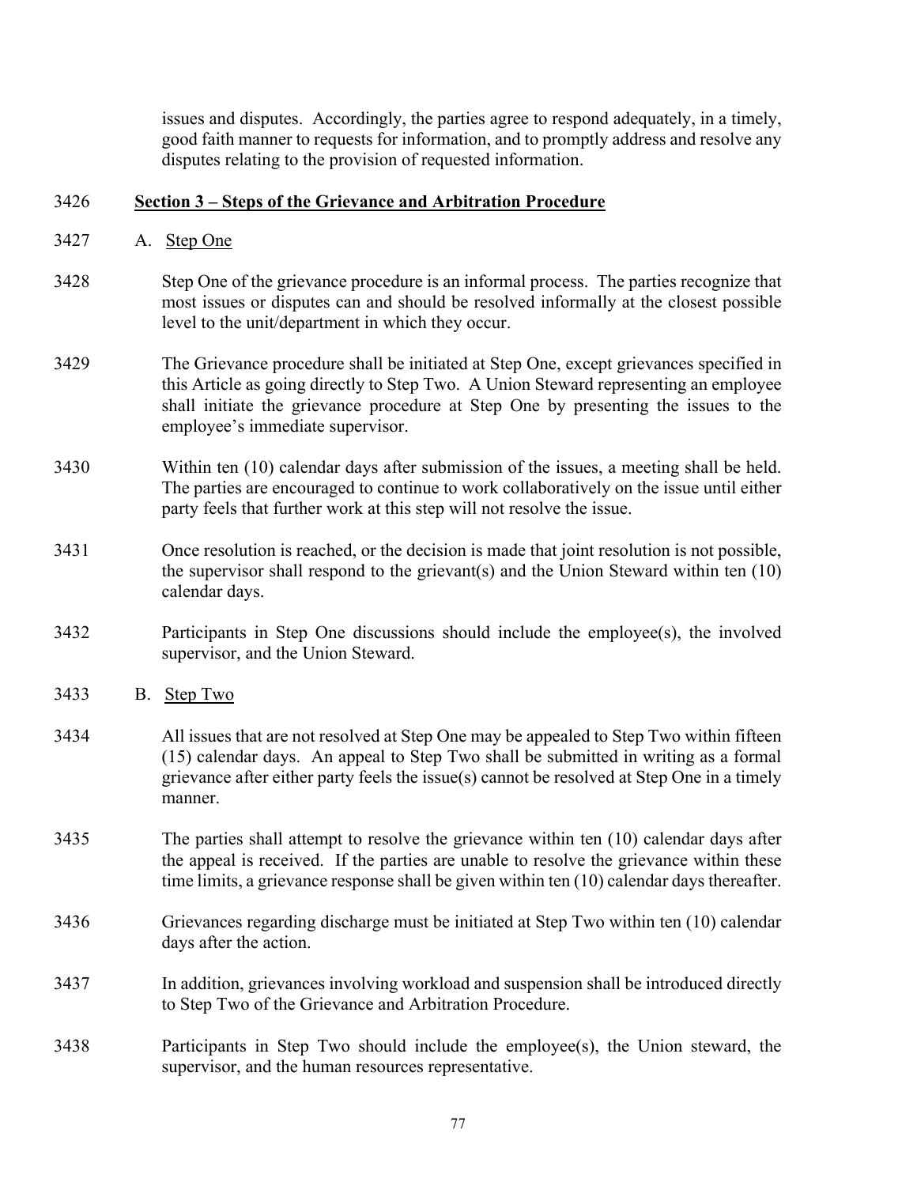issues and disputes. Accordingly, the parties agree to respond adequately, in a timely, good faith manner to requests for information, and to promptly address and resolve any disputes relating to the provision of requested information.

3426 **Section 3 – Steps of the Grievance and Arbitration Procedure**

3427 A. Step One

3428 Step One of the grievance procedure is an informal process. The parties recognize that most issues or disputes can and should be resolved informally at the closest possible level to the unit/department in which they occur.

3429 The Grievance procedure shall be initiated at Step One, except grievances specified in this Article as going directly to Step Two. A Union Steward representing an employee shall initiate the grievance procedure at Step One by presenting the issues to the employee's immediate supervisor.

3430 Within ten (10) calendar days after submission of the issues, a meeting shall be held. The parties are encouraged to continue to work collaboratively on the issue until either party feels that further work at this step will not resolve the issue.

3431 Once resolution is reached, or the decision is made that joint resolution is not possible, the supervisor shall respond to the grievant(s) and the Union Steward within ten (10) calendar days.

3432 Participants in Step One discussions should include the employee(s), the involved supervisor, and the Union Steward.

3433 B. Step Two

3434 All issues that are not resolved at Step One may be appealed to Step Two within fifteen (15) calendar days. An appeal to Step Two shall be submitted in writing as a formal grievance after either party feels the issue(s) cannot be resolved at Step One in a timely manner.

3435 The parties shall attempt to resolve the grievance within ten (10) calendar days after the appeal is received. If the parties are unable to resolve the grievance within these time limits, a grievance response shall be given within ten (10) calendar days thereafter.

3436 Grievances regarding discharge must be initiated at Step Two within ten (10) calendar days after the action.

3437 In addition, grievances involving workload and suspension shall be introduced directly to Step Two of the Grievance and Arbitration Procedure.

3438 Participants in Step Two should include the employee(s), the Union steward, the supervisor, and the human resources representative.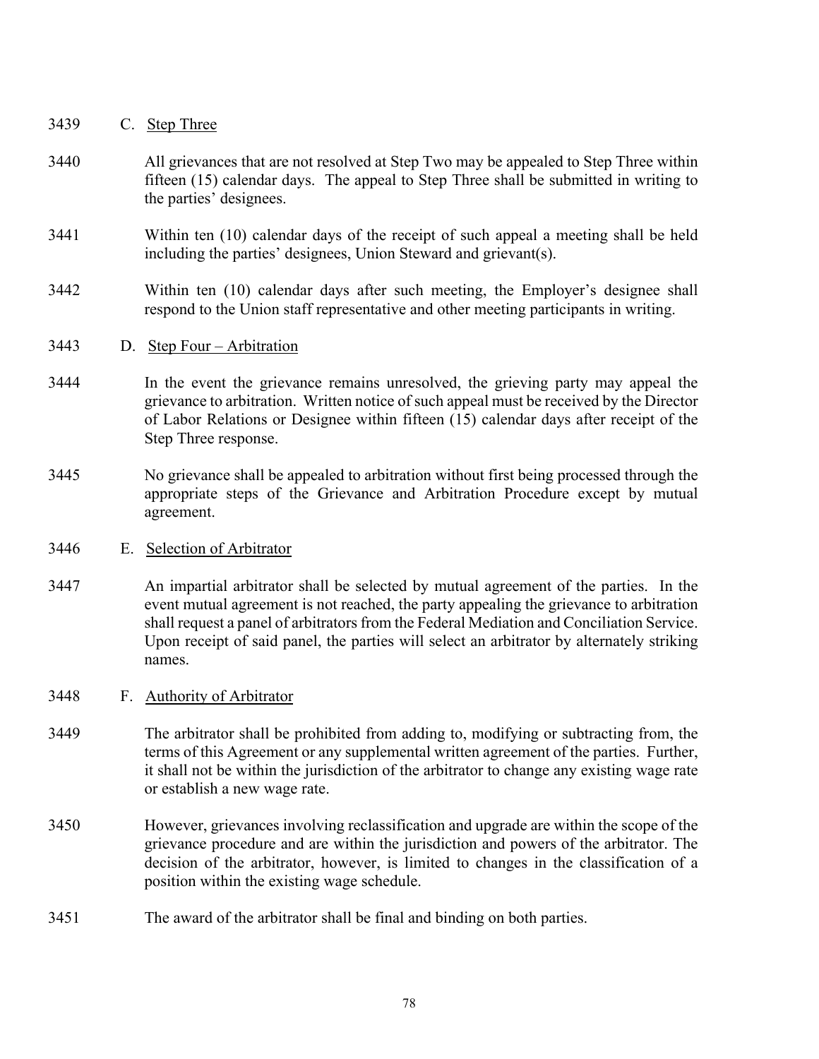3439 C. Step Three

3440 All grievances that are not resolved at Step Two may be appealed to Step Three within fifteen (15) calendar days. The appeal to Step Three shall be submitted in writing to the parties' designees.

3441 Within ten (10) calendar days of the receipt of such appeal a meeting shall be held including the parties' designees, Union Steward and grievant(s).

3442 Within ten (10) calendar days after such meeting, the Employer's designee shall respond to the Union staff representative and other meeting participants in writing.

3443 D. Step Four – Arbitration

3444 In the event the grievance remains unresolved, the grieving party may appeal the grievance to arbitration. Written notice of such appeal must be received by the Director of Labor Relations or Designee within fifteen (15) calendar days after receipt of the Step Three response.

3445 No grievance shall be appealed to arbitration without first being processed through the appropriate steps of the Grievance and Arbitration Procedure except by mutual agreement.

3446 E. Selection of Arbitrator

3447 An impartial arbitrator shall be selected by mutual agreement of the parties. In the event mutual agreement is not reached, the party appealing the grievance to arbitration shall request a panel of arbitrators from the Federal Mediation and Conciliation Service. Upon receipt of said panel, the parties will select an arbitrator by alternately striking names.

3448 F. Authority of Arbitrator

3449 The arbitrator shall be prohibited from adding to, modifying or subtracting from, the terms of this Agreement or any supplemental written agreement of the parties. Further, it shall not be within the jurisdiction of the arbitrator to change any existing wage rate or establish a new wage rate.

3450 However, grievances involving reclassification and upgrade are within the scope of the grievance procedure and are within the jurisdiction and powers of the arbitrator. The decision of the arbitrator, however, is limited to changes in the classification of a position within the existing wage schedule.

3451 The award of the arbitrator shall be final and binding on both parties.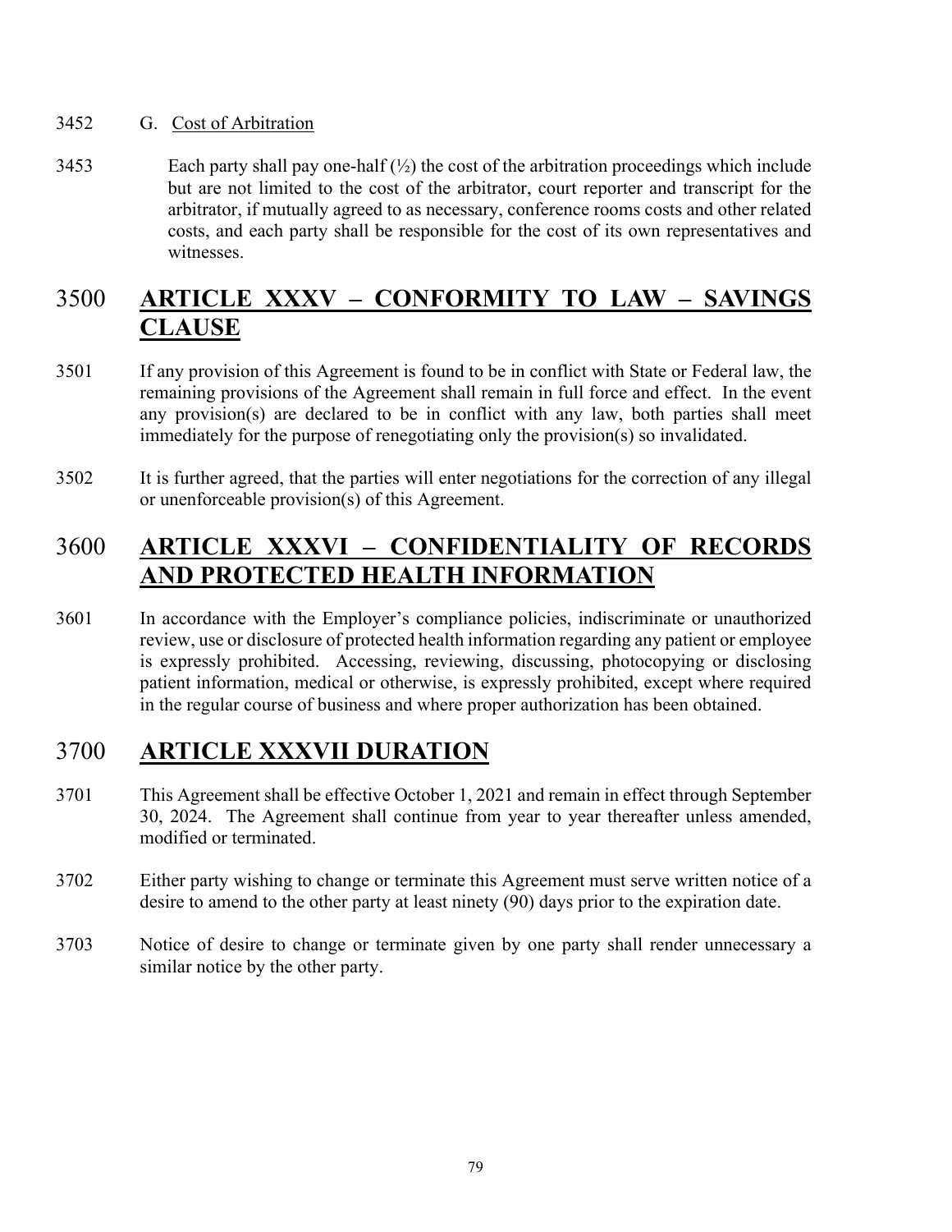3452 G. Cost of Arbitration

3453 Each party shall pay one-half (½) the cost of the arbitration proceedings which include but are not limited to the cost of the arbitrator, court reporter and transcript for the arbitrator, if mutually agreed to as necessary, conference rooms costs and other related costs, and each party shall be responsible for the cost of its own representatives and witnesses.

# 3500 ARTICLE XXXV – CONFORMITY TO LAW – SAVINGS CLAUSE

3501 If any provision of this Agreement is found to be in conflict with State or Federal law, the remaining provisions of the Agreement shall remain in full force and effect. In the event any provision(s) are declared to be in conflict with any law, both parties shall meet immediately for the purpose of renegotiating only the provision(s) so invalidated.

3502 It is further agreed, that the parties will enter negotiations for the correction of any illegal or unenforceable provision(s) of this Agreement.

# 3600 ARTICLE XXXVI – CONFIDENTIALITY OF RECORDS AND PROTECTED HEALTH INFORMATION

3601 In accordance with the Employer's compliance policies, indiscriminate or unauthorized review, use or disclosure of protected health information regarding any patient or employee is expressly prohibited. Accessing, reviewing, discussing, photocopying or disclosing patient information, medical or otherwise, is expressly prohibited, except where required in the regular course of business and where proper authorization has been obtained.

# 3700 ARTICLE XXXVII DURATION

3701 This Agreement shall be effective October 1, 2021 and remain in effect through September 30, 2024. The Agreement shall continue from year to year thereafter unless amended, modified or terminated.

3702 Either party wishing to change or terminate this Agreement must serve written notice of a desire to amend to the other party at least ninety (90) days prior to the expiration date.

3703 Notice of desire to change or terminate given by one party shall render unnecessary a similar notice by the other party.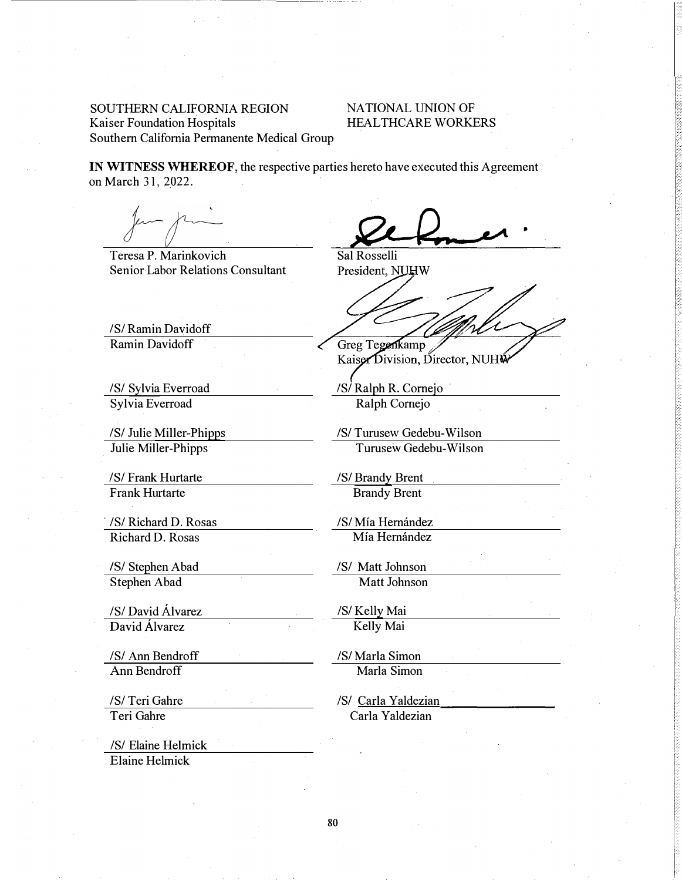SOUTHERN CALIFORNIA REGION
Kaiser Foundation Hospitals
Southern California Permanente Medical Group

NATIONAL UNION OF
HEALTHCARE WORKERS

**IN WITNESS WHEREOF**, the respective parties hereto have executed this Agreement on March 31, 2022.

| SOUTHERN CALIFORNIA REGION | NATIONAL UNION OF HEALTHCARE WORKERS |
| --- | --- |
| Teresa P. Marinkovich<br>Senior Labor Relations Consultant | Sal Rosselli<br>President, NUHW |
| /S/ Ramin Davidoff<br>Ramin Davidoff | Greg Tegenkamp<br>Kaiser Division, Director, NUHW |
| /S/ Sylvia Everroad<br>Sylvia Everroad | /S/ Ralph R. Cornejo<br>Ralph Cornejo |
| /S/ Julie Miller-Phipps<br>Julie Miller-Phipps | /S/ Turusew Gedebu-Wilson<br>Turusew Gedebu-Wilson |
| /S/ Frank Hurtarte<br>Frank Hurtarte | /S/ Brandy Brent<br>Brandy Brent |
| /S/ Richard D. Rosas<br>Richard D. Rosas | /S/ Mía Hernández<br>Mía Hernández |
| /S/ Stephen Abad<br>Stephen Abad | /S/ Matt Johnson<br>Matt Johnson |
| /S/ David Álvarez<br>David Álvarez | /S/ Kelly Mai<br>Kelly Mai |
| /S/ Ann Bendroff<br>Ann Bendroff | /S/ Marla Simon<br>Marla Simon |
| /S/ Teri Gahre<br>Teri Gahre | /S/ Carla Yaldezian<br>Carla Yaldezian |
| /S/ Elaine Helmick<br>Elaine Helmick | |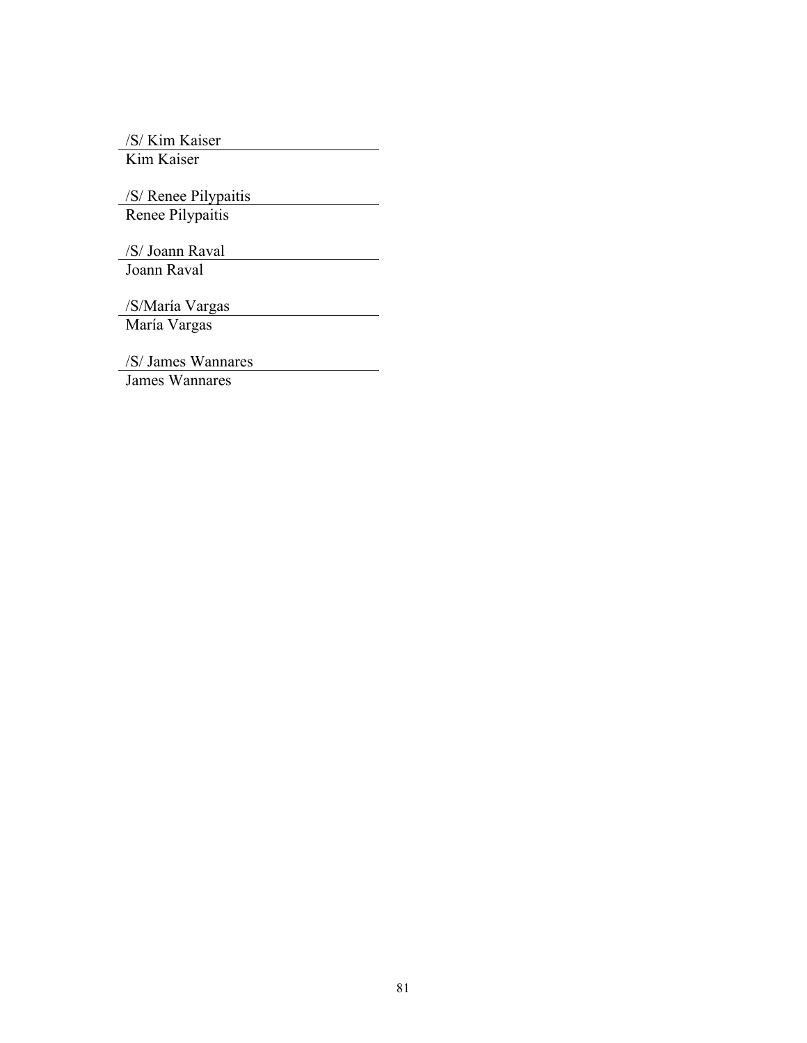/S/ Kim Kaiser
Kim Kaiser

/S/ Renee Pilypaitis
Renee Pilypaitis

/S/ Joann Raval
Joann Raval

/S/María Vargas
María Vargas

/S/ James Wannares
James Wannares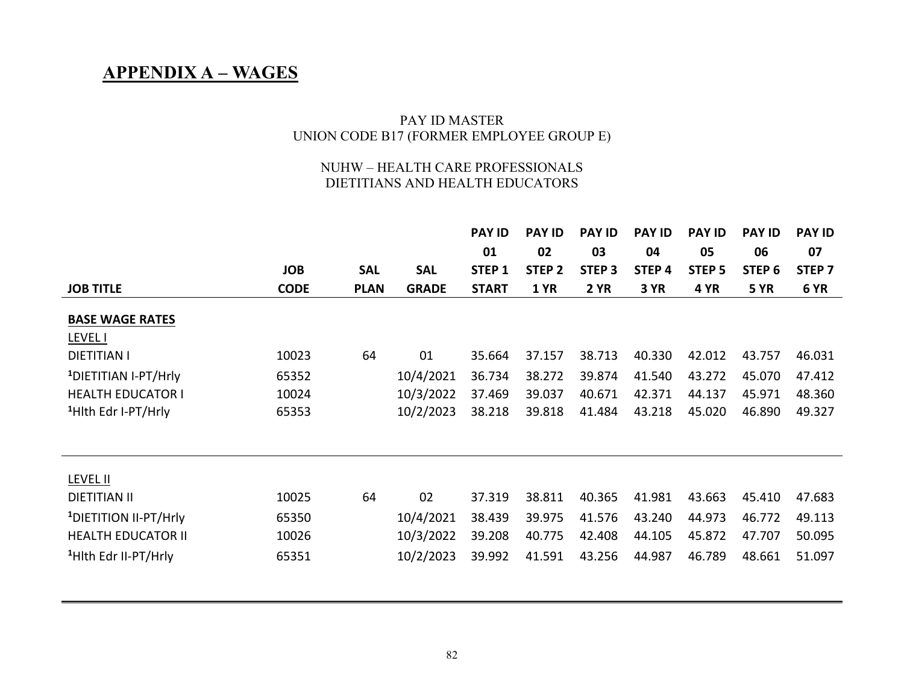# APPENDIX A – WAGES

PAY ID MASTER
UNION CODE B17 (FORMER EMPLOYEE GROUP E)

NUHW – HEALTH CARE PROFESSIONALS
DIETITIANS AND HEALTH EDUCATORS

| JOB TITLE | JOB CODE | SAL PLAN | SAL GRADE | PAY ID 01 STEP 1 START | PAY ID 02 STEP 2 1 YR | PAY ID 03 STEP 3 2 YR | PAY ID 04 STEP 4 3 YR | PAY ID 05 STEP 5 4 YR | PAY ID 06 STEP 6 5 YR | PAY ID 07 STEP 7 6 YR |
|---|---|---|---|---|---|---|---|---|---|---|
| **BASE WAGE RATES** | | | | | | | | | | |
| LEVEL I | | | | | | | | | | |
| DIETITIAN I | 10023 | 64 | 01 | 35.664 | 37.157 | 38.713 | 40.330 | 42.012 | 43.757 | 46.031 |
| [1]DIETITIAN I-PT/Hrly | 65352 | | 10/4/2021 | 36.734 | 38.272 | 39.874 | 41.540 | 43.272 | 45.070 | 47.412 |
| HEALTH EDUCATOR I | 10024 | | 10/3/2022 | 37.469 | 39.037 | 40.671 | 42.371 | 44.137 | 45.971 | 48.360 |
| [1]Hlth Edr I-PT/Hrly | 65353 | | 10/2/2023 | 38.218 | 39.818 | 41.484 | 43.218 | 45.020 | 46.890 | 49.327 |
| LEVEL II | | | | | | | | | | |
| DIETITIAN II | 10025 | 64 | 02 | 37.319 | 38.811 | 40.365 | 41.981 | 43.663 | 45.410 | 47.683 |
| [1]DIETITION II-PT/Hrly | 65350 | | 10/4/2021 | 38.439 | 39.975 | 41.576 | 43.240 | 44.973 | 46.772 | 49.113 |
| HEALTH EDUCATOR II | 10026 | | 10/3/2022 | 39.208 | 40.775 | 42.408 | 44.105 | 45.872 | 47.707 | 50.095 |
| [1]Hlth Edr II-PT/Hrly | 65351 | | 10/2/2023 | 39.992 | 41.591 | 43.256 | 44.987 | 46.789 | 48.661 | 51.097 |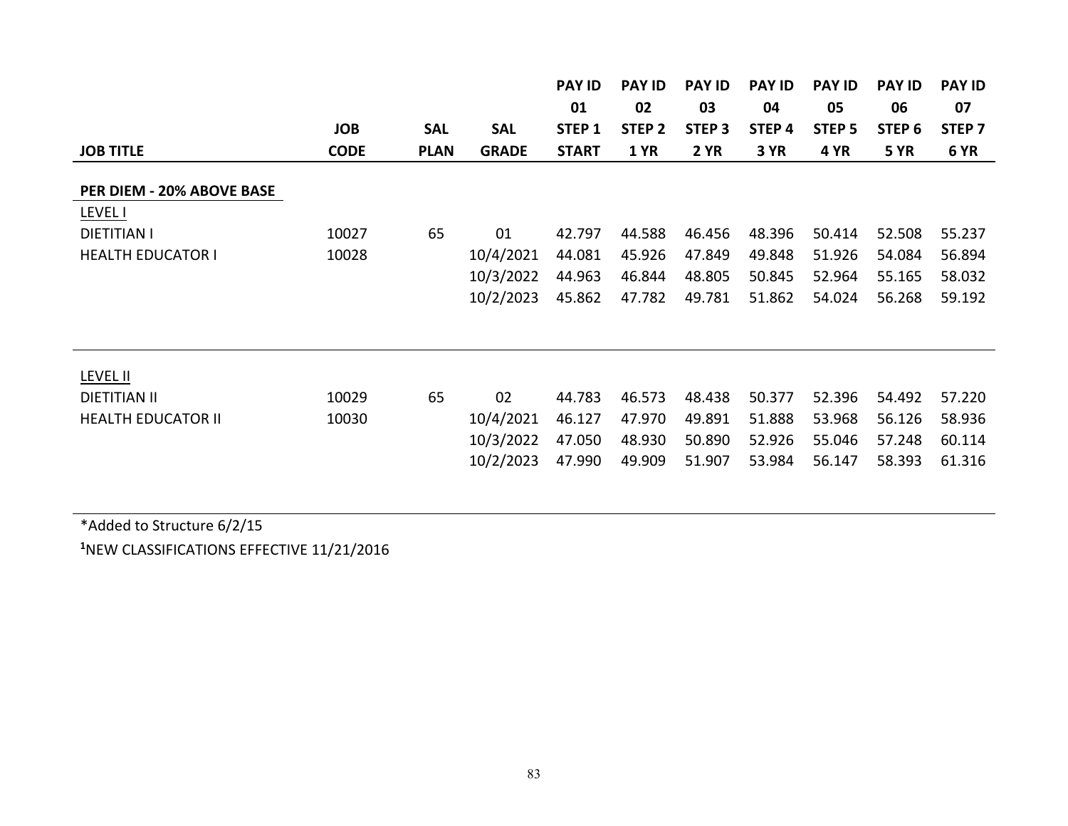| JOB TITLE | JOB CODE | SAL PLAN | SAL GRADE | PAY ID 01 STEP 1 START | PAY ID 02 STEP 2 1 YR | PAY ID 03 STEP 3 2 YR | PAY ID 04 STEP 4 3 YR | PAY ID 05 STEP 5 4 YR | PAY ID 06 STEP 6 5 YR | PAY ID 07 STEP 7 6 YR |
|---|---|---|---|---|---|---|---|---|---|---|
| **PER DIEM - 20% ABOVE BASE** | | | | | | | | | | |
| LEVEL I | | | | | | | | | | |
| DIETITIAN I | 10027 | 65 | 01 | 42.797 | 44.588 | 46.456 | 48.396 | 50.414 | 52.508 | 55.237 |
| HEALTH EDUCATOR I | 10028 | | 10/4/2021 | 44.081 | 45.926 | 47.849 | 49.848 | 51.926 | 54.084 | 56.894 |
| | | | 10/3/2022 | 44.963 | 46.844 | 48.805 | 50.845 | 52.964 | 55.165 | 58.032 |
| | | | 10/2/2023 | 45.862 | 47.782 | 49.781 | 51.862 | 54.024 | 56.268 | 59.192 |
| LEVEL II | | | | | | | | | | |
| DIETITIAN II | 10029 | 65 | 02 | 44.783 | 46.573 | 48.438 | 50.377 | 52.396 | 54.492 | 57.220 |
| HEALTH EDUCATOR II | 10030 | | 10/4/2021 | 46.127 | 47.970 | 49.891 | 51.888 | 53.968 | 56.126 | 58.936 |
| | | | 10/3/2022 | 47.050 | 48.930 | 50.890 | 52.926 | 55.046 | 57.248 | 60.114 |
| | | | 10/2/2023 | 47.990 | 49.909 | 51.907 | 53.984 | 56.147 | 58.393 | 61.316 |

*Added to Structure 6/2/15

[1]NEW CLASSIFICATIONS EFFECTIVE 11/21/2016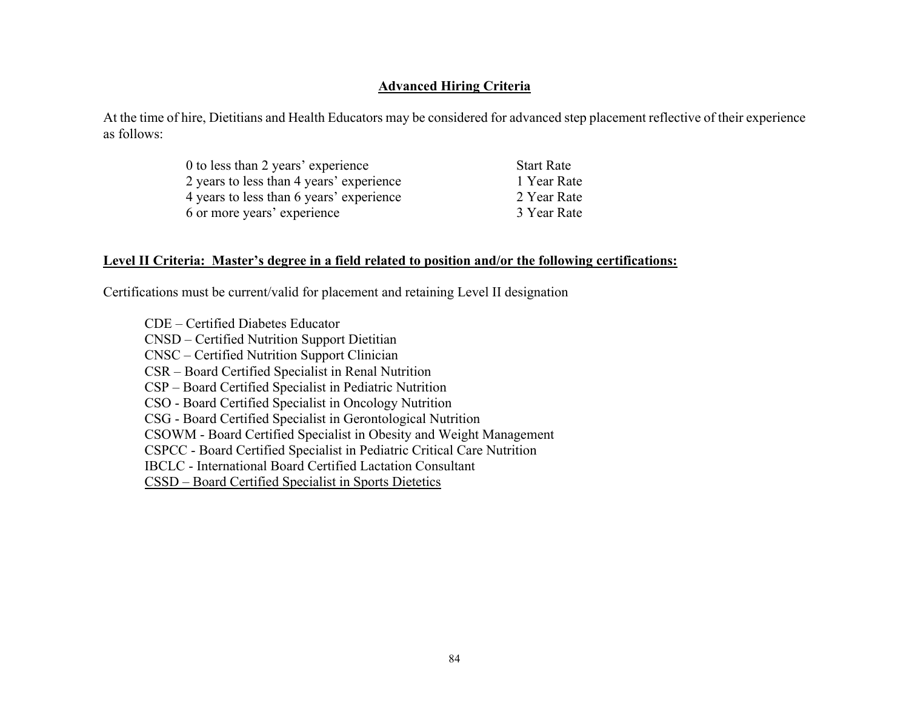## Advanced Hiring Criteria

At the time of hire, Dietitians and Health Educators may be considered for advanced step placement reflective of their experience as follows:

| | |
|---|---|
| 0 to less than 2 years' experience | Start Rate |
| 2 years to less than 4 years' experience | 1 Year Rate |
| 4 years to less than 6 years' experience | 2 Year Rate |
| 6 or more years' experience | 3 Year Rate |

**Level II Criteria: Master's degree in a field related to position and/or the following certifications:**

Certifications must be current/valid for placement and retaining Level II designation

- CDE – Certified Diabetes Educator
- CNSD – Certified Nutrition Support Dietitian
- CNSC – Certified Nutrition Support Clinician
- CSR – Board Certified Specialist in Renal Nutrition
- CSP – Board Certified Specialist in Pediatric Nutrition
- CSO - Board Certified Specialist in Oncology Nutrition
- CSG - Board Certified Specialist in Gerontological Nutrition
- CSOWM - Board Certified Specialist in Obesity and Weight Management
- CSPCC - Board Certified Specialist in Pediatric Critical Care Nutrition
- IBCLC - International Board Certified Lactation Consultant
- <u>CSSD – Board Certified Specialist in Sports Dietetics</u>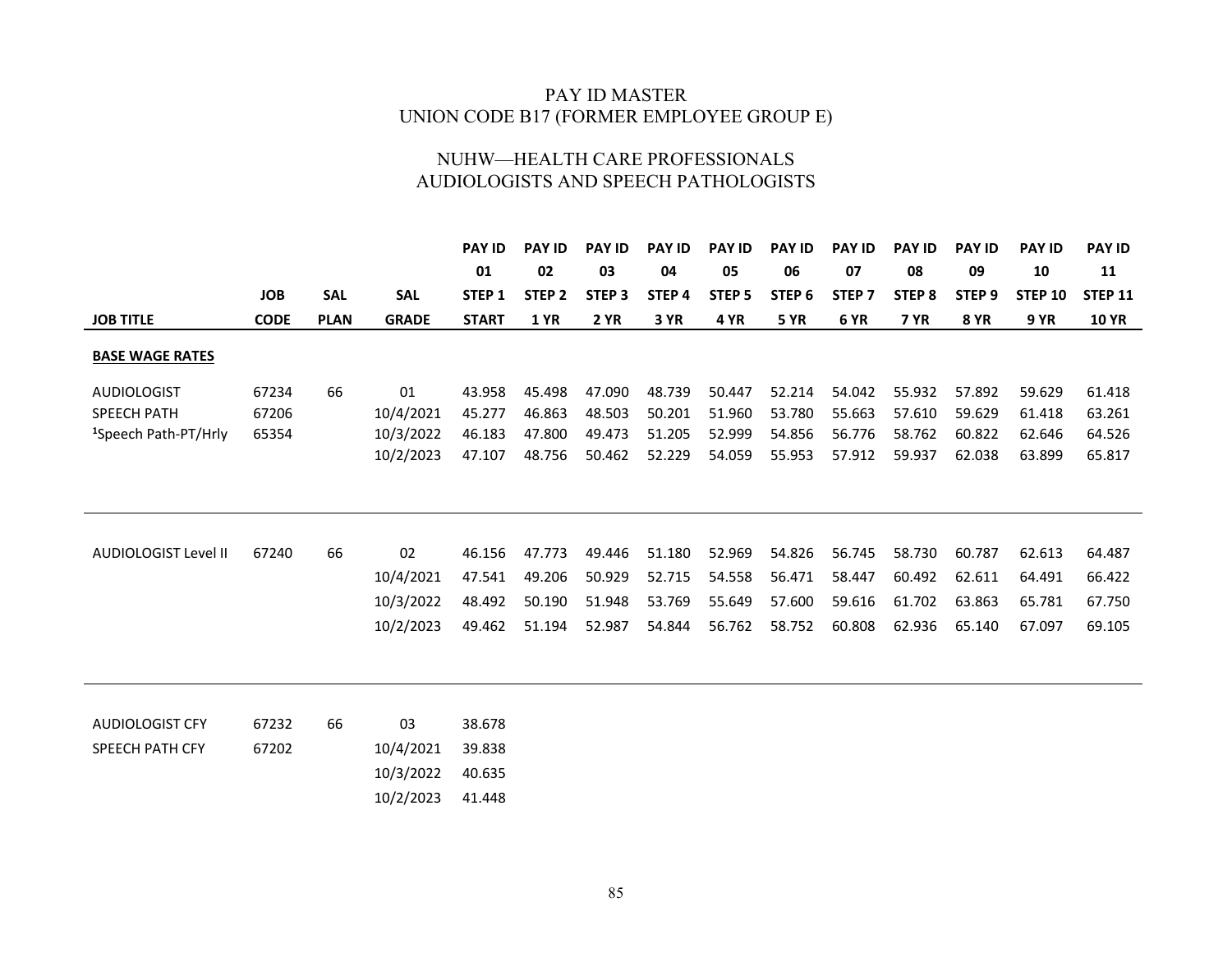# PAY ID MASTER
# UNION CODE B17 (FORMER EMPLOYEE GROUP E)

## NUHW—HEALTH CARE PROFESSIONALS
## AUDIOLOGISTS AND SPEECH PATHOLOGISTS

| JOB TITLE | JOB CODE | SAL PLAN | SAL GRADE | PAY ID 01 STEP 1 START | PAY ID 02 STEP 2 1 YR | PAY ID 03 STEP 3 2 YR | PAY ID 04 STEP 4 3 YR | PAY ID 05 STEP 5 4 YR | PAY ID 06 STEP 6 5 YR | PAY ID 07 STEP 7 6 YR | PAY ID 08 STEP 8 7 YR | PAY ID 09 STEP 9 8 YR | PAY ID 10 STEP 10 9 YR | PAY ID 11 STEP 11 10 YR |
|---|---|---|---|---|---|---|---|---|---|---|---|---|---|---|
| **BASE WAGE RATES** | | | | | | | | | | | | | | |
| AUDIOLOGIST | 67234 | 66 | 01 | 43.958 | 45.498 | 47.090 | 48.739 | 50.447 | 52.214 | 54.042 | 55.932 | 57.892 | 59.629 | 61.418 |
| SPEECH PATH | 67206 | | 10/4/2021 | 45.277 | 46.863 | 48.503 | 50.201 | 51.960 | 53.780 | 55.663 | 57.610 | 59.629 | 61.418 | 63.261 |
| [1]Speech Path-PT/Hrly | 65354 | | 10/3/2022 | 46.183 | 47.800 | 49.473 | 51.205 | 52.999 | 54.856 | 56.776 | 58.762 | 60.822 | 62.646 | 64.526 |
| | | | 10/2/2023 | 47.107 | 48.756 | 50.462 | 52.229 | 54.059 | 55.953 | 57.912 | 59.937 | 62.038 | 63.899 | 65.817 |
| AUDIOLOGIST Level II | 67240 | 66 | 02 | 46.156 | 47.773 | 49.446 | 51.180 | 52.969 | 54.826 | 56.745 | 58.730 | 60.787 | 62.613 | 64.487 |
| | | | 10/4/2021 | 47.541 | 49.206 | 50.929 | 52.715 | 54.558 | 56.471 | 58.447 | 60.492 | 62.611 | 64.491 | 66.422 |
| | | | 10/3/2022 | 48.492 | 50.190 | 51.948 | 53.769 | 55.649 | 57.600 | 59.616 | 61.702 | 63.863 | 65.781 | 67.750 |
| | | | 10/2/2023 | 49.462 | 51.194 | 52.987 | 54.844 | 56.762 | 58.752 | 60.808 | 62.936 | 65.140 | 67.097 | 69.105 |
| AUDIOLOGIST CFY | 67232 | 66 | 03 | 38.678 | | | | | | | | | | |
| SPEECH PATH CFY | 67202 | | 10/4/2021 | 39.838 | | | | | | | | | | |
| | | | 10/3/2022 | 40.635 | | | | | | | | | | |
| | | | 10/2/2023 | 41.448 | | | | | | | | | | |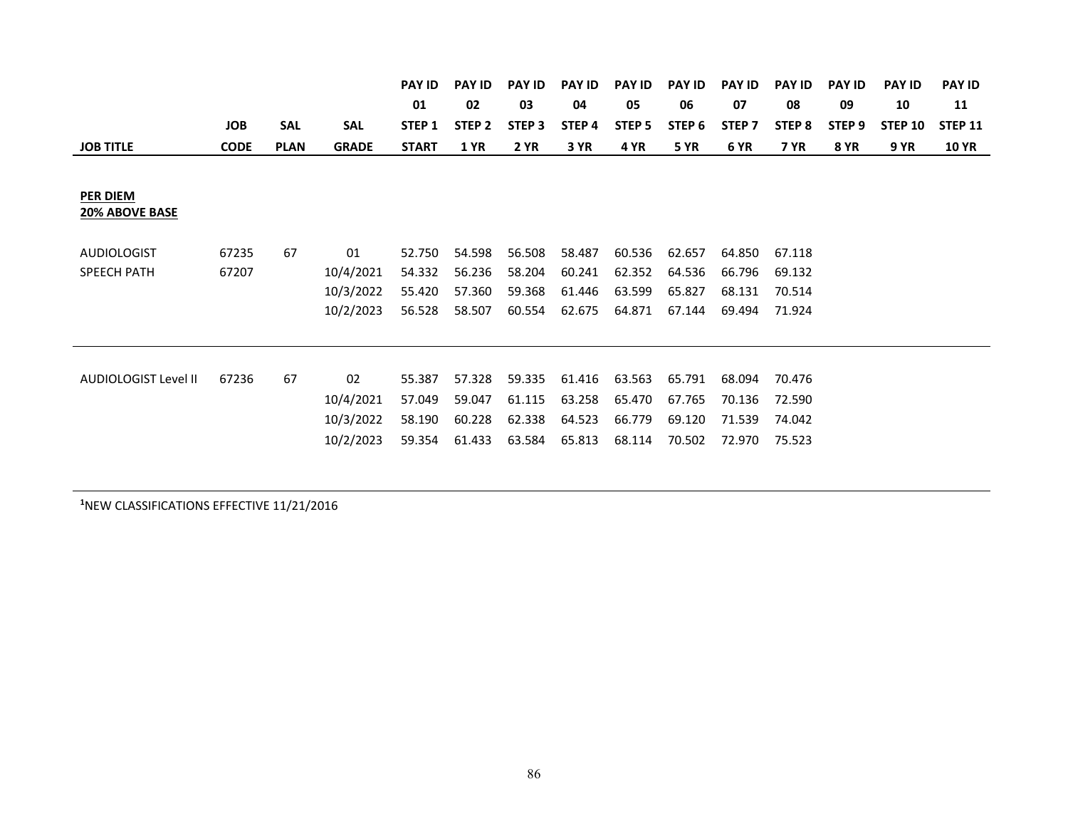| JOB TITLE | JOB CODE | SAL PLAN | SAL GRADE | PAY ID 01 STEP 1 START | PAY ID 02 STEP 2 1 YR | PAY ID 03 STEP 3 2 YR | PAY ID 04 STEP 4 3 YR | PAY ID 05 STEP 5 4 YR | PAY ID 06 STEP 6 5 YR | PAY ID 07 STEP 7 6 YR | PAY ID 08 STEP 8 7 YR | PAY ID 09 STEP 9 8 YR | PAY ID 10 STEP 10 9 YR | PAY ID 11 STEP 11 10 YR |
|---|---|---|---|---|---|---|---|---|---|---|---|---|---|---|
| **PER DIEM 20% ABOVE BASE** | | | | | | | | | | | | | | |
| AUDIOLOGIST | 67235 | 67 | 01 | 52.750 | 54.598 | 56.508 | 58.487 | 60.536 | 62.657 | 64.850 | 67.118 | | | |
| SPEECH PATH | 67207 | | 10/4/2021 | 54.332 | 56.236 | 58.204 | 60.241 | 62.352 | 64.536 | 66.796 | 69.132 | | | |
| | | | 10/3/2022 | 55.420 | 57.360 | 59.368 | 61.446 | 63.599 | 65.827 | 68.131 | 70.514 | | | |
| | | | 10/2/2023 | 56.528 | 58.507 | 60.554 | 62.675 | 64.871 | 67.144 | 69.494 | 71.924 | | | |
| AUDIOLOGIST Level II | 67236 | 67 | 02 | 55.387 | 57.328 | 59.335 | 61.416 | 63.563 | 65.791 | 68.094 | 70.476 | | | |
| | | | 10/4/2021 | 57.049 | 59.047 | 61.115 | 63.258 | 65.470 | 67.765 | 70.136 | 72.590 | | | |
| | | | 10/3/2022 | 58.190 | 60.228 | 62.338 | 64.523 | 66.779 | 69.120 | 71.539 | 74.042 | | | |
| | | | 10/2/2023 | 59.354 | 61.433 | 63.584 | 65.813 | 68.114 | 70.502 | 72.970 | 75.523 | | | |

[1]NEW CLASSIFICATIONS EFFECTIVE 11/21/2016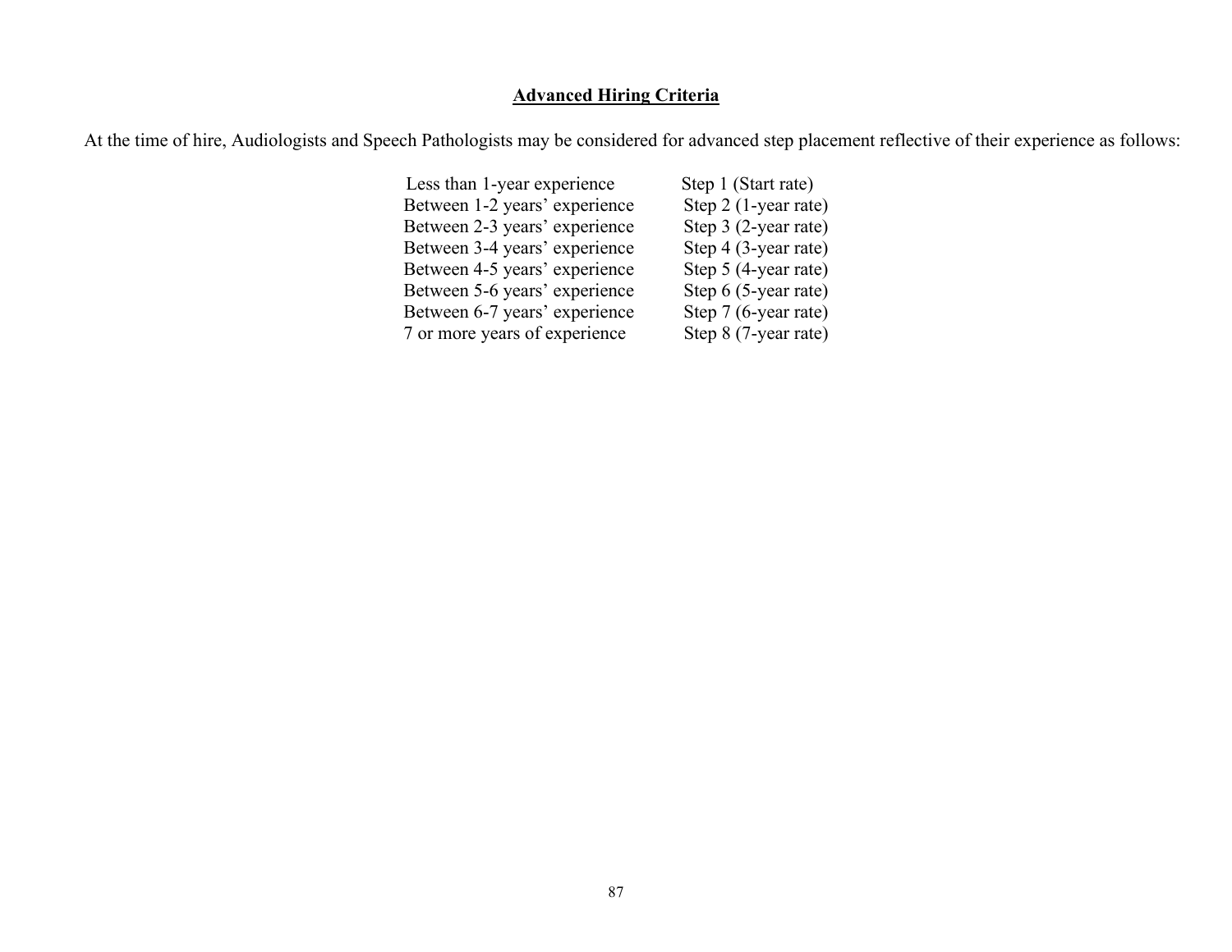## Advanced Hiring Criteria

At the time of hire, Audiologists and Speech Pathologists may be considered for advanced step placement reflective of their experience as follows:

| | |
|---|---|
| Less than 1-year experience | Step 1 (Start rate) |
| Between 1-2 years' experience | Step 2 (1-year rate) |
| Between 2-3 years' experience | Step 3 (2-year rate) |
| Between 3-4 years' experience | Step 4 (3-year rate) |
| Between 4-5 years' experience | Step 5 (4-year rate) |
| Between 5-6 years' experience | Step 6 (5-year rate) |
| Between 6-7 years' experience | Step 7 (6-year rate) |
| 7 or more years of experience | Step 8 (7-year rate) |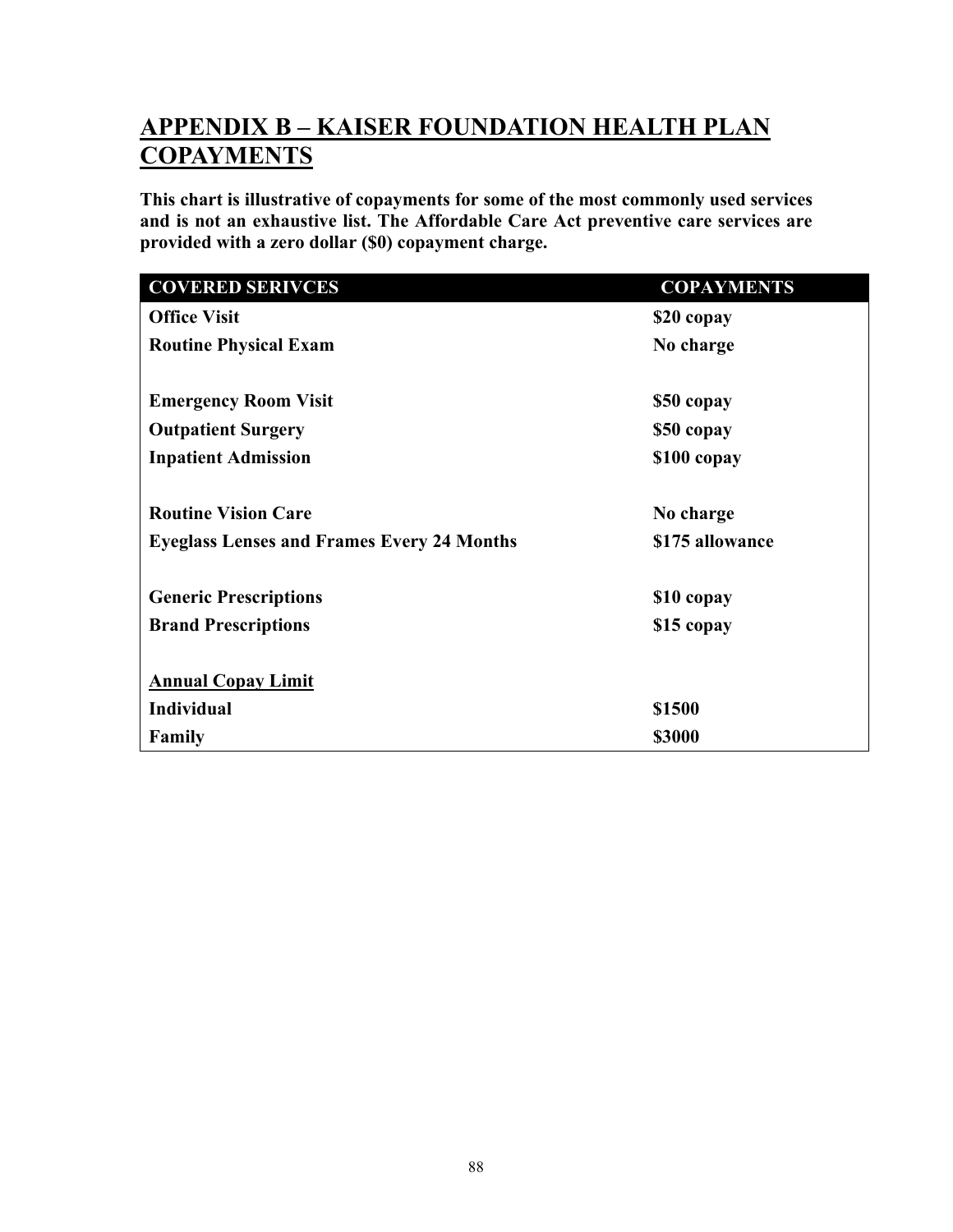## APPENDIX B – KAISER FOUNDATION HEALTH PLAN COPAYMENTS

**This chart is illustrative of copayments for some of the most commonly used services and is not an exhaustive list. The Affordable Care Act preventive care services are provided with a zero dollar ($0) copayment charge.**

| COVERED SERIVCES | COPAYMENTS |
|---|---|
| **Office Visit** | **$20 copay** |
| **Routine Physical Exam** | **No charge** |
| | |
| **Emergency Room Visit** | **$50 copay** |
| **Outpatient Surgery** | **$50 copay** |
| **Inpatient Admission** | **$100 copay** |
| | |
| **Routine Vision Care** | **No charge** |
| **Eyeglass Lenses and Frames Every 24 Months** | **$175 allowance** |
| | |
| **Generic Prescriptions** | **$10 copay** |
| **Brand Prescriptions** | **$15 copay** |
| | |
| **Annual Copay Limit** | |
| **Individual** | **$1500** |
| **Family** | **$3000** |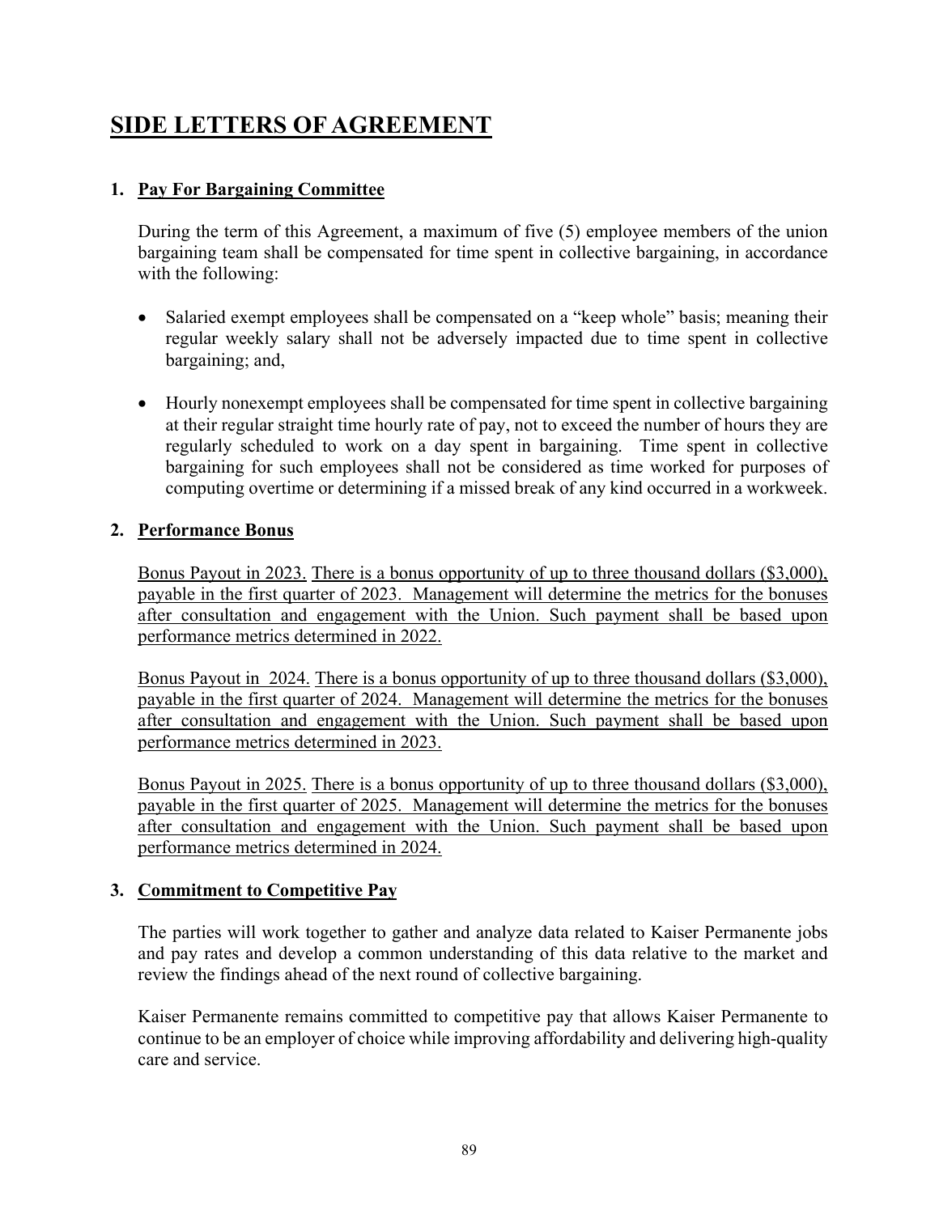# SIDE LETTERS OF AGREEMENT

## 1. Pay For Bargaining Committee

During the term of this Agreement, a maximum of five (5) employee members of the union bargaining team shall be compensated for time spent in collective bargaining, in accordance with the following:

- Salaried exempt employees shall be compensated on a "keep whole" basis; meaning their regular weekly salary shall not be adversely impacted due to time spent in collective bargaining; and,
- Hourly nonexempt employees shall be compensated for time spent in collective bargaining at their regular straight time hourly rate of pay, not to exceed the number of hours they are regularly scheduled to work on a day spent in bargaining. Time spent in collective bargaining for such employees shall not be considered as time worked for purposes of computing overtime or determining if a missed break of any kind occurred in a workweek.

## 2. Performance Bonus

Bonus Payout in 2023. There is a bonus opportunity of up to three thousand dollars ($3,000), payable in the first quarter of 2023. Management will determine the metrics for the bonuses after consultation and engagement with the Union. Such payment shall be based upon performance metrics determined in 2022.

Bonus Payout in 2024. There is a bonus opportunity of up to three thousand dollars ($3,000), payable in the first quarter of 2024. Management will determine the metrics for the bonuses after consultation and engagement with the Union. Such payment shall be based upon performance metrics determined in 2023.

Bonus Payout in 2025. There is a bonus opportunity of up to three thousand dollars ($3,000), payable in the first quarter of 2025. Management will determine the metrics for the bonuses after consultation and engagement with the Union. Such payment shall be based upon performance metrics determined in 2024.

## 3. Commitment to Competitive Pay

The parties will work together to gather and analyze data related to Kaiser Permanente jobs and pay rates and develop a common understanding of this data relative to the market and review the findings ahead of the next round of collective bargaining.

Kaiser Permanente remains committed to competitive pay that allows Kaiser Permanente to continue to be an employer of choice while improving affordability and delivering high-quality care and service.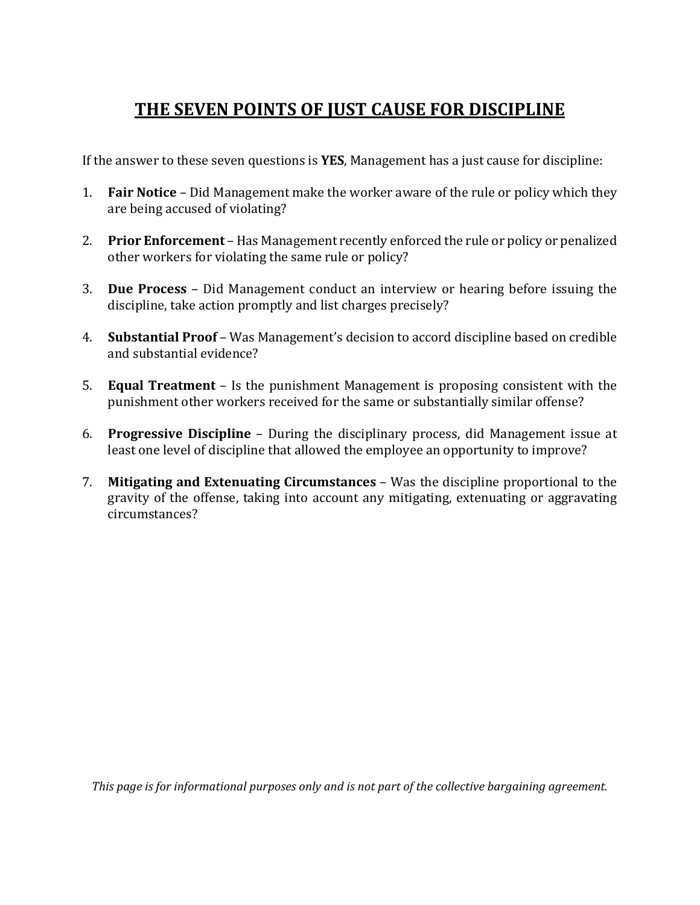# THE SEVEN POINTS OF JUST CAUSE FOR DISCIPLINE

If the answer to these seven questions is **YES**, Management has a just cause for discipline:

1. **Fair Notice** – Did Management make the worker aware of the rule or policy which they are being accused of violating?

2. **Prior Enforcement** – Has Management recently enforced the rule or policy or penalized other workers for violating the same rule or policy?

3. **Due Process** – Did Management conduct an interview or hearing before issuing the discipline, take action promptly and list charges precisely?

4. **Substantial Proof** – Was Management's decision to accord discipline based on credible and substantial evidence?

5. **Equal Treatment** – Is the punishment Management is proposing consistent with the punishment other workers received for the same or substantially similar offense?

6. **Progressive Discipline** – During the disciplinary process, did Management issue at least one level of discipline that allowed the employee an opportunity to improve?

7. **Mitigating and Extenuating Circumstances** – Was the discipline proportional to the gravity of the offense, taking into account any mitigating, extenuating or aggravating circumstances?

*This page is for informational purposes only and is not part of the collective bargaining agreement.*